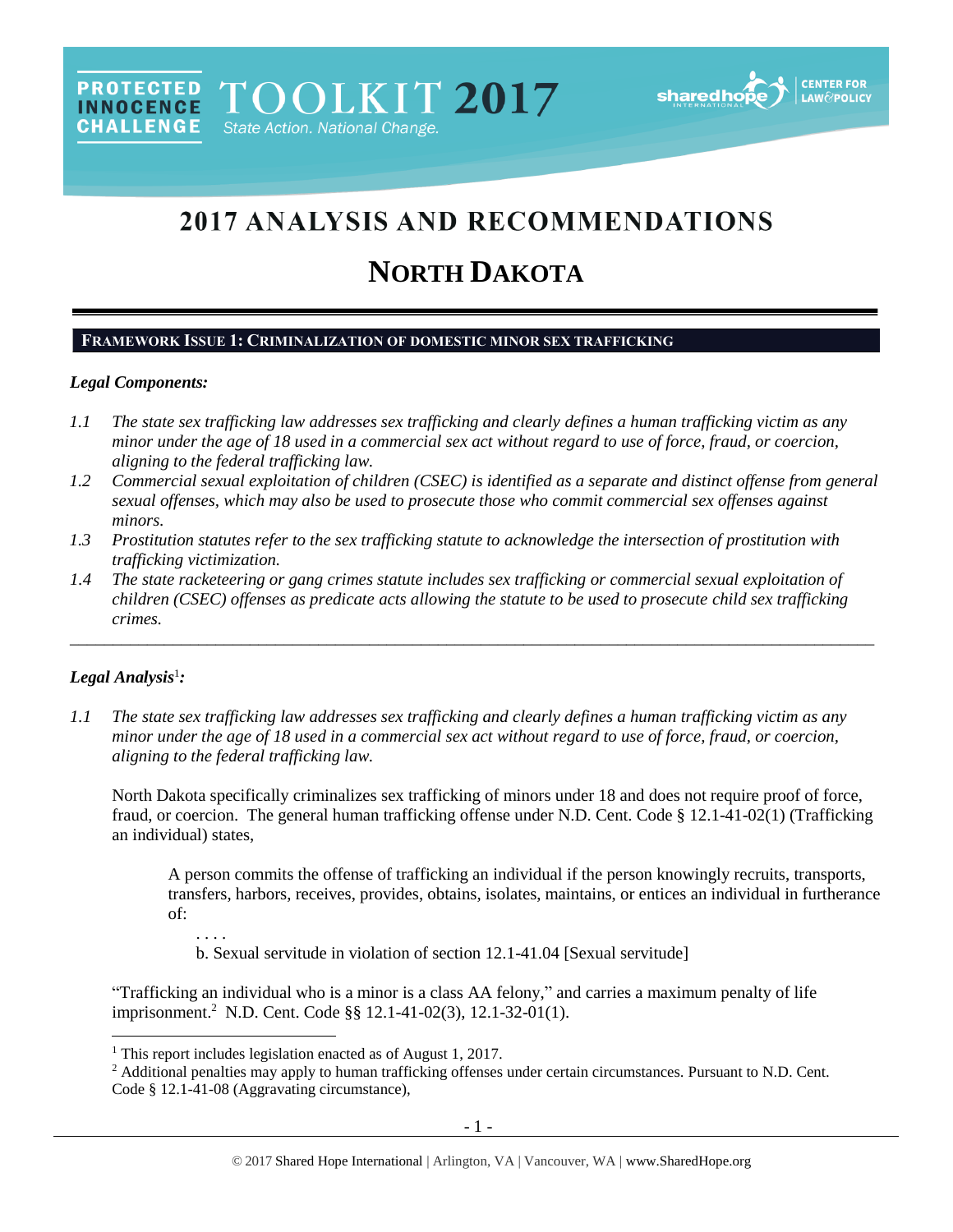# 2017 ANALYSIS AND RECOMMENDATIONS

# NORTH DAKOTA

## FRAMEWORK ISSUE 1: CRIMINALIZATION OF DOMESTIC MINOR SEX TRAFFICKING

### *Legal Components:*

*1.1 The state sex trafficking law addresses sex trafficking and clearly defines a human trafficking victim as any minor under the age of 18 used in a commercial sex act without regard to use of force, fraud, or coercion, aligning to the federal trafficking law.*

*1.2 Commercial sexual exploitation of children (CSEC) is identified as a separate and distinct offense from general sexual offenses, which may also be used to prosecute those who commit commercial sex offenses against minors.*

*1.3 Prostitution statutes refer to the sex trafficking statute to acknowledge the intersection of prostitution with trafficking victimization.*

*1.4 The state racketeering or gang crimes statute includes sex trafficking or commercial sexual exploitation of children (CSEC) offenses as predicate acts allowing the statute to be used to prosecute child sex trafficking crimes.*

---

### *Legal Analysis*[1]*:*

*1.1 The state sex trafficking law addresses sex trafficking and clearly defines a human trafficking victim as any minor under the age of 18 used in a commercial sex act without regard to use of force, fraud, or coercion, aligning to the federal trafficking law.*

North Dakota specifically criminalizes sex trafficking of minors under 18 and does not require proof of force, fraud, or coercion. The general human trafficking offense under N.D. Cent. Code § 12.1-41-02(1) (Trafficking an individual) states,

> A person commits the offense of trafficking an individual if the person knowingly recruits, transports, transfers, harbors, receives, provides, obtains, isolates, maintains, or entices an individual in furtherance of:
>
> . . . .
>
> b. Sexual servitude in violation of section 12.1-41.04 [Sexual servitude]

"Trafficking an individual who is a minor is a class AA felony," and carries a maximum penalty of life imprisonment.[2] N.D. Cent. Code §§ 12.1-41-02(3), 12.1-32-01(1).

---

[1] This report includes legislation enacted as of August 1, 2017.

[2] Additional penalties may apply to human trafficking offenses under certain circumstances. Pursuant to N.D. Cent. Code § 12.1-41-08 (Aggravating circumstance),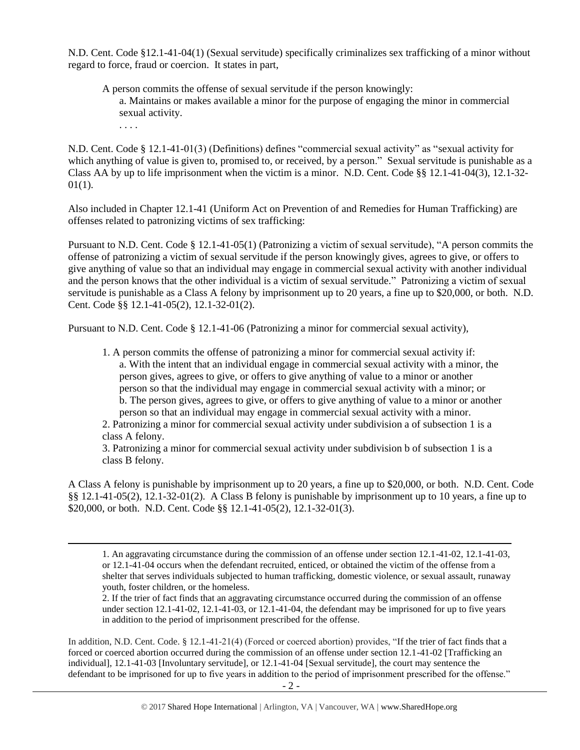N.D. Cent. Code §12.1-41-04(1) (Sexual servitude) specifically criminalizes sex trafficking of a minor without regard to force, fraud or coercion. It states in part,

> A person commits the offense of sexual servitude if the person knowingly:
>
> a. Maintains or makes available a minor for the purpose of engaging the minor in commercial sexual activity.
>
> . . . .

N.D. Cent. Code § 12.1-41-01(3) (Definitions) defines "commercial sexual activity" as "sexual activity for which anything of value is given to, promised to, or received, by a person." Sexual servitude is punishable as a Class AA by up to life imprisonment when the victim is a minor. N.D. Cent. Code §§ 12.1-41-04(3), 12.1-32-01(1).

Also included in Chapter 12.1-41 (Uniform Act on Prevention of and Remedies for Human Trafficking) are offenses related to patronizing victims of sex trafficking:

Pursuant to N.D. Cent. Code § 12.1-41-05(1) (Patronizing a victim of sexual servitude), "A person commits the offense of patronizing a victim of sexual servitude if the person knowingly gives, agrees to give, or offers to give anything of value so that an individual may engage in commercial sexual activity with another individual and the person knows that the other individual is a victim of sexual servitude." Patronizing a victim of sexual servitude is punishable as a Class A felony by imprisonment up to 20 years, a fine up to $20,000, or both. N.D. Cent. Code §§ 12.1-41-05(2), 12.1-32-01(2).

Pursuant to N.D. Cent. Code § 12.1-41-06 (Patronizing a minor for commercial sexual activity),

> 1. A person commits the offense of patronizing a minor for commercial sexual activity if:
>
> a. With the intent that an individual engage in commercial sexual activity with a minor, the person gives, agrees to give, or offers to give anything of value to a minor or another person so that the individual may engage in commercial sexual activity with a minor; or
>
> b. The person gives, agrees to give, or offers to give anything of value to a minor or another person so that an individual may engage in commercial sexual activity with a minor.
>
> 2. Patronizing a minor for commercial sexual activity under subdivision a of subsection 1 is a class A felony.
>
> 3. Patronizing a minor for commercial sexual activity under subdivision b of subsection 1 is a class B felony.

A Class A felony is punishable by imprisonment up to 20 years, a fine up to $20,000, or both. N.D. Cent. Code §§ 12.1-41-05(2), 12.1-32-01(2). A Class B felony is punishable by imprisonment up to 10 years, a fine up to $20,000, or both. N.D. Cent. Code §§ 12.1-41-05(2), 12.1-32-01(3).

---

> 1. An aggravating circumstance during the commission of an offense under section 12.1-41-02, 12.1-41-03, or 12.1-41-04 occurs when the defendant recruited, enticed, or obtained the victim of the offense from a shelter that serves individuals subjected to human trafficking, domestic violence, or sexual assault, runaway youth, foster children, or the homeless.
>
> 2. If the trier of fact finds that an aggravating circumstance occurred during the commission of an offense under section 12.1-41-02, 12.1-41-03, or 12.1-41-04, the defendant may be imprisoned for up to five years in addition to the period of imprisonment prescribed for the offense.

In addition, N.D. Cent. Code. § 12.1-41-21(4) (Forced or coerced abortion) provides, "If the trier of fact finds that a forced or coerced abortion occurred during the commission of an offense under section 12.1-41-02 [Trafficking an individual], 12.1-41-03 [Involuntary servitude], or 12.1-41-04 [Sexual servitude], the court may sentence the defendant to be imprisoned for up to five years in addition to the period of imprisonment prescribed for the offense."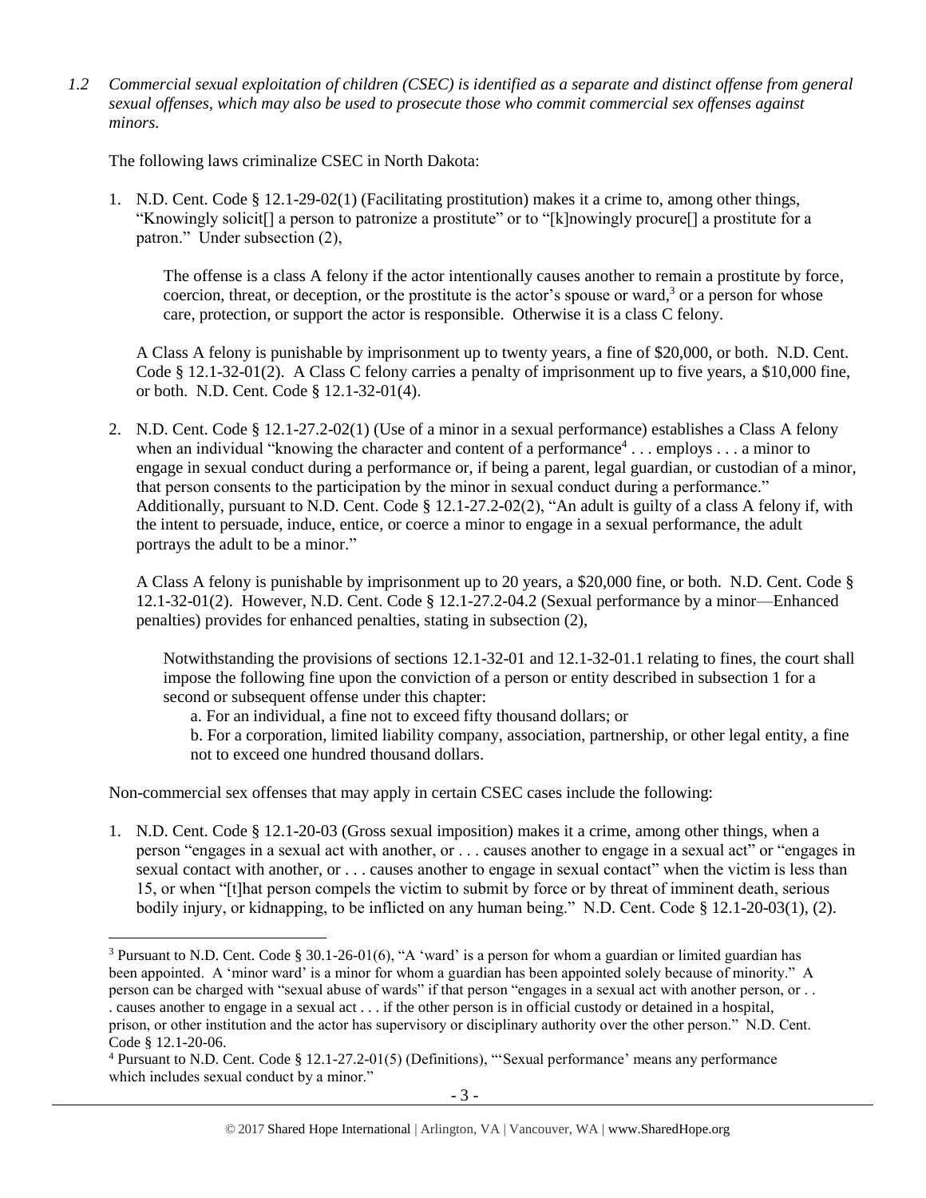*1.2 Commercial sexual exploitation of children (CSEC) is identified as a separate and distinct offense from general sexual offenses, which may also be used to prosecute those who commit commercial sex offenses against minors.*

The following laws criminalize CSEC in North Dakota:

1. N.D. Cent. Code § 12.1-29-02(1) (Facilitating prostitution) makes it a crime to, among other things, "Knowingly solicit[] a person to patronize a prostitute" or to "[k]nowingly procure[] a prostitute for a patron." Under subsection (2),

   The offense is a class A felony if the actor intentionally causes another to remain a prostitute by force, coercion, threat, or deception, or the prostitute is the actor's spouse or ward,[3] or a person for whose care, protection, or support the actor is responsible. Otherwise it is a class C felony.

   A Class A felony is punishable by imprisonment up to twenty years, a fine of $20,000, or both. N.D. Cent. Code § 12.1-32-01(2). A Class C felony carries a penalty of imprisonment up to five years, a $10,000 fine, or both. N.D. Cent. Code § 12.1-32-01(4).

2. N.D. Cent. Code § 12.1-27.2-02(1) (Use of a minor in a sexual performance) establishes a Class A felony when an individual "knowing the character and content of a performance[4] . . . employs . . . a minor to engage in sexual conduct during a performance or, if being a parent, legal guardian, or custodian of a minor, that person consents to the participation by the minor in sexual conduct during a performance." Additionally, pursuant to N.D. Cent. Code § 12.1-27.2-02(2), "An adult is guilty of a class A felony if, with the intent to persuade, induce, entice, or coerce a minor to engage in a sexual performance, the adult portrays the adult to be a minor."

   A Class A felony is punishable by imprisonment up to 20 years, a $20,000 fine, or both. N.D. Cent. Code § 12.1-32-01(2). However, N.D. Cent. Code § 12.1-27.2-04.2 (Sexual performance by a minor—Enhanced penalties) provides for enhanced penalties, stating in subsection (2),

   Notwithstanding the provisions of sections 12.1-32-01 and 12.1-32-01.1 relating to fines, the court shall impose the following fine upon the conviction of a person or entity described in subsection 1 for a second or subsequent offense under this chapter:

   a. For an individual, a fine not to exceed fifty thousand dollars; or

   b. For a corporation, limited liability company, association, partnership, or other legal entity, a fine not to exceed one hundred thousand dollars.

Non-commercial sex offenses that may apply in certain CSEC cases include the following:

1. N.D. Cent. Code § 12.1-20-03 (Gross sexual imposition) makes it a crime, among other things, when a person "engages in a sexual act with another, or . . . causes another to engage in a sexual act" or "engages in sexual contact with another, or . . . causes another to engage in sexual contact" when the victim is less than 15, or when "[t]hat person compels the victim to submit by force or by threat of imminent death, serious bodily injury, or kidnapping, to be inflicted on any human being." N.D. Cent. Code § 12.1-20-03(1), (2).

---

[3] Pursuant to N.D. Cent. Code § 30.1-26-01(6), "A 'ward' is a person for whom a guardian or limited guardian has been appointed. A 'minor ward' is a minor for whom a guardian has been appointed solely because of minority." A person can be charged with "sexual abuse of wards" if that person "engages in a sexual act with another person, or . . . causes another to engage in a sexual act . . . if the other person is in official custody or detained in a hospital, prison, or other institution and the actor has supervisory or disciplinary authority over the other person." N.D. Cent. Code § 12.1-20-06.

[4] Pursuant to N.D. Cent. Code § 12.1-27.2-01(5) (Definitions), "'Sexual performance' means any performance which includes sexual conduct by a minor."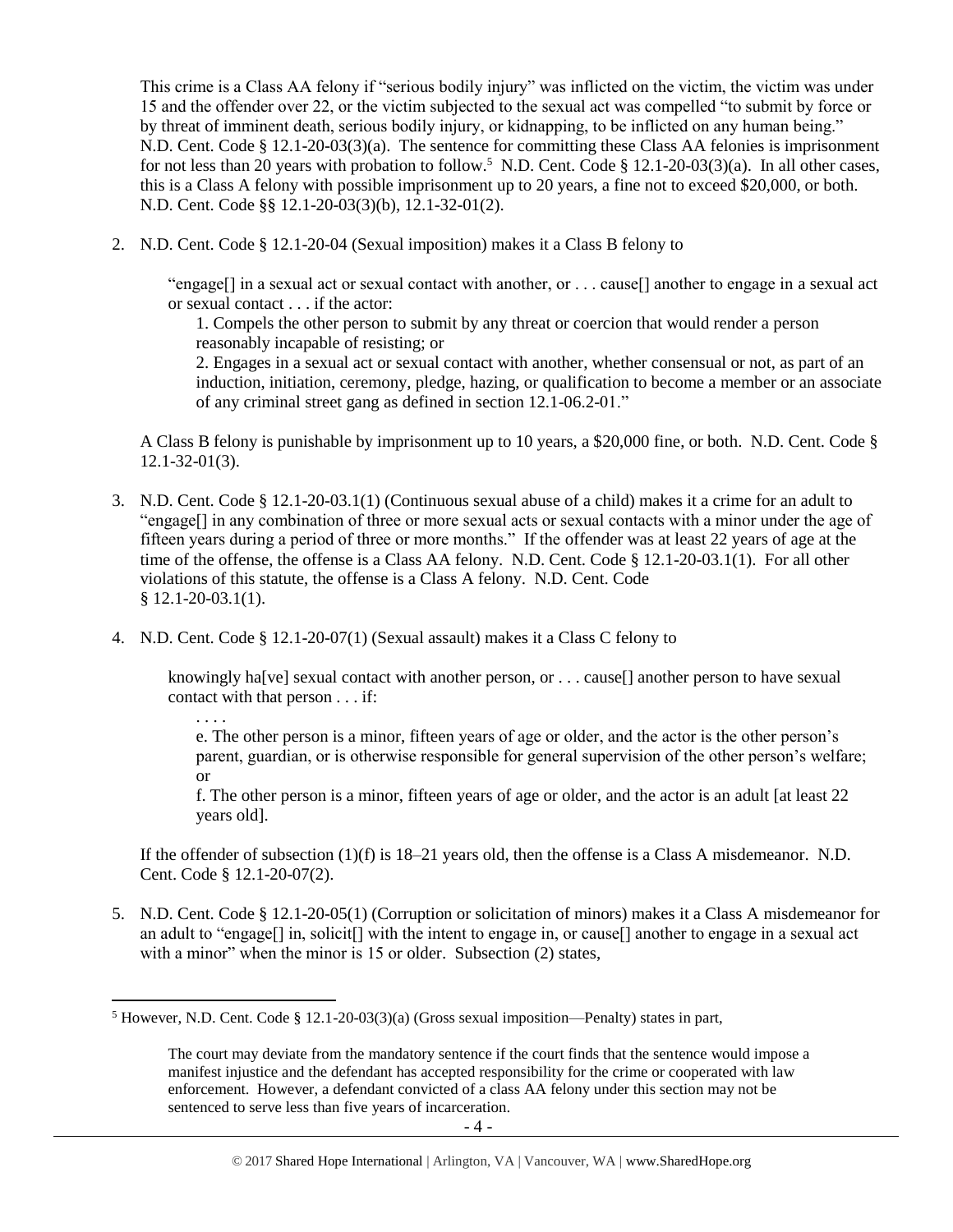This crime is a Class AA felony if "serious bodily injury" was inflicted on the victim, the victim was under 15 and the offender over 22, or the victim subjected to the sexual act was compelled "to submit by force or by threat of imminent death, serious bodily injury, or kidnapping, to be inflicted on any human being." N.D. Cent. Code § 12.1-20-03(3)(a). The sentence for committing these Class AA felonies is imprisonment for not less than 20 years with probation to follow.[5] N.D. Cent. Code § 12.1-20-03(3)(a). In all other cases, this is a Class A felony with possible imprisonment up to 20 years, a fine not to exceed $20,000, or both. N.D. Cent. Code §§ 12.1-20-03(3)(b), 12.1-32-01(2).

2. N.D. Cent. Code § 12.1-20-04 (Sexual imposition) makes it a Class B felony to

   "engage[] in a sexual act or sexual contact with another, or . . . cause[] another to engage in a sexual act or sexual contact . . . if the actor:

   1. Compels the other person to submit by any threat or coercion that would render a person reasonably incapable of resisting; or

   2. Engages in a sexual act or sexual contact with another, whether consensual or not, as part of an induction, initiation, ceremony, pledge, hazing, or qualification to become a member or an associate of any criminal street gang as defined in section 12.1-06.2-01."

   A Class B felony is punishable by imprisonment up to 10 years, a $20,000 fine, or both. N.D. Cent. Code § 12.1-32-01(3).

3. N.D. Cent. Code § 12.1-20-03.1(1) (Continuous sexual abuse of a child) makes it a crime for an adult to "engage[] in any combination of three or more sexual acts or sexual contacts with a minor under the age of fifteen years during a period of three or more months." If the offender was at least 22 years of age at the time of the offense, the offense is a Class AA felony. N.D. Cent. Code § 12.1-20-03.1(1). For all other violations of this statute, the offense is a Class A felony. N.D. Cent. Code § 12.1-20-03.1(1).

4. N.D. Cent. Code § 12.1-20-07(1) (Sexual assault) makes it a Class C felony to

   knowingly ha[ve] sexual contact with another person, or . . . cause[] another person to have sexual contact with that person . . . if:

   . . . .

   e. The other person is a minor, fifteen years of age or older, and the actor is the other person's parent, guardian, or is otherwise responsible for general supervision of the other person's welfare; or

   f. The other person is a minor, fifteen years of age or older, and the actor is an adult [at least 22 years old].

   If the offender of subsection (1)(f) is 18–21 years old, then the offense is a Class A misdemeanor. N.D. Cent. Code § 12.1-20-07(2).

5. N.D. Cent. Code § 12.1-20-05(1) (Corruption or solicitation of minors) makes it a Class A misdemeanor for an adult to "engage[] in, solicit[] with the intent to engage in, or cause[] another to engage in a sexual act with a minor" when the minor is 15 or older. Subsection (2) states,

[5] However, N.D. Cent. Code § 12.1-20-03(3)(a) (Gross sexual imposition—Penalty) states in part,

> The court may deviate from the mandatory sentence if the court finds that the sentence would impose a manifest injustice and the defendant has accepted responsibility for the crime or cooperated with law enforcement. However, a defendant convicted of a class AA felony under this section may not be sentenced to serve less than five years of incarceration.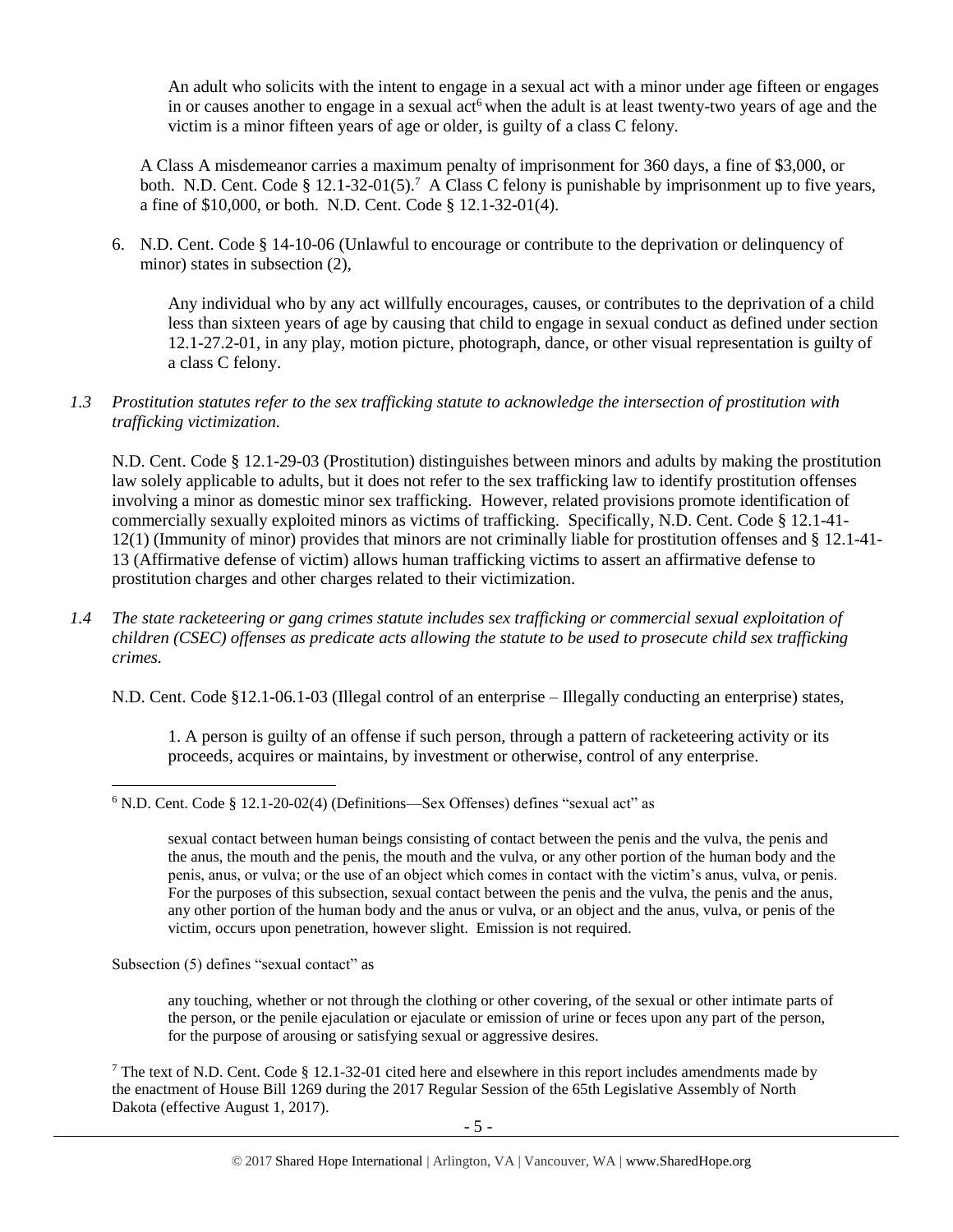> An adult who solicits with the intent to engage in a sexual act with a minor under age fifteen or engages in or causes another to engage in a sexual act[6] when the adult is at least twenty-two years of age and the victim is a minor fifteen years of age or older, is guilty of a class C felony.

A Class A misdemeanor carries a maximum penalty of imprisonment for 360 days, a fine of $3,000, or both. N.D. Cent. Code § 12.1-32-01(5).[7] A Class C felony is punishable by imprisonment up to five years, a fine of $10,000, or both. N.D. Cent. Code § 12.1-32-01(4).

6. N.D. Cent. Code § 14-10-06 (Unlawful to encourage or contribute to the deprivation or delinquency of minor) states in subsection (2),

> Any individual who by any act willfully encourages, causes, or contributes to the deprivation of a child less than sixteen years of age by causing that child to engage in sexual conduct as defined under section 12.1-27.2-01, in any play, motion picture, photograph, dance, or other visual representation is guilty of a class C felony.

*1.3 Prostitution statutes refer to the sex trafficking statute to acknowledge the intersection of prostitution with trafficking victimization.*

N.D. Cent. Code § 12.1-29-03 (Prostitution) distinguishes between minors and adults by making the prostitution law solely applicable to adults, but it does not refer to the sex trafficking law to identify prostitution offenses involving a minor as domestic minor sex trafficking. However, related provisions promote identification of commercially sexually exploited minors as victims of trafficking. Specifically, N.D. Cent. Code § 12.1-41-12(1) (Immunity of minor) provides that minors are not criminally liable for prostitution offenses and § 12.1-41-13 (Affirmative defense of victim) allows human trafficking victims to assert an affirmative defense to prostitution charges and other charges related to their victimization.

*1.4 The state racketeering or gang crimes statute includes sex trafficking or commercial sexual exploitation of children (CSEC) offenses as predicate acts allowing the statute to be used to prosecute child sex trafficking crimes.*

N.D. Cent. Code §12.1-06.1-03 (Illegal control of an enterprise – Illegally conducting an enterprise) states,

> 1. A person is guilty of an offense if such person, through a pattern of racketeering activity or its proceeds, acquires or maintains, by investment or otherwise, control of any enterprise.

---

[6] N.D. Cent. Code § 12.1-20-02(4) (Definitions—Sex Offenses) defines "sexual act" as

> sexual contact between human beings consisting of contact between the penis and the vulva, the penis and the anus, the mouth and the penis, the mouth and the vulva, or any other portion of the human body and the penis, anus, or vulva; or the use of an object which comes in contact with the victim's anus, vulva, or penis. For the purposes of this subsection, sexual contact between the penis and the vulva, the penis and the anus, any other portion of the human body and the anus or vulva, or an object and the anus, vulva, or penis of the victim, occurs upon penetration, however slight. Emission is not required.

Subsection (5) defines "sexual contact" as

> any touching, whether or not through the clothing or other covering, of the sexual or other intimate parts of the person, or the penile ejaculation or ejaculate or emission of urine or feces upon any part of the person, for the purpose of arousing or satisfying sexual or aggressive desires.

[7] The text of N.D. Cent. Code § 12.1-32-01 cited here and elsewhere in this report includes amendments made by the enactment of House Bill 1269 during the 2017 Regular Session of the 65th Legislative Assembly of North Dakota (effective August 1, 2017).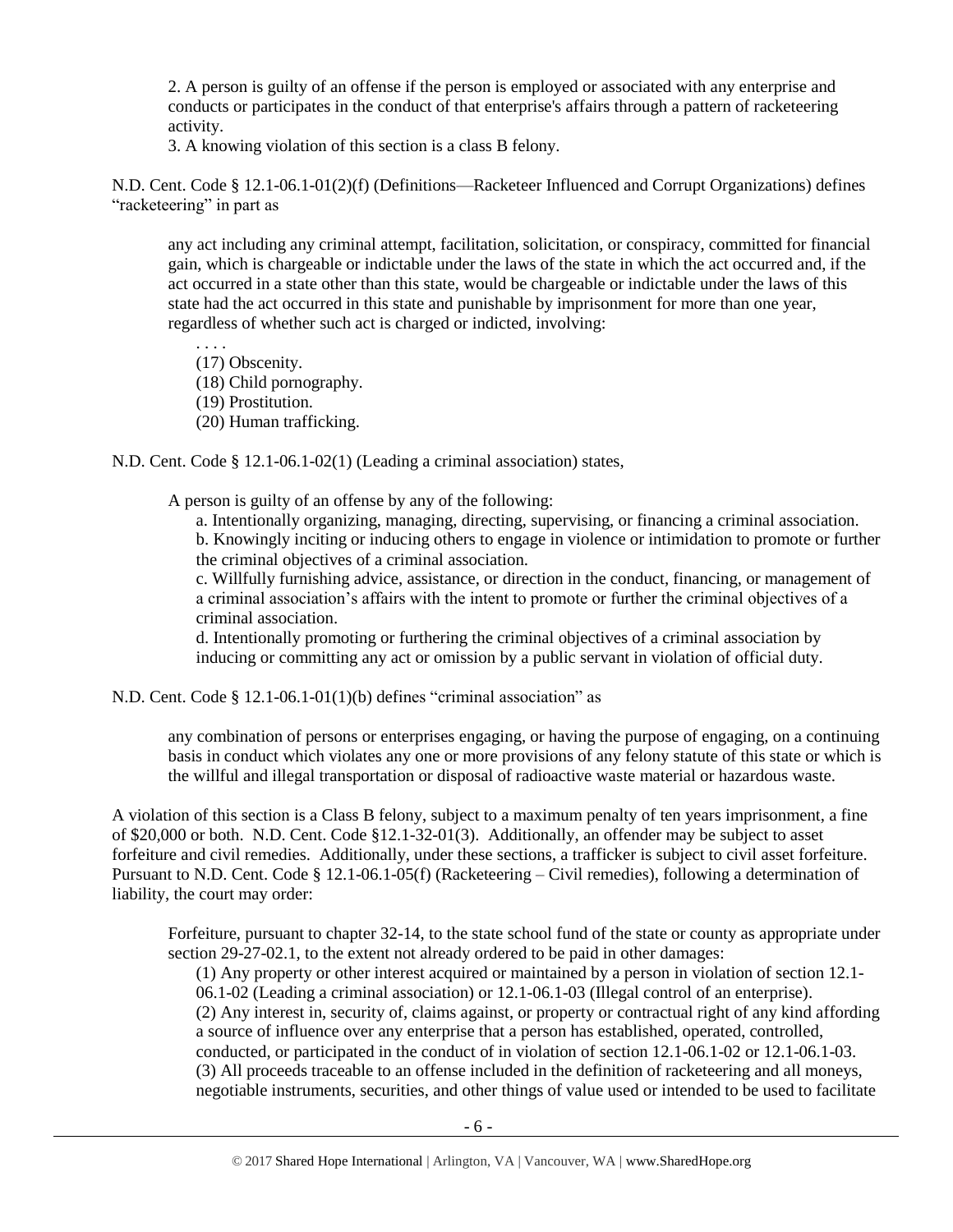2. A person is guilty of an offense if the person is employed or associated with any enterprise and conducts or participates in the conduct of that enterprise's affairs through a pattern of racketeering activity.

3. A knowing violation of this section is a class B felony.

N.D. Cent. Code § 12.1-06.1-01(2)(f) (Definitions—Racketeer Influenced and Corrupt Organizations) defines "racketeering" in part as

> any act including any criminal attempt, facilitation, solicitation, or conspiracy, committed for financial gain, which is chargeable or indictable under the laws of the state in which the act occurred and, if the act occurred in a state other than this state, would be chargeable or indictable under the laws of this state had the act occurred in this state and punishable by imprisonment for more than one year, regardless of whether such act is charged or indicted, involving:
>
> . . . .
>
> (17) Obscenity.
> (18) Child pornography.
> (19) Prostitution.
> (20) Human trafficking.

N.D. Cent. Code § 12.1-06.1-02(1) (Leading a criminal association) states,

> A person is guilty of an offense by any of the following:
>
> a. Intentionally organizing, managing, directing, supervising, or financing a criminal association.
> b. Knowingly inciting or inducing others to engage in violence or intimidation to promote or further the criminal objectives of a criminal association.
> c. Willfully furnishing advice, assistance, or direction in the conduct, financing, or management of a criminal association's affairs with the intent to promote or further the criminal objectives of a criminal association.
> d. Intentionally promoting or furthering the criminal objectives of a criminal association by inducing or committing any act or omission by a public servant in violation of official duty.

N.D. Cent. Code § 12.1-06.1-01(1)(b) defines "criminal association" as

> any combination of persons or enterprises engaging, or having the purpose of engaging, on a continuing basis in conduct which violates any one or more provisions of any felony statute of this state or which is the willful and illegal transportation or disposal of radioactive waste material or hazardous waste.

A violation of this section is a Class B felony, subject to a maximum penalty of ten years imprisonment, a fine of $20,000 or both. N.D. Cent. Code §12.1-32-01(3). Additionally, an offender may be subject to asset forfeiture and civil remedies. Additionally, under these sections, a trafficker is subject to civil asset forfeiture. Pursuant to N.D. Cent. Code § 12.1-06.1-05(f) (Racketeering – Civil remedies), following a determination of liability, the court may order:

> Forfeiture, pursuant to chapter 32-14, to the state school fund of the state or county as appropriate under section 29-27-02.1, to the extent not already ordered to be paid in other damages:
>
> (1) Any property or other interest acquired or maintained by a person in violation of section 12.1-06.1-02 (Leading a criminal association) or 12.1-06.1-03 (Illegal control of an enterprise).
> (2) Any interest in, security of, claims against, or property or contractual right of any kind affording a source of influence over any enterprise that a person has established, operated, controlled, conducted, or participated in the conduct of in violation of section 12.1-06.1-02 or 12.1-06.1-03.
> (3) All proceeds traceable to an offense included in the definition of racketeering and all moneys, negotiable instruments, securities, and other things of value used or intended to be used to facilitate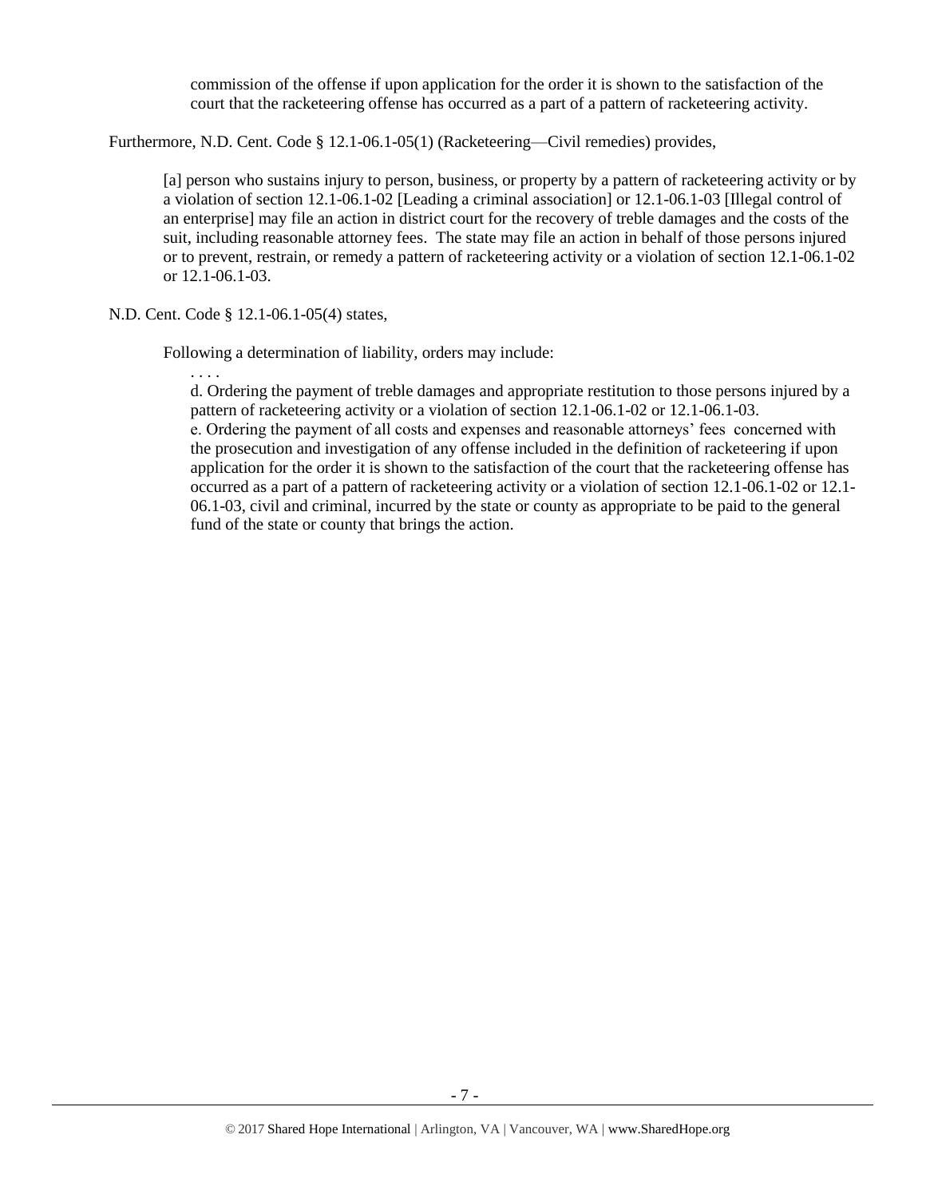> commission of the offense if upon application for the order it is shown to the satisfaction of the court that the racketeering offense has occurred as a part of a pattern of racketeering activity.

Furthermore, N.D. Cent. Code § 12.1-06.1-05(1) (Racketeering—Civil remedies) provides,

> [a] person who sustains injury to person, business, or property by a pattern of racketeering activity or by a violation of section 12.1-06.1-02 [Leading a criminal association] or 12.1-06.1-03 [Illegal control of an enterprise] may file an action in district court for the recovery of treble damages and the costs of the suit, including reasonable attorney fees. The state may file an action in behalf of those persons injured or to prevent, restrain, or remedy a pattern of racketeering activity or a violation of section 12.1-06.1-02 or 12.1-06.1-03.

N.D. Cent. Code § 12.1-06.1-05(4) states,

> Following a determination of liability, orders may include:
>
> . . . .
>
> d. Ordering the payment of treble damages and appropriate restitution to those persons injured by a pattern of racketeering activity or a violation of section 12.1-06.1-02 or 12.1-06.1-03.
>
> e. Ordering the payment of all costs and expenses and reasonable attorneys' fees concerned with the prosecution and investigation of any offense included in the definition of racketeering if upon application for the order it is shown to the satisfaction of the court that the racketeering offense has occurred as a part of a pattern of racketeering activity or a violation of section 12.1-06.1-02 or 12.1-06.1-03, civil and criminal, incurred by the state or county as appropriate to be paid to the general fund of the state or county that brings the action.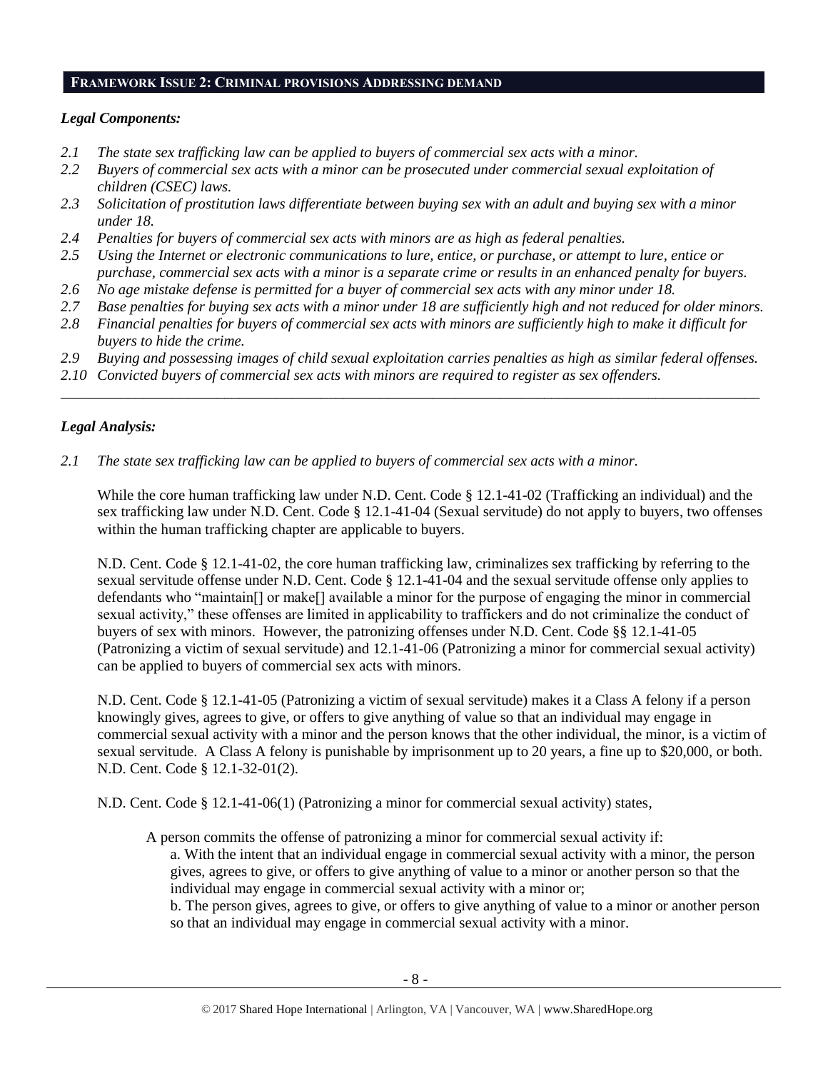## FRAMEWORK ISSUE 2: CRIMINAL PROVISIONS ADDRESSING DEMAND

### *Legal Components:*

*2.1 The state sex trafficking law can be applied to buyers of commercial sex acts with a minor.*
*2.2 Buyers of commercial sex acts with a minor can be prosecuted under commercial sexual exploitation of children (CSEC) laws.*
*2.3 Solicitation of prostitution laws differentiate between buying sex with an adult and buying sex with a minor under 18.*
*2.4 Penalties for buyers of commercial sex acts with minors are as high as federal penalties.*
*2.5 Using the Internet or electronic communications to lure, entice, or purchase, or attempt to lure, entice or purchase, commercial sex acts with a minor is a separate crime or results in an enhanced penalty for buyers.*
*2.6 No age mistake defense is permitted for a buyer of commercial sex acts with any minor under 18.*
*2.7 Base penalties for buying sex acts with a minor under 18 are sufficiently high and not reduced for older minors.*
*2.8 Financial penalties for buyers of commercial sex acts with minors are sufficiently high to make it difficult for buyers to hide the crime.*
*2.9 Buying and possessing images of child sexual exploitation carries penalties as high as similar federal offenses.*
*2.10 Convicted buyers of commercial sex acts with minors are required to register as sex offenders.*

---

### *Legal Analysis:*

*2.1 The state sex trafficking law can be applied to buyers of commercial sex acts with a minor.*

While the core human trafficking law under N.D. Cent. Code § 12.1-41-02 (Trafficking an individual) and the sex trafficking law under N.D. Cent. Code § 12.1-41-04 (Sexual servitude) do not apply to buyers, two offenses within the human trafficking chapter are applicable to buyers.

N.D. Cent. Code § 12.1-41-02, the core human trafficking law, criminalizes sex trafficking by referring to the sexual servitude offense under N.D. Cent. Code § 12.1-41-04 and the sexual servitude offense only applies to defendants who "maintain[] or make[] available a minor for the purpose of engaging the minor in commercial sexual activity," these offenses are limited in applicability to traffickers and do not criminalize the conduct of buyers of sex with minors. However, the patronizing offenses under N.D. Cent. Code §§ 12.1-41-05 (Patronizing a victim of sexual servitude) and 12.1-41-06 (Patronizing a minor for commercial sexual activity) can be applied to buyers of commercial sex acts with minors.

N.D. Cent. Code § 12.1-41-05 (Patronizing a victim of sexual servitude) makes it a Class A felony if a person knowingly gives, agrees to give, or offers to give anything of value so that an individual may engage in commercial sexual activity with a minor and the person knows that the other individual, the minor, is a victim of sexual servitude. A Class A felony is punishable by imprisonment up to 20 years, a fine up to $20,000, or both. N.D. Cent. Code § 12.1-32-01(2).

N.D. Cent. Code § 12.1-41-06(1) (Patronizing a minor for commercial sexual activity) states,

> A person commits the offense of patronizing a minor for commercial sexual activity if:
>
> a. With the intent that an individual engage in commercial sexual activity with a minor, the person gives, agrees to give, or offers to give anything of value to a minor or another person so that the individual may engage in commercial sexual activity with a minor or;
>
> b. The person gives, agrees to give, or offers to give anything of value to a minor or another person so that an individual may engage in commercial sexual activity with a minor.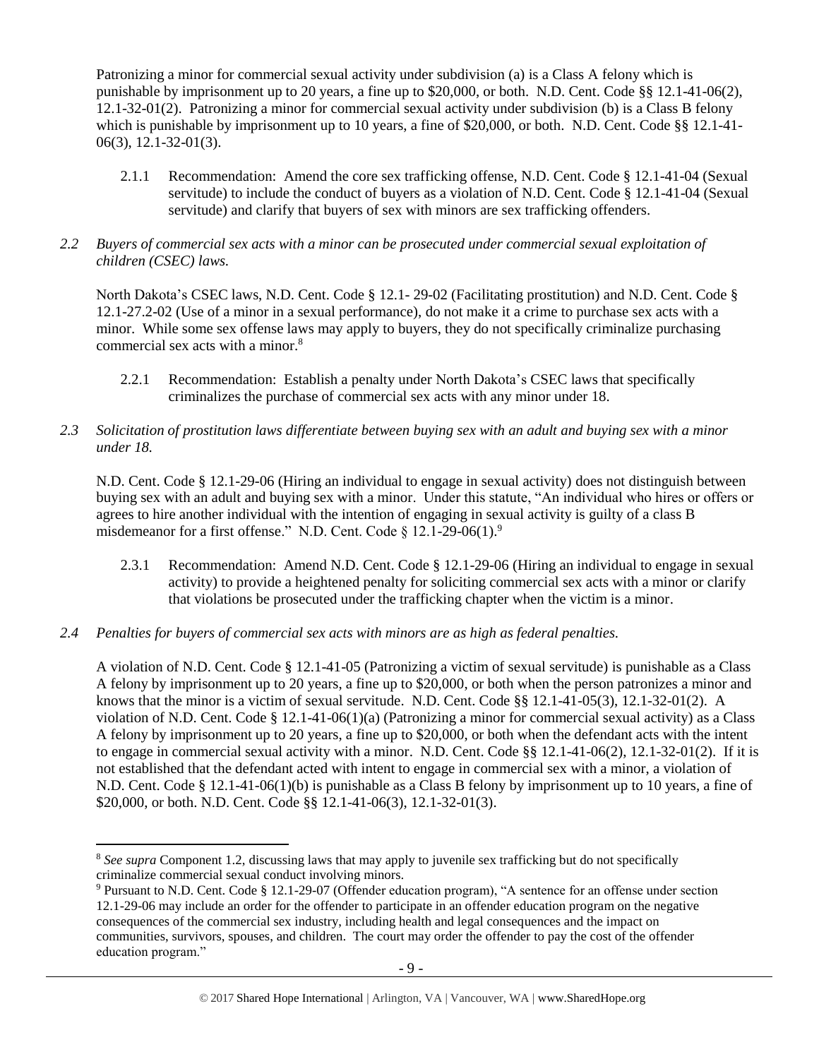Patronizing a minor for commercial sexual activity under subdivision (a) is a Class A felony which is punishable by imprisonment up to 20 years, a fine up to $20,000, or both. N.D. Cent. Code §§ 12.1-41-06(2), 12.1-32-01(2). Patronizing a minor for commercial sexual activity under subdivision (b) is a Class B felony which is punishable by imprisonment up to 10 years, a fine of $20,000, or both. N.D. Cent. Code §§ 12.1-41-06(3), 12.1-32-01(3).

2.1.1 Recommendation: Amend the core sex trafficking offense, N.D. Cent. Code § 12.1-41-04 (Sexual servitude) to include the conduct of buyers as a violation of N.D. Cent. Code § 12.1-41-04 (Sexual servitude) and clarify that buyers of sex with minors are sex trafficking offenders.

*2.2 Buyers of commercial sex acts with a minor can be prosecuted under commercial sexual exploitation of children (CSEC) laws.*

North Dakota's CSEC laws, N.D. Cent. Code § 12.1- 29-02 (Facilitating prostitution) and N.D. Cent. Code § 12.1-27.2-02 (Use of a minor in a sexual performance), do not make it a crime to purchase sex acts with a minor. While some sex offense laws may apply to buyers, they do not specifically criminalize purchasing commercial sex acts with a minor.[8]

2.2.1 Recommendation: Establish a penalty under North Dakota's CSEC laws that specifically criminalizes the purchase of commercial sex acts with any minor under 18.

*2.3 Solicitation of prostitution laws differentiate between buying sex with an adult and buying sex with a minor under 18.*

N.D. Cent. Code § 12.1-29-06 (Hiring an individual to engage in sexual activity) does not distinguish between buying sex with an adult and buying sex with a minor. Under this statute, "An individual who hires or offers or agrees to hire another individual with the intention of engaging in sexual activity is guilty of a class B misdemeanor for a first offense." N.D. Cent. Code § 12.1-29-06(1).[9]

2.3.1 Recommendation: Amend N.D. Cent. Code § 12.1-29-06 (Hiring an individual to engage in sexual activity) to provide a heightened penalty for soliciting commercial sex acts with a minor or clarify that violations be prosecuted under the trafficking chapter when the victim is a minor.

*2.4 Penalties for buyers of commercial sex acts with minors are as high as federal penalties.*

A violation of N.D. Cent. Code § 12.1-41-05 (Patronizing a victim of sexual servitude) is punishable as a Class A felony by imprisonment up to 20 years, a fine up to $20,000, or both when the person patronizes a minor and knows that the minor is a victim of sexual servitude. N.D. Cent. Code §§ 12.1-41-05(3), 12.1-32-01(2). A violation of N.D. Cent. Code § 12.1-41-06(1)(a) (Patronizing a minor for commercial sexual activity) as a Class A felony by imprisonment up to 20 years, a fine up to $20,000, or both when the defendant acts with the intent to engage in commercial sexual activity with a minor. N.D. Cent. Code §§ 12.1-41-06(2), 12.1-32-01(2). If it is not established that the defendant acted with intent to engage in commercial sex with a minor, a violation of N.D. Cent. Code § 12.1-41-06(1)(b) is punishable as a Class B felony by imprisonment up to 10 years, a fine of $20,000, or both. N.D. Cent. Code §§ 12.1-41-06(3), 12.1-32-01(3).

---

[8] *See supra* Component 1.2, discussing laws that may apply to juvenile sex trafficking but do not specifically criminalize commercial sexual conduct involving minors.

[9] Pursuant to N.D. Cent. Code § 12.1-29-07 (Offender education program), "A sentence for an offense under section 12.1-29-06 may include an order for the offender to participate in an offender education program on the negative consequences of the commercial sex industry, including health and legal consequences and the impact on communities, survivors, spouses, and children. The court may order the offender to pay the cost of the offender education program."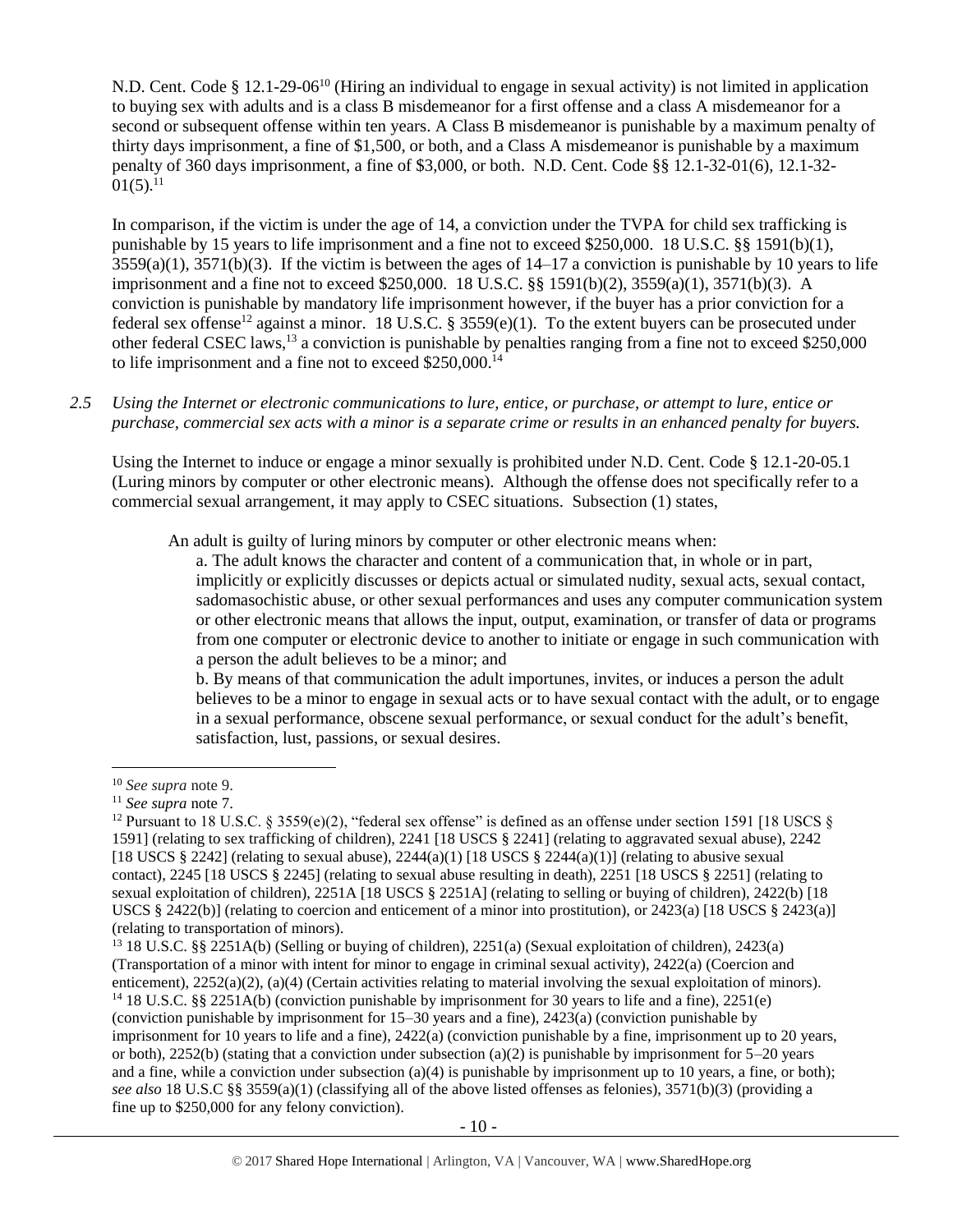N.D. Cent. Code § 12.1-29-06[10] (Hiring an individual to engage in sexual activity) is not limited in application to buying sex with adults and is a class B misdemeanor for a first offense and a class A misdemeanor for a second or subsequent offense within ten years. A Class B misdemeanor is punishable by a maximum penalty of thirty days imprisonment, a fine of $1,500, or both, and a Class A misdemeanor is punishable by a maximum penalty of 360 days imprisonment, a fine of $3,000, or both. N.D. Cent. Code §§ 12.1-32-01(6), 12.1-32-01(5).[11]

In comparison, if the victim is under the age of 14, a conviction under the TVPA for child sex trafficking is punishable by 15 years to life imprisonment and a fine not to exceed $250,000. 18 U.S.C. §§ 1591(b)(1), 3559(a)(1), 3571(b)(3). If the victim is between the ages of 14–17 a conviction is punishable by 10 years to life imprisonment and a fine not to exceed $250,000. 18 U.S.C. §§ 1591(b)(2), 3559(a)(1), 3571(b)(3). A conviction is punishable by mandatory life imprisonment however, if the buyer has a prior conviction for a federal sex offense[12] against a minor. 18 U.S.C. § 3559(e)(1). To the extent buyers can be prosecuted under other federal CSEC laws,[13] a conviction is punishable by penalties ranging from a fine not to exceed $250,000 to life imprisonment and a fine not to exceed $250,000.[14]

*2.5 Using the Internet or electronic communications to lure, entice, or purchase, or attempt to lure, entice or purchase, commercial sex acts with a minor is a separate crime or results in an enhanced penalty for buyers.*

Using the Internet to induce or engage a minor sexually is prohibited under N.D. Cent. Code § 12.1-20-05.1 (Luring minors by computer or other electronic means). Although the offense does not specifically refer to a commercial sexual arrangement, it may apply to CSEC situations. Subsection (1) states,

> An adult is guilty of luring minors by computer or other electronic means when:
>
> a. The adult knows the character and content of a communication that, in whole or in part, implicitly or explicitly discusses or depicts actual or simulated nudity, sexual acts, sexual contact, sadomasochistic abuse, or other sexual performances and uses any computer communication system or other electronic means that allows the input, output, examination, or transfer of data or programs from one computer or electronic device to another to initiate or engage in such communication with a person the adult believes to be a minor; and
>
> b. By means of that communication the adult importunes, invites, or induces a person the adult believes to be a minor to engage in sexual acts or to have sexual contact with the adult, or to engage in a sexual performance, obscene sexual performance, or sexual conduct for the adult's benefit, satisfaction, lust, passions, or sexual desires.

---

[10] *See supra* note 9.

[11] *See supra* note 7.

[12] Pursuant to 18 U.S.C. § 3559(e)(2), "federal sex offense" is defined as an offense under section 1591 [18 USCS § 1591] (relating to sex trafficking of children), 2241 [18 USCS § 2241] (relating to aggravated sexual abuse), 2242 [18 USCS § 2242] (relating to sexual abuse), 2244(a)(1) [18 USCS § 2244(a)(1)] (relating to abusive sexual contact), 2245 [18 USCS § 2245] (relating to sexual abuse resulting in death), 2251 [18 USCS § 2251] (relating to sexual exploitation of children), 2251A [18 USCS § 2251A] (relating to selling or buying of children), 2422(b) [18 USCS § 2422(b)] (relating to coercion and enticement of a minor into prostitution), or 2423(a) [18 USCS § 2423(a)] (relating to transportation of minors).

[13] 18 U.S.C. §§ 2251A(b) (Selling or buying of children), 2251(a) (Sexual exploitation of children), 2423(a) (Transportation of a minor with intent for minor to engage in criminal sexual activity), 2422(a) (Coercion and enticement), 2252(a)(2), (a)(4) (Certain activities relating to material involving the sexual exploitation of minors).

[14] 18 U.S.C. §§ 2251A(b) (conviction punishable by imprisonment for 30 years to life and a fine), 2251(e) (conviction punishable by imprisonment for 15–30 years and a fine), 2423(a) (conviction punishable by imprisonment for 10 years to life and a fine), 2422(a) (conviction punishable by a fine, imprisonment up to 20 years, or both), 2252(b) (stating that a conviction under subsection (a)(2) is punishable by imprisonment for 5–20 years and a fine, while a conviction under subsection (a)(4) is punishable by imprisonment up to 10 years, a fine, or both); *see also* 18 U.S.C §§ 3559(a)(1) (classifying all of the above listed offenses as felonies), 3571(b)(3) (providing a fine up to $250,000 for any felony conviction).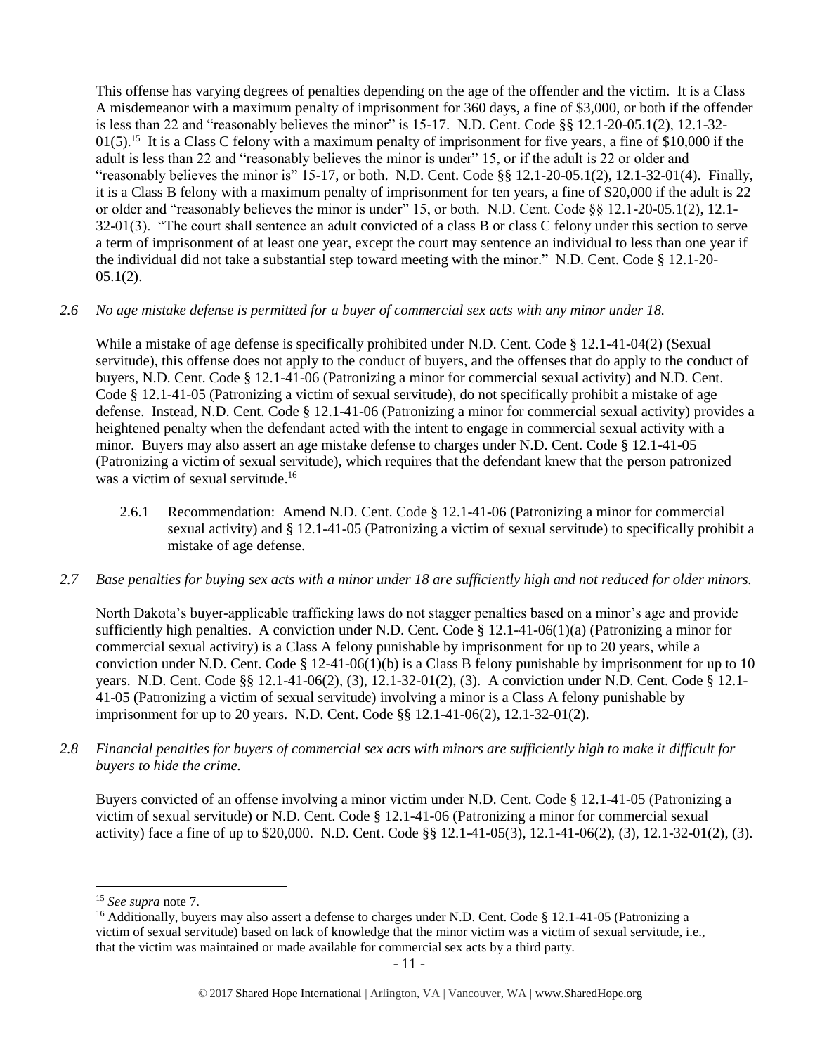This offense has varying degrees of penalties depending on the age of the offender and the victim. It is a Class A misdemeanor with a maximum penalty of imprisonment for 360 days, a fine of $3,000, or both if the offender is less than 22 and "reasonably believes the minor" is 15-17. N.D. Cent. Code §§ 12.1-20-05.1(2), 12.1-32-01(5).[15] It is a Class C felony with a maximum penalty of imprisonment for five years, a fine of $10,000 if the adult is less than 22 and "reasonably believes the minor is under" 15, or if the adult is 22 or older and "reasonably believes the minor is" 15-17, or both. N.D. Cent. Code §§ 12.1-20-05.1(2), 12.1-32-01(4). Finally, it is a Class B felony with a maximum penalty of imprisonment for ten years, a fine of $20,000 if the adult is 22 or older and "reasonably believes the minor is under" 15, or both. N.D. Cent. Code §§ 12.1-20-05.1(2), 12.1-32-01(3). "The court shall sentence an adult convicted of a class B or class C felony under this section to serve a term of imprisonment of at least one year, except the court may sentence an individual to less than one year if the individual did not take a substantial step toward meeting with the minor." N.D. Cent. Code § 12.1-20-05.1(2).

*2.6 No age mistake defense is permitted for a buyer of commercial sex acts with any minor under 18.*

While a mistake of age defense is specifically prohibited under N.D. Cent. Code § 12.1-41-04(2) (Sexual servitude), this offense does not apply to the conduct of buyers, and the offenses that do apply to the conduct of buyers, N.D. Cent. Code § 12.1-41-06 (Patronizing a minor for commercial sexual activity) and N.D. Cent. Code § 12.1-41-05 (Patronizing a victim of sexual servitude), do not specifically prohibit a mistake of age defense. Instead, N.D. Cent. Code § 12.1-41-06 (Patronizing a minor for commercial sexual activity) provides a heightened penalty when the defendant acted with the intent to engage in commercial sexual activity with a minor. Buyers may also assert an age mistake defense to charges under N.D. Cent. Code § 12.1-41-05 (Patronizing a victim of sexual servitude), which requires that the defendant knew that the person patronized was a victim of sexual servitude.[16]

2.6.1 Recommendation: Amend N.D. Cent. Code § 12.1-41-06 (Patronizing a minor for commercial sexual activity) and § 12.1-41-05 (Patronizing a victim of sexual servitude) to specifically prohibit a mistake of age defense.

*2.7 Base penalties for buying sex acts with a minor under 18 are sufficiently high and not reduced for older minors.*

North Dakota's buyer-applicable trafficking laws do not stagger penalties based on a minor's age and provide sufficiently high penalties. A conviction under N.D. Cent. Code § 12.1-41-06(1)(a) (Patronizing a minor for commercial sexual activity) is a Class A felony punishable by imprisonment for up to 20 years, while a conviction under N.D. Cent. Code § 12-41-06(1)(b) is a Class B felony punishable by imprisonment for up to 10 years. N.D. Cent. Code §§ 12.1-41-06(2), (3), 12.1-32-01(2), (3). A conviction under N.D. Cent. Code § 12.1-41-05 (Patronizing a victim of sexual servitude) involving a minor is a Class A felony punishable by imprisonment for up to 20 years. N.D. Cent. Code §§ 12.1-41-06(2), 12.1-32-01(2).

*2.8 Financial penalties for buyers of commercial sex acts with minors are sufficiently high to make it difficult for buyers to hide the crime.*

Buyers convicted of an offense involving a minor victim under N.D. Cent. Code § 12.1-41-05 (Patronizing a victim of sexual servitude) or N.D. Cent. Code § 12.1-41-06 (Patronizing a minor for commercial sexual activity) face a fine of up to $20,000. N.D. Cent. Code §§ 12.1-41-05(3), 12.1-41-06(2), (3), 12.1-32-01(2), (3).

---

[15] *See supra* note 7.

[16] Additionally, buyers may also assert a defense to charges under N.D. Cent. Code § 12.1-41-05 (Patronizing a victim of sexual servitude) based on lack of knowledge that the minor victim was a victim of sexual servitude, i.e., that the victim was maintained or made available for commercial sex acts by a third party.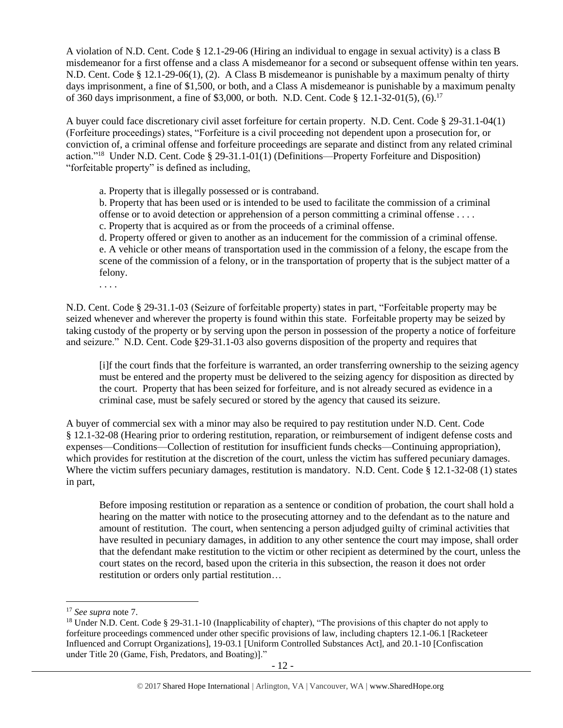A violation of N.D. Cent. Code § 12.1-29-06 (Hiring an individual to engage in sexual activity) is a class B misdemeanor for a first offense and a class A misdemeanor for a second or subsequent offense within ten years. N.D. Cent. Code § 12.1-29-06(1), (2). A Class B misdemeanor is punishable by a maximum penalty of thirty days imprisonment, a fine of $1,500, or both, and a Class A misdemeanor is punishable by a maximum penalty of 360 days imprisonment, a fine of $3,000, or both. N.D. Cent. Code § 12.1-32-01(5), (6).[17]

A buyer could face discretionary civil asset forfeiture for certain property. N.D. Cent. Code § 29-31.1-04(1) (Forfeiture proceedings) states, "Forfeiture is a civil proceeding not dependent upon a prosecution for, or conviction of, a criminal offense and forfeiture proceedings are separate and distinct from any related criminal action."[18] Under N.D. Cent. Code § 29-31.1-01(1) (Definitions—Property Forfeiture and Disposition) "forfeitable property" is defined as including,

> a. Property that is illegally possessed or is contraband.
> b. Property that has been used or is intended to be used to facilitate the commission of a criminal offense or to avoid detection or apprehension of a person committing a criminal offense . . . .
> c. Property that is acquired as or from the proceeds of a criminal offense.
> d. Property offered or given to another as an inducement for the commission of a criminal offense.
> e. A vehicle or other means of transportation used in the commission of a felony, the escape from the scene of the commission of a felony, or in the transportation of property that is the subject matter of a felony.
> . . . .

N.D. Cent. Code § 29-31.1-03 (Seizure of forfeitable property) states in part, "Forfeitable property may be seized whenever and wherever the property is found within this state. Forfeitable property may be seized by taking custody of the property or by serving upon the person in possession of the property a notice of forfeiture and seizure." N.D. Cent. Code §29-31.1-03 also governs disposition of the property and requires that

> [i]f the court finds that the forfeiture is warranted, an order transferring ownership to the seizing agency must be entered and the property must be delivered to the seizing agency for disposition as directed by the court. Property that has been seized for forfeiture, and is not already secured as evidence in a criminal case, must be safely secured or stored by the agency that caused its seizure.

A buyer of commercial sex with a minor may also be required to pay restitution under N.D. Cent. Code § 12.1-32-08 (Hearing prior to ordering restitution, reparation, or reimbursement of indigent defense costs and expenses—Conditions—Collection of restitution for insufficient funds checks—Continuing appropriation), which provides for restitution at the discretion of the court, unless the victim has suffered pecuniary damages. Where the victim suffers pecuniary damages, restitution is mandatory. N.D. Cent. Code § 12.1-32-08 (1) states in part,

> Before imposing restitution or reparation as a sentence or condition of probation, the court shall hold a hearing on the matter with notice to the prosecuting attorney and to the defendant as to the nature and amount of restitution. The court, when sentencing a person adjudged guilty of criminal activities that have resulted in pecuniary damages, in addition to any other sentence the court may impose, shall order that the defendant make restitution to the victim or other recipient as determined by the court, unless the court states on the record, based upon the criteria in this subsection, the reason it does not order restitution or orders only partial restitution…

---

[17] *See supra* note 7.

[18] Under N.D. Cent. Code § 29-31.1-10 (Inapplicability of chapter), "The provisions of this chapter do not apply to forfeiture proceedings commenced under other specific provisions of law, including chapters 12.1-06.1 [Racketeer Influenced and Corrupt Organizations], 19-03.1 [Uniform Controlled Substances Act], and 20.1-10 [Confiscation under Title 20 (Game, Fish, Predators, and Boating)]."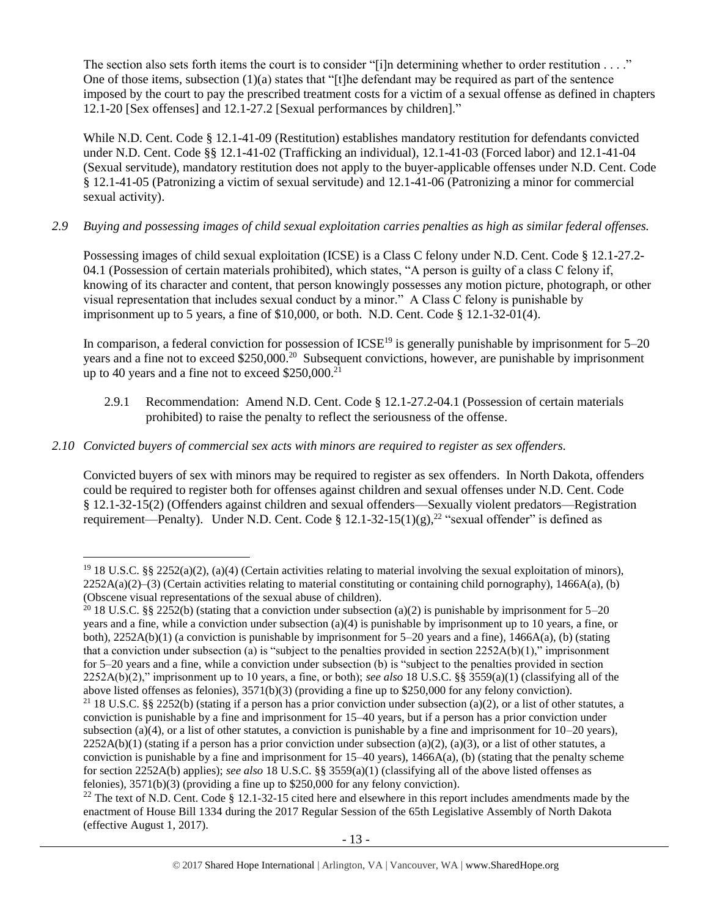The section also sets forth items the court is to consider "[i]n determining whether to order restitution . . . ." One of those items, subsection (1)(a) states that "[t]he defendant may be required as part of the sentence imposed by the court to pay the prescribed treatment costs for a victim of a sexual offense as defined in chapters 12.1-20 [Sex offenses] and 12.1-27.2 [Sexual performances by children]."

While N.D. Cent. Code § 12.1-41-09 (Restitution) establishes mandatory restitution for defendants convicted under N.D. Cent. Code §§ 12.1-41-02 (Trafficking an individual), 12.1-41-03 (Forced labor) and 12.1-41-04 (Sexual servitude), mandatory restitution does not apply to the buyer-applicable offenses under N.D. Cent. Code § 12.1-41-05 (Patronizing a victim of sexual servitude) and 12.1-41-06 (Patronizing a minor for commercial sexual activity).

*2.9 Buying and possessing images of child sexual exploitation carries penalties as high as similar federal offenses.*

Possessing images of child sexual exploitation (ICSE) is a Class C felony under N.D. Cent. Code § 12.1-27.2-04.1 (Possession of certain materials prohibited), which states, "A person is guilty of a class C felony if, knowing of its character and content, that person knowingly possesses any motion picture, photograph, or other visual representation that includes sexual conduct by a minor." A Class C felony is punishable by imprisonment up to 5 years, a fine of $10,000, or both. N.D. Cent. Code § 12.1-32-01(4).

In comparison, a federal conviction for possession of ICSE[19] is generally punishable by imprisonment for 5–20 years and a fine not to exceed $250,000.[20] Subsequent convictions, however, are punishable by imprisonment up to 40 years and a fine not to exceed $250,000.[21]

2.9.1 Recommendation: Amend N.D. Cent. Code § 12.1-27.2-04.1 (Possession of certain materials prohibited) to raise the penalty to reflect the seriousness of the offense.

*2.10 Convicted buyers of commercial sex acts with minors are required to register as sex offenders.*

Convicted buyers of sex with minors may be required to register as sex offenders. In North Dakota, offenders could be required to register both for offenses against children and sexual offenses under N.D. Cent. Code § 12.1-32-15(2) (Offenders against children and sexual offenders—Sexually violent predators—Registration requirement—Penalty). Under N.D. Cent. Code § 12.1-32-15(1)(g),[22] "sexual offender" is defined as

---

[19] 18 U.S.C. §§ 2252(a)(2), (a)(4) (Certain activities relating to material involving the sexual exploitation of minors), 2252A(a)(2)–(3) (Certain activities relating to material constituting or containing child pornography), 1466A(a), (b) (Obscene visual representations of the sexual abuse of children).

[20] 18 U.S.C. §§ 2252(b) (stating that a conviction under subsection (a)(2) is punishable by imprisonment for 5–20 years and a fine, while a conviction under subsection (a)(4) is punishable by imprisonment up to 10 years, a fine, or both), 2252A(b)(1) (a conviction is punishable by imprisonment for 5–20 years and a fine), 1466A(a), (b) (stating that a conviction under subsection (a) is "subject to the penalties provided in section 2252A(b)(1)," imprisonment for 5–20 years and a fine, while a conviction under subsection (b) is "subject to the penalties provided in section 2252A(b)(2)," imprisonment up to 10 years, a fine, or both); *see also* 18 U.S.C. §§ 3559(a)(1) (classifying all of the above listed offenses as felonies), 3571(b)(3) (providing a fine up to $250,000 for any felony conviction).

[21] 18 U.S.C. §§ 2252(b) (stating if a person has a prior conviction under subsection (a)(2), or a list of other statutes, a conviction is punishable by a fine and imprisonment for 15–40 years, but if a person has a prior conviction under subsection (a)(4), or a list of other statutes, a conviction is punishable by a fine and imprisonment for 10–20 years), 2252A(b)(1) (stating if a person has a prior conviction under subsection (a)(2), (a)(3), or a list of other statutes, a conviction is punishable by a fine and imprisonment for 15–40 years), 1466A(a), (b) (stating that the penalty scheme for section 2252A(b) applies); *see also* 18 U.S.C. §§ 3559(a)(1) (classifying all of the above listed offenses as felonies), 3571(b)(3) (providing a fine up to $250,000 for any felony conviction).

[22] The text of N.D. Cent. Code § 12.1-32-15 cited here and elsewhere in this report includes amendments made by the enactment of House Bill 1334 during the 2017 Regular Session of the 65th Legislative Assembly of North Dakota (effective August 1, 2017).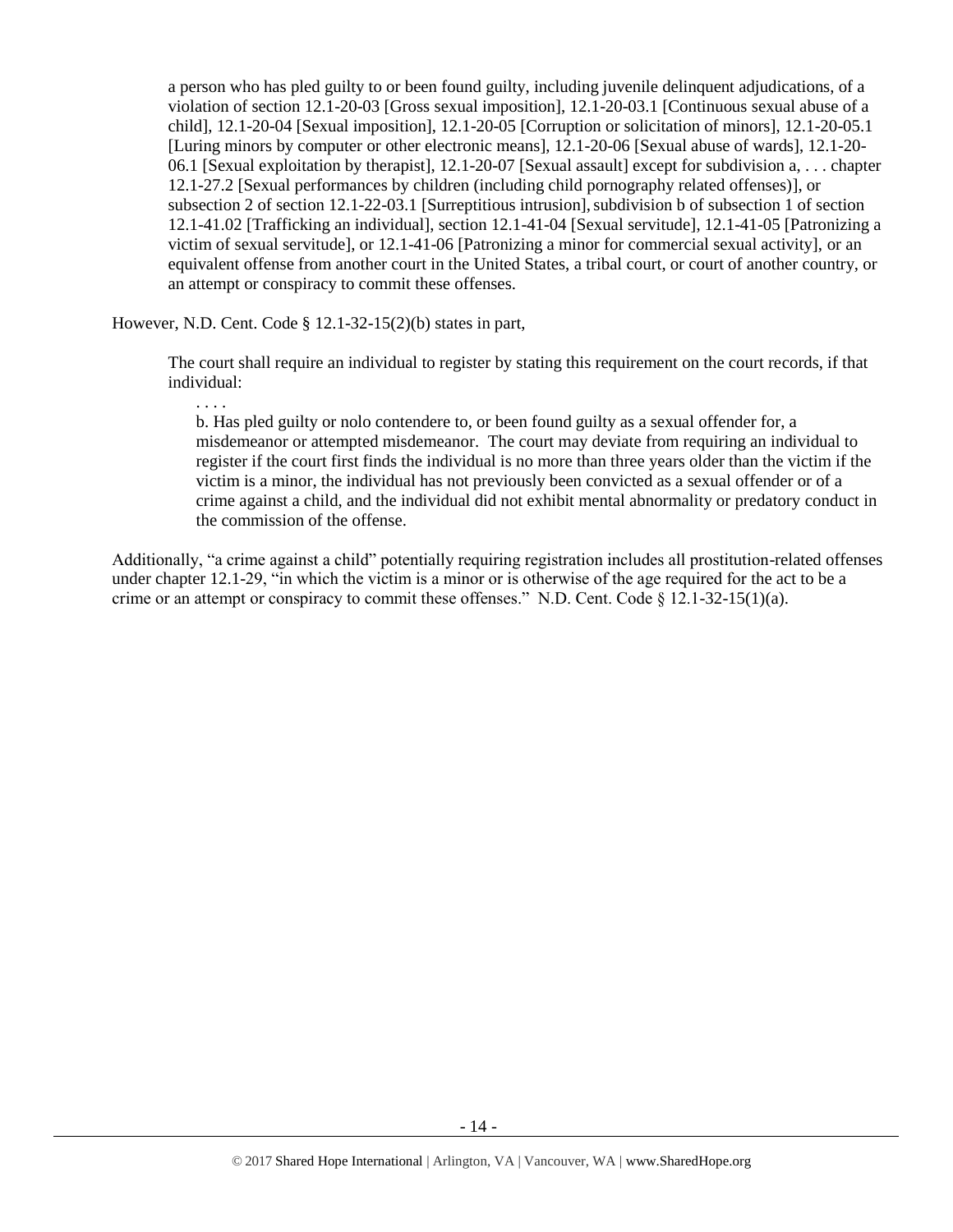> a person who has pled guilty to or been found guilty, including juvenile delinquent adjudications, of a violation of section 12.1-20-03 [Gross sexual imposition], 12.1-20-03.1 [Continuous sexual abuse of a child], 12.1-20-04 [Sexual imposition], 12.1-20-05 [Corruption or solicitation of minors], 12.1-20-05.1 [Luring minors by computer or other electronic means], 12.1-20-06 [Sexual abuse of wards], 12.1-20-06.1 [Sexual exploitation by therapist], 12.1-20-07 [Sexual assault] except for subdivision a, . . . chapter 12.1-27.2 [Sexual performances by children (including child pornography related offenses)], or subsection 2 of section 12.1-22-03.1 [Surreptitious intrusion], subdivision b of subsection 1 of section 12.1-41.02 [Trafficking an individual], section 12.1-41-04 [Sexual servitude], 12.1-41-05 [Patronizing a victim of sexual servitude], or 12.1-41-06 [Patronizing a minor for commercial sexual activity], or an equivalent offense from another court in the United States, a tribal court, or court of another country, or an attempt or conspiracy to commit these offenses.

However, N.D. Cent. Code § 12.1-32-15(2)(b) states in part,

> The court shall require an individual to register by stating this requirement on the court records, if that individual:
>
> . . . .
>
> b. Has pled guilty or nolo contendere to, or been found guilty as a sexual offender for, a misdemeanor or attempted misdemeanor. The court may deviate from requiring an individual to register if the court first finds the individual is no more than three years older than the victim if the victim is a minor, the individual has not previously been convicted as a sexual offender or of a crime against a child, and the individual did not exhibit mental abnormality or predatory conduct in the commission of the offense.

Additionally, "a crime against a child" potentially requiring registration includes all prostitution-related offenses under chapter 12.1-29, "in which the victim is a minor or is otherwise of the age required for the act to be a crime or an attempt or conspiracy to commit these offenses." N.D. Cent. Code § 12.1-32-15(1)(a).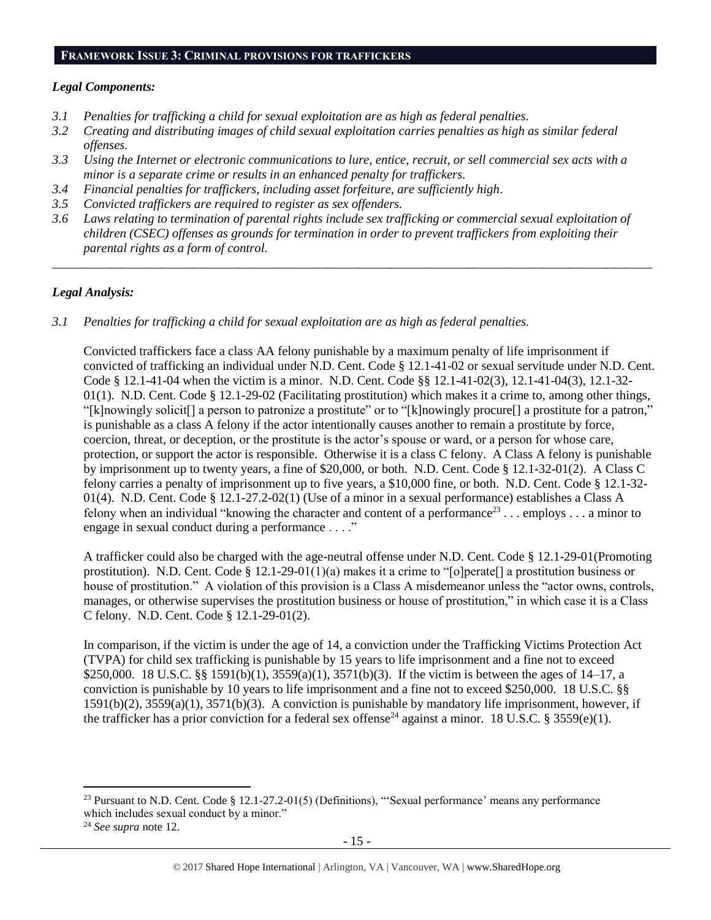## FRAMEWORK ISSUE 3: CRIMINAL PROVISIONS FOR TRAFFICKERS

### *Legal Components:*

- *3.1 Penalties for trafficking a child for sexual exploitation are as high as federal penalties.*
- *3.2 Creating and distributing images of child sexual exploitation carries penalties as high as similar federal offenses.*
- *3.3 Using the Internet or electronic communications to lure, entice, recruit, or sell commercial sex acts with a minor is a separate crime or results in an enhanced penalty for traffickers.*
- *3.4 Financial penalties for traffickers, including asset forfeiture, are sufficiently high.*
- *3.5 Convicted traffickers are required to register as sex offenders.*
- *3.6 Laws relating to termination of parental rights include sex trafficking or commercial sexual exploitation of children (CSEC) offenses as grounds for termination in order to prevent traffickers from exploiting their parental rights as a form of control.*

---

### *Legal Analysis:*

*3.1 Penalties for trafficking a child for sexual exploitation are as high as federal penalties.*

Convicted traffickers face a class AA felony punishable by a maximum penalty of life imprisonment if convicted of trafficking an individual under N.D. Cent. Code § 12.1-41-02 or sexual servitude under N.D. Cent. Code § 12.1-41-04 when the victim is a minor. N.D. Cent. Code §§ 12.1-41-02(3), 12.1-41-04(3), 12.1-32-01(1). N.D. Cent. Code § 12.1-29-02 (Facilitating prostitution) which makes it a crime to, among other things, "[k]nowingly solicit[] a person to patronize a prostitute" or to "[k]nowingly procure[] a prostitute for a patron," is punishable as a class A felony if the actor intentionally causes another to remain a prostitute by force, coercion, threat, or deception, or the prostitute is the actor's spouse or ward, or a person for whose care, protection, or support the actor is responsible. Otherwise it is a class C felony. A Class A felony is punishable by imprisonment up to twenty years, a fine of $20,000, or both. N.D. Cent. Code § 12.1-32-01(2). A Class C felony carries a penalty of imprisonment up to five years, a $10,000 fine, or both. N.D. Cent. Code § 12.1-32-01(4). N.D. Cent. Code § 12.1-27.2-02(1) (Use of a minor in a sexual performance) establishes a Class A felony when an individual "knowing the character and content of a performance[23] . . . employs . . . a minor to engage in sexual conduct during a performance . . . ."

A trafficker could also be charged with the age-neutral offense under N.D. Cent. Code § 12.1-29-01(Promoting prostitution). N.D. Cent. Code § 12.1-29-01(1)(a) makes it a crime to "[o]perate[] a prostitution business or house of prostitution." A violation of this provision is a Class A misdemeanor unless the "actor owns, controls, manages, or otherwise supervises the prostitution business or house of prostitution," in which case it is a Class C felony. N.D. Cent. Code § 12.1-29-01(2).

In comparison, if the victim is under the age of 14, a conviction under the Trafficking Victims Protection Act (TVPA) for child sex trafficking is punishable by 15 years to life imprisonment and a fine not to exceed $250,000. 18 U.S.C. §§ 1591(b)(1), 3559(a)(1), 3571(b)(3). If the victim is between the ages of 14–17, a conviction is punishable by 10 years to life imprisonment and a fine not to exceed $250,000. 18 U.S.C. §§ 1591(b)(2), 3559(a)(1), 3571(b)(3). A conviction is punishable by mandatory life imprisonment, however, if the trafficker has a prior conviction for a federal sex offense[24] against a minor. 18 U.S.C. § 3559(e)(1).

---

[23] Pursuant to N.D. Cent. Code § 12.1-27.2-01(5) (Definitions), "'Sexual performance' means any performance which includes sexual conduct by a minor."

[24] *See supra* note 12.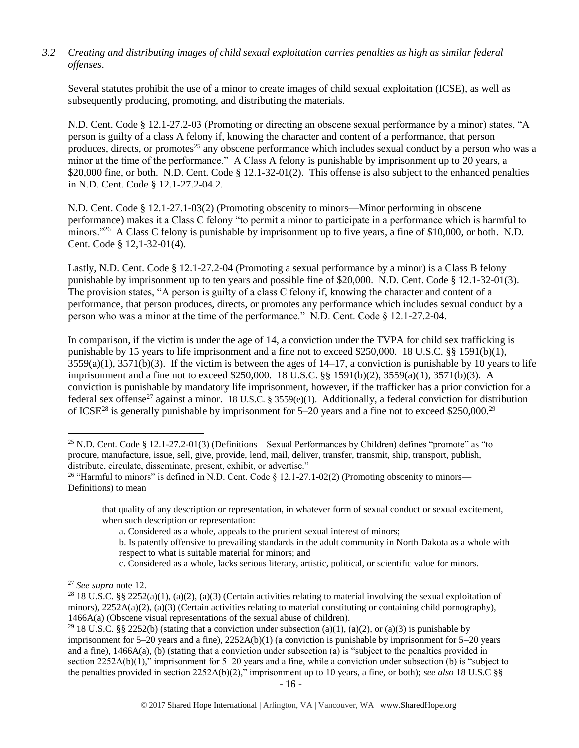*3.2 Creating and distributing images of child sexual exploitation carries penalties as high as similar federal offenses*.

Several statutes prohibit the use of a minor to create images of child sexual exploitation (ICSE), as well as subsequently producing, promoting, and distributing the materials.

N.D. Cent. Code § 12.1-27.2-03 (Promoting or directing an obscene sexual performance by a minor) states, "A person is guilty of a class A felony if, knowing the character and content of a performance, that person produces, directs, or promotes[25] any obscene performance which includes sexual conduct by a person who was a minor at the time of the performance." A Class A felony is punishable by imprisonment up to 20 years, a $20,000 fine, or both. N.D. Cent. Code § 12.1-32-01(2). This offense is also subject to the enhanced penalties in N.D. Cent. Code § 12.1-27.2-04.2.

N.D. Cent. Code § 12.1-27.1-03(2) (Promoting obscenity to minors—Minor performing in obscene performance) makes it a Class C felony "to permit a minor to participate in a performance which is harmful to minors."[26] A Class C felony is punishable by imprisonment up to five years, a fine of $10,000, or both. N.D. Cent. Code § 12,1-32-01(4).

Lastly, N.D. Cent. Code § 12.1-27.2-04 (Promoting a sexual performance by a minor) is a Class B felony punishable by imprisonment up to ten years and possible fine of $20,000. N.D. Cent. Code § 12.1-32-01(3). The provision states, "A person is guilty of a class C felony if, knowing the character and content of a performance, that person produces, directs, or promotes any performance which includes sexual conduct by a person who was a minor at the time of the performance." N.D. Cent. Code § 12.1-27.2-04.

In comparison, if the victim is under the age of 14, a conviction under the TVPA for child sex trafficking is punishable by 15 years to life imprisonment and a fine not to exceed $250,000. 18 U.S.C. §§ 1591(b)(1), 3559(a)(1), 3571(b)(3). If the victim is between the ages of 14–17, a conviction is punishable by 10 years to life imprisonment and a fine not to exceed $250,000. 18 U.S.C. §§ 1591(b)(2), 3559(a)(1), 3571(b)(3). A conviction is punishable by mandatory life imprisonment, however, if the trafficker has a prior conviction for a federal sex offense[27] against a minor. 18 U.S.C. § 3559(e)(1). Additionally, a federal conviction for distribution of ICSE[28] is generally punishable by imprisonment for 5–20 years and a fine not to exceed $250,000.[29]

---

[25] N.D. Cent. Code § 12.1-27.2-01(3) (Definitions—Sexual Performances by Children) defines "promote" as "to procure, manufacture, issue, sell, give, provide, lend, mail, deliver, transfer, transmit, ship, transport, publish, distribute, circulate, disseminate, present, exhibit, or advertise."

[26] "Harmful to minors" is defined in N.D. Cent. Code § 12.1-27.1-02(2) (Promoting obscenity to minors—Definitions) to mean

> that quality of any description or representation, in whatever form of sexual conduct or sexual excitement, when such description or representation:
>
> a. Considered as a whole, appeals to the prurient sexual interest of minors;
>
> b. Is patently offensive to prevailing standards in the adult community in North Dakota as a whole with respect to what is suitable material for minors; and
>
> c. Considered as a whole, lacks serious literary, artistic, political, or scientific value for minors.

[27] *See supra* note 12.

[28] 18 U.S.C. §§ 2252(a)(1), (a)(2), (a)(3) (Certain activities relating to material involving the sexual exploitation of minors), 2252A(a)(2), (a)(3) (Certain activities relating to material constituting or containing child pornography), 1466A(a) (Obscene visual representations of the sexual abuse of children).

[29] 18 U.S.C. §§ 2252(b) (stating that a conviction under subsection (a)(1), (a)(2), or (a)(3) is punishable by imprisonment for 5–20 years and a fine), 2252A(b)(1) (a conviction is punishable by imprisonment for 5–20 years and a fine), 1466A(a), (b) (stating that a conviction under subsection (a) is "subject to the penalties provided in section 2252A(b)(1)," imprisonment for 5–20 years and a fine, while a conviction under subsection (b) is "subject to the penalties provided in section 2252A(b)(2)," imprisonment up to 10 years, a fine, or both); *see also* 18 U.S.C §§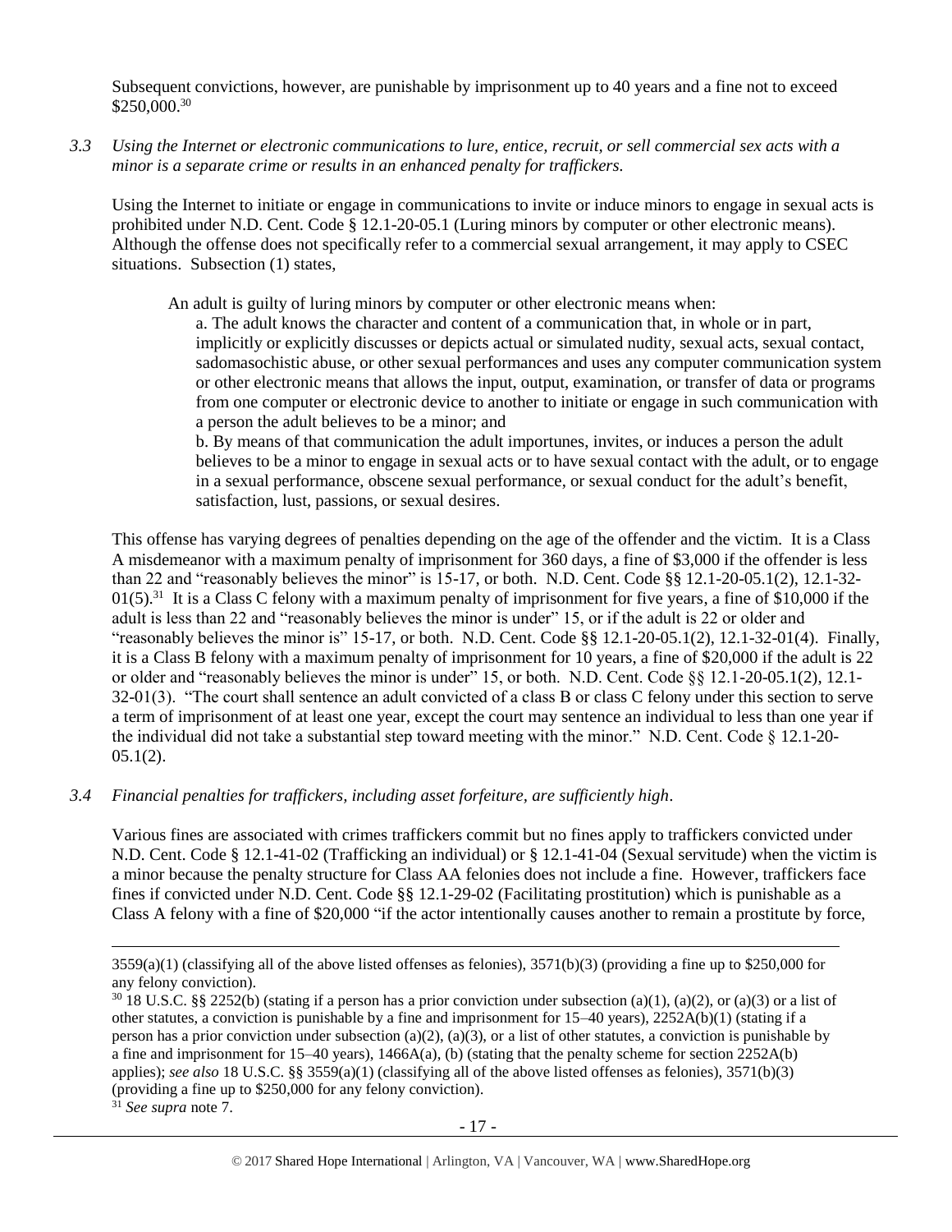Subsequent convictions, however, are punishable by imprisonment up to 40 years and a fine not to exceed \$250,000.[30]

*3.3 Using the Internet or electronic communications to lure, entice, recruit, or sell commercial sex acts with a minor is a separate crime or results in an enhanced penalty for traffickers.*

Using the Internet to initiate or engage in communications to invite or induce minors to engage in sexual acts is prohibited under N.D. Cent. Code § 12.1-20-05.1 (Luring minors by computer or other electronic means). Although the offense does not specifically refer to a commercial sexual arrangement, it may apply to CSEC situations. Subsection (1) states,

> An adult is guilty of luring minors by computer or other electronic means when:
>
> a. The adult knows the character and content of a communication that, in whole or in part, implicitly or explicitly discusses or depicts actual or simulated nudity, sexual acts, sexual contact, sadomasochistic abuse, or other sexual performances and uses any computer communication system or other electronic means that allows the input, output, examination, or transfer of data or programs from one computer or electronic device to another to initiate or engage in such communication with a person the adult believes to be a minor; and
>
> b. By means of that communication the adult importunes, invites, or induces a person the adult believes to be a minor to engage in sexual acts or to have sexual contact with the adult, or to engage in a sexual performance, obscene sexual performance, or sexual conduct for the adult's benefit, satisfaction, lust, passions, or sexual desires.

This offense has varying degrees of penalties depending on the age of the offender and the victim. It is a Class A misdemeanor with a maximum penalty of imprisonment for 360 days, a fine of \$3,000 if the offender is less than 22 and "reasonably believes the minor" is 15-17, or both. N.D. Cent. Code §§ 12.1-20-05.1(2), 12.1-32-01(5).[31] It is a Class C felony with a maximum penalty of imprisonment for five years, a fine of \$10,000 if the adult is less than 22 and "reasonably believes the minor is under" 15, or if the adult is 22 or older and "reasonably believes the minor is" 15-17, or both. N.D. Cent. Code §§ 12.1-20-05.1(2), 12.1-32-01(4). Finally, it is a Class B felony with a maximum penalty of imprisonment for 10 years, a fine of \$20,000 if the adult is 22 or older and "reasonably believes the minor is under" 15, or both. N.D. Cent. Code §§ 12.1-20-05.1(2), 12.1-32-01(3). "The court shall sentence an adult convicted of a class B or class C felony under this section to serve a term of imprisonment of at least one year, except the court may sentence an individual to less than one year if the individual did not take a substantial step toward meeting with the minor." N.D. Cent. Code § 12.1-20-05.1(2).

*3.4 Financial penalties for traffickers, including asset forfeiture, are sufficiently high.*

Various fines are associated with crimes traffickers commit but no fines apply to traffickers convicted under N.D. Cent. Code § 12.1-41-02 (Trafficking an individual) or § 12.1-41-04 (Sexual servitude) when the victim is a minor because the penalty structure for Class AA felonies does not include a fine. However, traffickers face fines if convicted under N.D. Cent. Code §§ 12.1-29-02 (Facilitating prostitution) which is punishable as a Class A felony with a fine of \$20,000 "if the actor intentionally causes another to remain a prostitute by force,

---

3559(a)(1) (classifying all of the above listed offenses as felonies), 3571(b)(3) (providing a fine up to \$250,000 for any felony conviction).

[30] 18 U.S.C. §§ 2252(b) (stating if a person has a prior conviction under subsection (a)(1), (a)(2), or (a)(3) or a list of other statutes, a conviction is punishable by a fine and imprisonment for 15–40 years), 2252A(b)(1) (stating if a person has a prior conviction under subsection (a)(2), (a)(3), or a list of other statutes, a conviction is punishable by a fine and imprisonment for 15–40 years), 1466A(a), (b) (stating that the penalty scheme for section 2252A(b) applies); *see also* 18 U.S.C. §§ 3559(a)(1) (classifying all of the above listed offenses as felonies), 3571(b)(3) (providing a fine up to \$250,000 for any felony conviction).

[31] *See supra* note 7.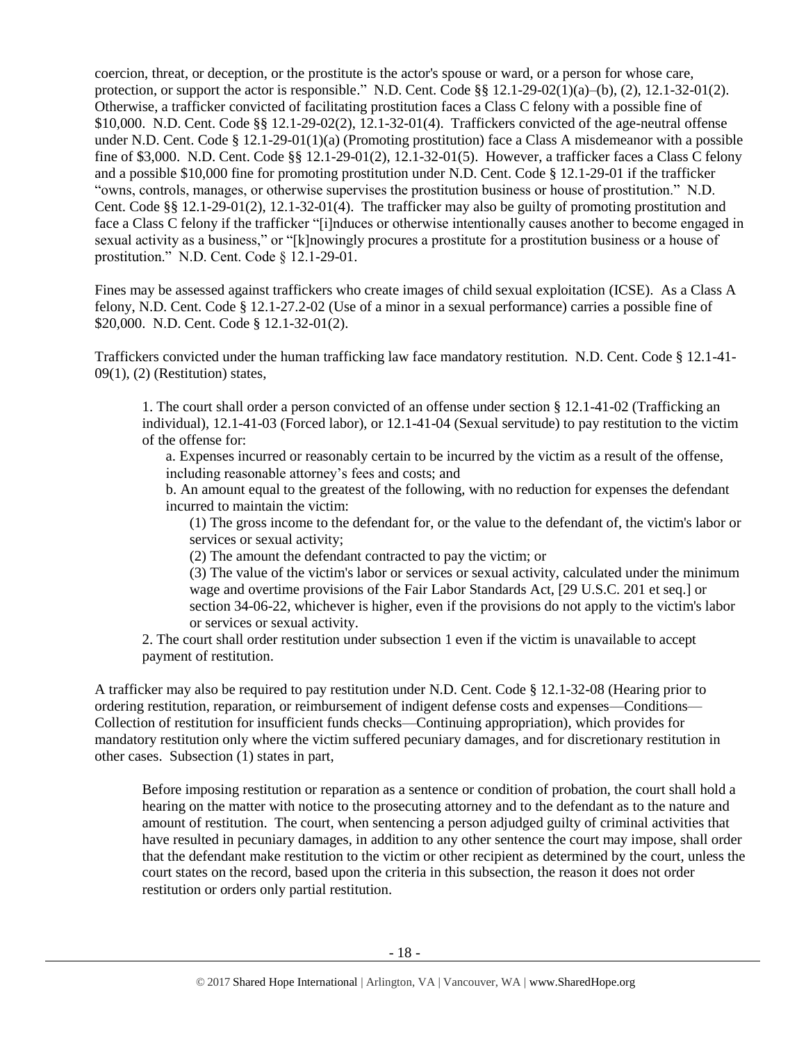coercion, threat, or deception, or the prostitute is the actor's spouse or ward, or a person for whose care, protection, or support the actor is responsible." N.D. Cent. Code §§ 12.1-29-02(1)(a)–(b), (2), 12.1-32-01(2). Otherwise, a trafficker convicted of facilitating prostitution faces a Class C felony with a possible fine of $10,000. N.D. Cent. Code §§ 12.1-29-02(2), 12.1-32-01(4). Traffickers convicted of the age-neutral offense under N.D. Cent. Code § 12.1-29-01(1)(a) (Promoting prostitution) face a Class A misdemeanor with a possible fine of $3,000. N.D. Cent. Code §§ 12.1-29-01(2), 12.1-32-01(5). However, a trafficker faces a Class C felony and a possible $10,000 fine for promoting prostitution under N.D. Cent. Code § 12.1-29-01 if the trafficker "owns, controls, manages, or otherwise supervises the prostitution business or house of prostitution." N.D. Cent. Code §§ 12.1-29-01(2), 12.1-32-01(4). The trafficker may also be guilty of promoting prostitution and face a Class C felony if the trafficker "[i]nduces or otherwise intentionally causes another to become engaged in sexual activity as a business," or "[k]nowingly procures a prostitute for a prostitution business or a house of prostitution." N.D. Cent. Code § 12.1-29-01.

Fines may be assessed against traffickers who create images of child sexual exploitation (ICSE). As a Class A felony, N.D. Cent. Code § 12.1-27.2-02 (Use of a minor in a sexual performance) carries a possible fine of $20,000. N.D. Cent. Code § 12.1-32-01(2).

Traffickers convicted under the human trafficking law face mandatory restitution. N.D. Cent. Code § 12.1-41-09(1), (2) (Restitution) states,

> 1. The court shall order a person convicted of an offense under section § 12.1-41-02 (Trafficking an individual), 12.1-41-03 (Forced labor), or 12.1-41-04 (Sexual servitude) to pay restitution to the victim of the offense for:
>
> a. Expenses incurred or reasonably certain to be incurred by the victim as a result of the offense, including reasonable attorney's fees and costs; and
>
> b. An amount equal to the greatest of the following, with no reduction for expenses the defendant incurred to maintain the victim:
>
> (1) The gross income to the defendant for, or the value to the defendant of, the victim's labor or services or sexual activity;
>
> (2) The amount the defendant contracted to pay the victim; or
>
> (3) The value of the victim's labor or services or sexual activity, calculated under the minimum wage and overtime provisions of the Fair Labor Standards Act, [29 U.S.C. 201 et seq.] or section 34-06-22, whichever is higher, even if the provisions do not apply to the victim's labor or services or sexual activity.
>
> 2. The court shall order restitution under subsection 1 even if the victim is unavailable to accept payment of restitution.

A trafficker may also be required to pay restitution under N.D. Cent. Code § 12.1-32-08 (Hearing prior to ordering restitution, reparation, or reimbursement of indigent defense costs and expenses—Conditions—Collection of restitution for insufficient funds checks—Continuing appropriation), which provides for mandatory restitution only where the victim suffered pecuniary damages, and for discretionary restitution in other cases. Subsection (1) states in part,

> Before imposing restitution or reparation as a sentence or condition of probation, the court shall hold a hearing on the matter with notice to the prosecuting attorney and to the defendant as to the nature and amount of restitution. The court, when sentencing a person adjudged guilty of criminal activities that have resulted in pecuniary damages, in addition to any other sentence the court may impose, shall order that the defendant make restitution to the victim or other recipient as determined by the court, unless the court states on the record, based upon the criteria in this subsection, the reason it does not order restitution or orders only partial restitution.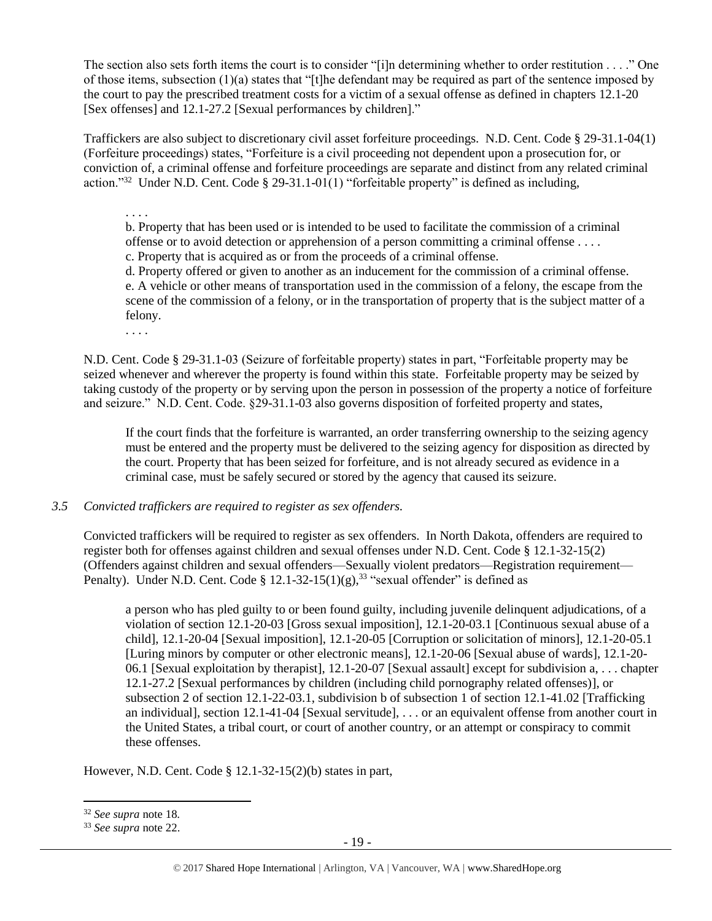The section also sets forth items the court is to consider "[i]n determining whether to order restitution . . . ." One of those items, subsection (1)(a) states that "[t]he defendant may be required as part of the sentence imposed by the court to pay the prescribed treatment costs for a victim of a sexual offense as defined in chapters 12.1-20 [Sex offenses] and 12.1-27.2 [Sexual performances by children]."

Traffickers are also subject to discretionary civil asset forfeiture proceedings. N.D. Cent. Code § 29-31.1-04(1) (Forfeiture proceedings) states, "Forfeiture is a civil proceeding not dependent upon a prosecution for, or conviction of, a criminal offense and forfeiture proceedings are separate and distinct from any related criminal action."[32] Under N.D. Cent. Code § 29-31.1-01(1) "forfeitable property" is defined as including,

> . . . .
>
> b. Property that has been used or is intended to be used to facilitate the commission of a criminal offense or to avoid detection or apprehension of a person committing a criminal offense . . . .
>
> c. Property that is acquired as or from the proceeds of a criminal offense.
>
> d. Property offered or given to another as an inducement for the commission of a criminal offense.
>
> e. A vehicle or other means of transportation used in the commission of a felony, the escape from the scene of the commission of a felony, or in the transportation of property that is the subject matter of a felony.
>
> . . . .

N.D. Cent. Code § 29-31.1-03 (Seizure of forfeitable property) states in part, "Forfeitable property may be seized whenever and wherever the property is found within this state. Forfeitable property may be seized by taking custody of the property or by serving upon the person in possession of the property a notice of forfeiture and seizure." N.D. Cent. Code. §29-31.1-03 also governs disposition of forfeited property and states,

> If the court finds that the forfeiture is warranted, an order transferring ownership to the seizing agency must be entered and the property must be delivered to the seizing agency for disposition as directed by the court. Property that has been seized for forfeiture, and is not already secured as evidence in a criminal case, must be safely secured or stored by the agency that caused its seizure.

*3.5 Convicted traffickers are required to register as sex offenders.*

Convicted traffickers will be required to register as sex offenders. In North Dakota, offenders are required to register both for offenses against children and sexual offenses under N.D. Cent. Code § 12.1-32-15(2) (Offenders against children and sexual offenders—Sexually violent predators—Registration requirement—Penalty). Under N.D. Cent. Code § 12.1-32-15(1)(g),[33] "sexual offender" is defined as

> a person who has pled guilty to or been found guilty, including juvenile delinquent adjudications, of a violation of section 12.1-20-03 [Gross sexual imposition], 12.1-20-03.1 [Continuous sexual abuse of a child], 12.1-20-04 [Sexual imposition], 12.1-20-05 [Corruption or solicitation of minors], 12.1-20-05.1 [Luring minors by computer or other electronic means], 12.1-20-06 [Sexual abuse of wards], 12.1-20-06.1 [Sexual exploitation by therapist], 12.1-20-07 [Sexual assault] except for subdivision a, . . . chapter 12.1-27.2 [Sexual performances by children (including child pornography related offenses)], or subsection 2 of section 12.1-22-03.1, subdivision b of subsection 1 of section 12.1-41.02 [Trafficking an individual], section 12.1-41-04 [Sexual servitude], . . . or an equivalent offense from another court in the United States, a tribal court, or court of another country, or an attempt or conspiracy to commit these offenses.

However, N.D. Cent. Code § 12.1-32-15(2)(b) states in part,

---

[32] *See supra* note 18.

[33] *See supra* note 22.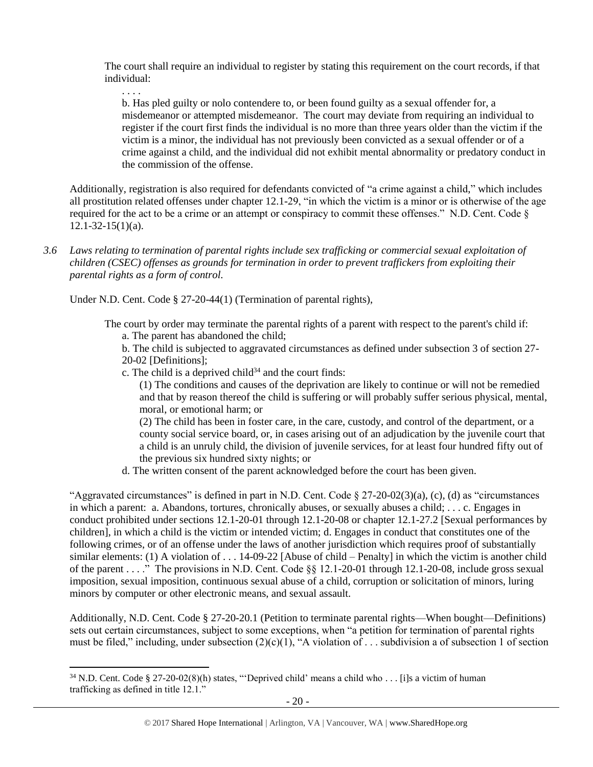> The court shall require an individual to register by stating this requirement on the court records, if that individual:
>
> . . . .
>
> b. Has pled guilty or nolo contendere to, or been found guilty as a sexual offender for, a misdemeanor or attempted misdemeanor. The court may deviate from requiring an individual to register if the court first finds the individual is no more than three years older than the victim if the victim is a minor, the individual has not previously been convicted as a sexual offender or of a crime against a child, and the individual did not exhibit mental abnormality or predatory conduct in the commission of the offense.

Additionally, registration is also required for defendants convicted of "a crime against a child," which includes all prostitution related offenses under chapter 12.1-29, "in which the victim is a minor or is otherwise of the age required for the act to be a crime or an attempt or conspiracy to commit these offenses." N.D. Cent. Code § 12.1-32-15(1)(a).

*3.6 Laws relating to termination of parental rights include sex trafficking or commercial sexual exploitation of children (CSEC) offenses as grounds for termination in order to prevent traffickers from exploiting their parental rights as a form of control.*

Under N.D. Cent. Code § 27-20-44(1) (Termination of parental rights),

> The court by order may terminate the parental rights of a parent with respect to the parent's child if:
>
> a. The parent has abandoned the child;
>
> b. The child is subjected to aggravated circumstances as defined under subsection 3 of section 27-20-02 [Definitions];
>
> c. The child is a deprived child[34] and the court finds:
>
> (1) The conditions and causes of the deprivation are likely to continue or will not be remedied and that by reason thereof the child is suffering or will probably suffer serious physical, mental, moral, or emotional harm; or
>
> (2) The child has been in foster care, in the care, custody, and control of the department, or a county social service board, or, in cases arising out of an adjudication by the juvenile court that a child is an unruly child, the division of juvenile services, for at least four hundred fifty out of the previous six hundred sixty nights; or
>
> d. The written consent of the parent acknowledged before the court has been given.

"Aggravated circumstances" is defined in part in N.D. Cent. Code § 27-20-02(3)(a), (c), (d) as "circumstances in which a parent: a. Abandons, tortures, chronically abuses, or sexually abuses a child; . . . c. Engages in conduct prohibited under sections 12.1-20-01 through 12.1-20-08 or chapter 12.1-27.2 [Sexual performances by children], in which a child is the victim or intended victim; d. Engages in conduct that constitutes one of the following crimes, or of an offense under the laws of another jurisdiction which requires proof of substantially similar elements: (1) A violation of . . . 14-09-22 [Abuse of child – Penalty] in which the victim is another child of the parent . . . ." The provisions in N.D. Cent. Code §§ 12.1-20-01 through 12.1-20-08, include gross sexual imposition, sexual imposition, continuous sexual abuse of a child, corruption or solicitation of minors, luring minors by computer or other electronic means, and sexual assault.

Additionally, N.D. Cent. Code § 27-20-20.1 (Petition to terminate parental rights—When bought—Definitions) sets out certain circumstances, subject to some exceptions, when "a petition for termination of parental rights must be filed," including, under subsection (2)(c)(1), "A violation of . . . subdivision a of subsection 1 of section

---

[34] N.D. Cent. Code § 27-20-02(8)(h) states, "'Deprived child' means a child who . . . [i]s a victim of human trafficking as defined in title 12.1."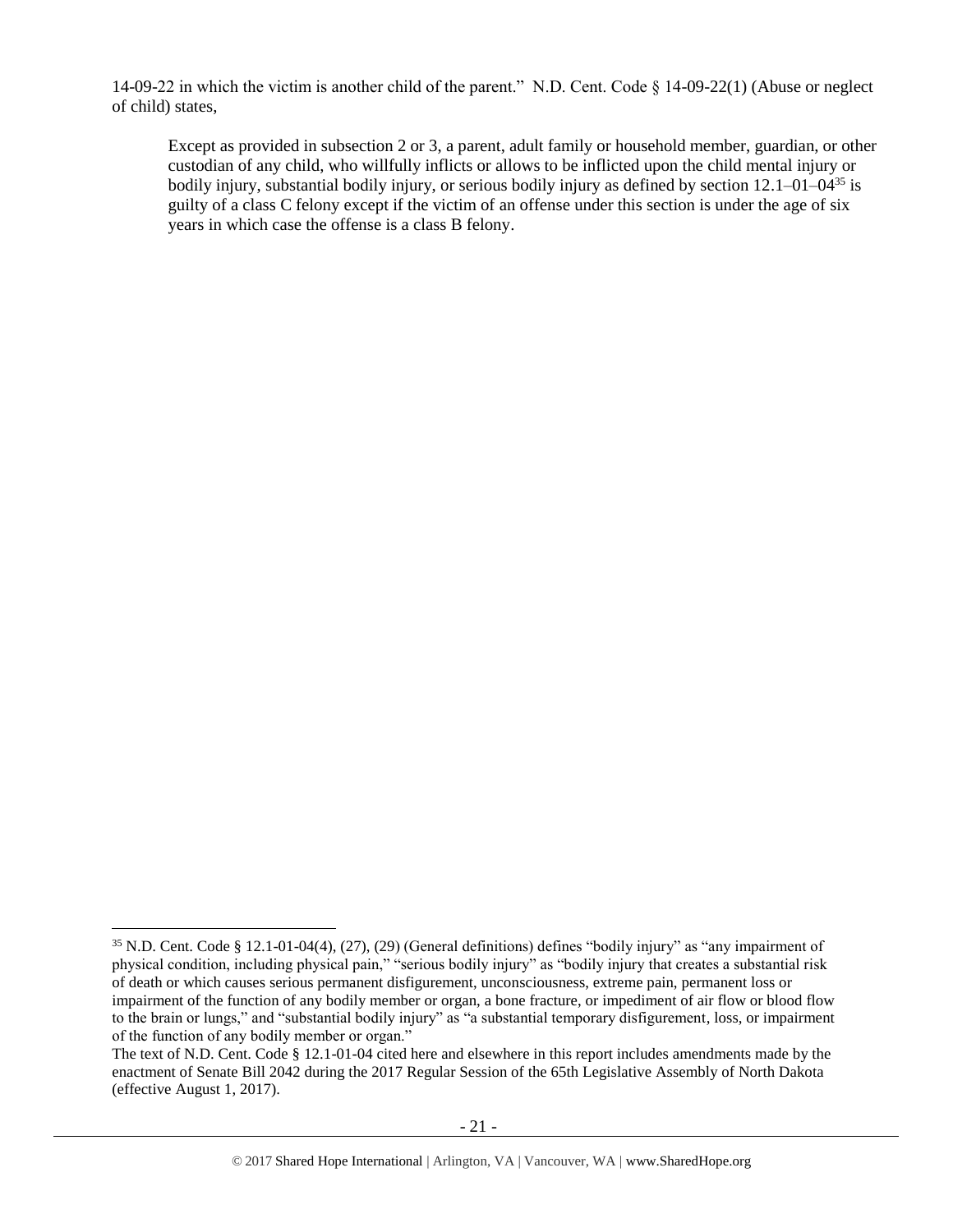14-09-22 in which the victim is another child of the parent." N.D. Cent. Code § 14-09-22(1) (Abuse or neglect of child) states,

> Except as provided in subsection 2 or 3, a parent, adult family or household member, guardian, or other custodian of any child, who willfully inflicts or allows to be inflicted upon the child mental injury or bodily injury, substantial bodily injury, or serious bodily injury as defined by section 12.1–01–04[35] is guilty of a class C felony except if the victim of an offense under this section is under the age of six years in which case the offense is a class B felony.

---

[35] N.D. Cent. Code § 12.1-01-04(4), (27), (29) (General definitions) defines "bodily injury" as "any impairment of physical condition, including physical pain," "serious bodily injury" as "bodily injury that creates a substantial risk of death or which causes serious permanent disfigurement, unconsciousness, extreme pain, permanent loss or impairment of the function of any bodily member or organ, a bone fracture, or impediment of air flow or blood flow to the brain or lungs," and "substantial bodily injury" as "a substantial temporary disfigurement, loss, or impairment of the function of any bodily member or organ."

The text of N.D. Cent. Code § 12.1-01-04 cited here and elsewhere in this report includes amendments made by the enactment of Senate Bill 2042 during the 2017 Regular Session of the 65th Legislative Assembly of North Dakota (effective August 1, 2017).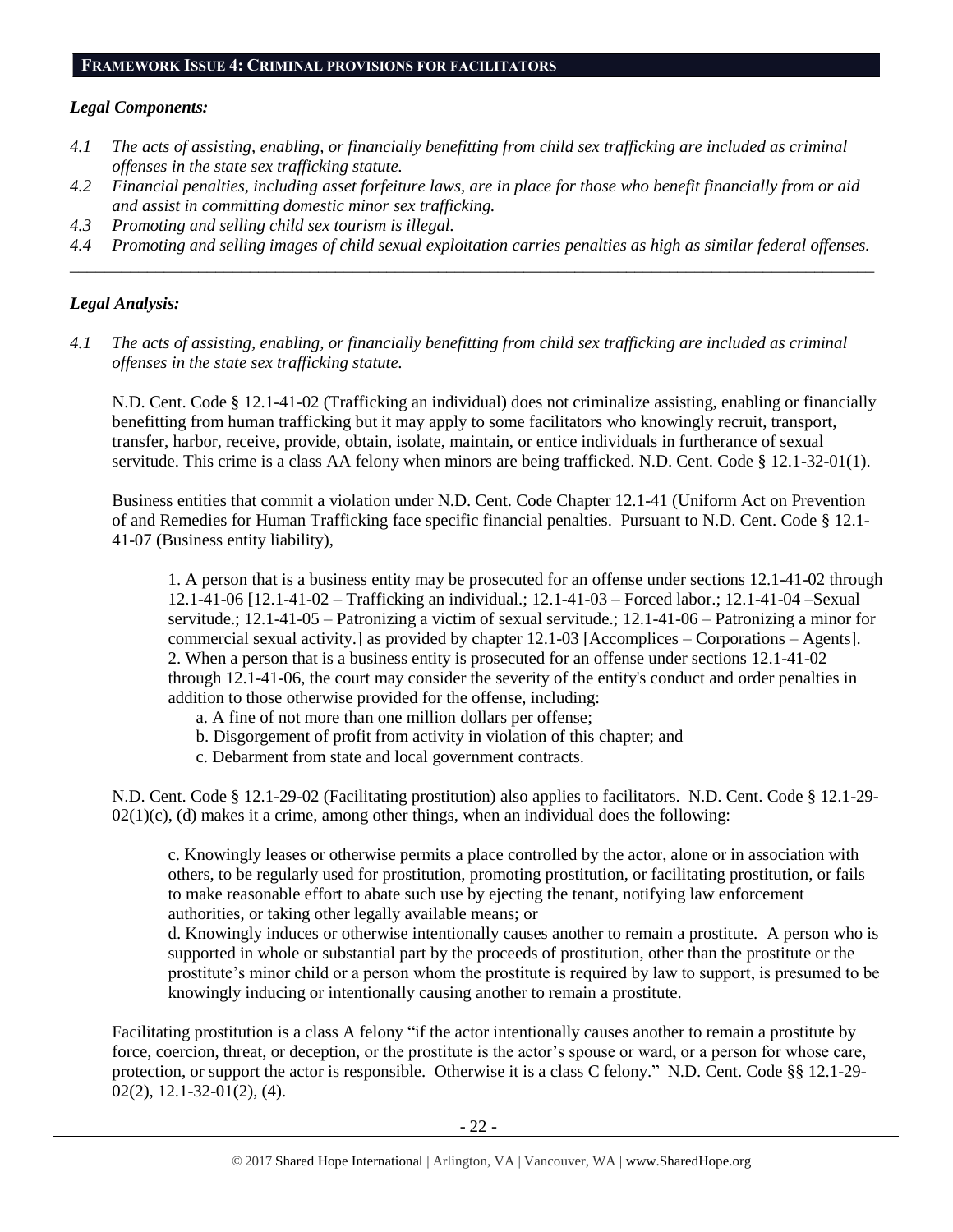## FRAMEWORK ISSUE 4: CRIMINAL PROVISIONS FOR FACILITATORS

### *Legal Components:*

*4.1 The acts of assisting, enabling, or financially benefitting from child sex trafficking are included as criminal offenses in the state sex trafficking statute.*

*4.2 Financial penalties, including asset forfeiture laws, are in place for those who benefit financially from or aid and assist in committing domestic minor sex trafficking.*

*4.3 Promoting and selling child sex tourism is illegal.*

*4.4 Promoting and selling images of child sexual exploitation carries penalties as high as similar federal offenses.*

---

### *Legal Analysis:*

*4.1 The acts of assisting, enabling, or financially benefitting from child sex trafficking are included as criminal offenses in the state sex trafficking statute.*

N.D. Cent. Code § 12.1-41-02 (Trafficking an individual) does not criminalize assisting, enabling or financially benefitting from human trafficking but it may apply to some facilitators who knowingly recruit, transport, transfer, harbor, receive, provide, obtain, isolate, maintain, or entice individuals in furtherance of sexual servitude. This crime is a class AA felony when minors are being trafficked. N.D. Cent. Code § 12.1-32-01(1).

Business entities that commit a violation under N.D. Cent. Code Chapter 12.1-41 (Uniform Act on Prevention of and Remedies for Human Trafficking face specific financial penalties. Pursuant to N.D. Cent. Code § 12.1-41-07 (Business entity liability),

> 1. A person that is a business entity may be prosecuted for an offense under sections 12.1-41-02 through 12.1-41-06 [12.1-41-02 – Trafficking an individual.; 12.1-41-03 – Forced labor.; 12.1-41-04 –Sexual servitude.; 12.1-41-05 – Patronizing a victim of sexual servitude.; 12.1-41-06 – Patronizing a minor for commercial sexual activity.] as provided by chapter 12.1-03 [Accomplices – Corporations – Agents].
> 2. When a person that is a business entity is prosecuted for an offense under sections 12.1-41-02 through 12.1-41-06, the court may consider the severity of the entity's conduct and order penalties in addition to those otherwise provided for the offense, including:
>    a. A fine of not more than one million dollars per offense;
>    b. Disgorgement of profit from activity in violation of this chapter; and
>    c. Debarment from state and local government contracts.

N.D. Cent. Code § 12.1-29-02 (Facilitating prostitution) also applies to facilitators. N.D. Cent. Code § 12.1-29-02(1)(c), (d) makes it a crime, among other things, when an individual does the following:

> c. Knowingly leases or otherwise permits a place controlled by the actor, alone or in association with others, to be regularly used for prostitution, promoting prostitution, or facilitating prostitution, or fails to make reasonable effort to abate such use by ejecting the tenant, notifying law enforcement authorities, or taking other legally available means; or
> d. Knowingly induces or otherwise intentionally causes another to remain a prostitute. A person who is supported in whole or substantial part by the proceeds of prostitution, other than the prostitute or the prostitute's minor child or a person whom the prostitute is required by law to support, is presumed to be knowingly inducing or intentionally causing another to remain a prostitute.

Facilitating prostitution is a class A felony "if the actor intentionally causes another to remain a prostitute by force, coercion, threat, or deception, or the prostitute is the actor's spouse or ward, or a person for whose care, protection, or support the actor is responsible. Otherwise it is a class C felony." N.D. Cent. Code §§ 12.1-29-02(2), 12.1-32-01(2), (4).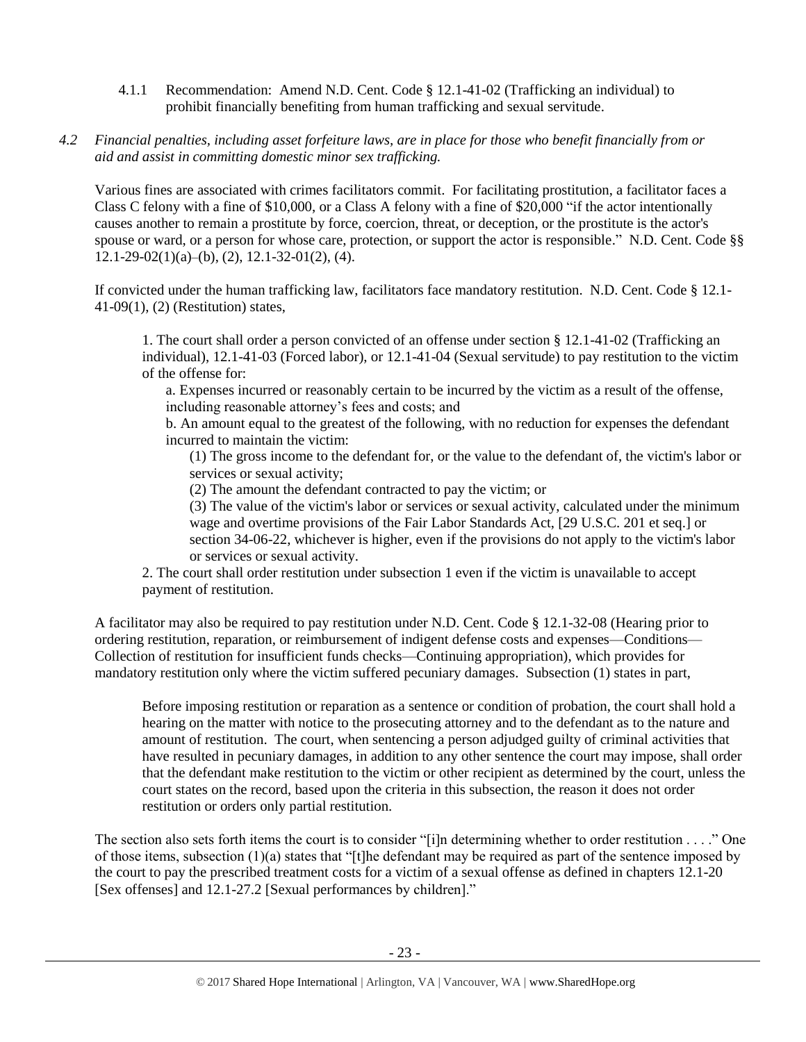4.1.1 Recommendation: Amend N.D. Cent. Code § 12.1-41-02 (Trafficking an individual) to prohibit financially benefiting from human trafficking and sexual servitude.

*4.2 Financial penalties, including asset forfeiture laws, are in place for those who benefit financially from or aid and assist in committing domestic minor sex trafficking.*

Various fines are associated with crimes facilitators commit. For facilitating prostitution, a facilitator faces a Class C felony with a fine of $10,000, or a Class A felony with a fine of $20,000 "if the actor intentionally causes another to remain a prostitute by force, coercion, threat, or deception, or the prostitute is the actor's spouse or ward, or a person for whose care, protection, or support the actor is responsible." N.D. Cent. Code §§ 12.1-29-02(1)(a)–(b), (2), 12.1-32-01(2), (4).

If convicted under the human trafficking law, facilitators face mandatory restitution. N.D. Cent. Code § 12.1-41-09(1), (2) (Restitution) states,

> 1. The court shall order a person convicted of an offense under section § 12.1-41-02 (Trafficking an individual), 12.1-41-03 (Forced labor), or 12.1-41-04 (Sexual servitude) to pay restitution to the victim of the offense for:
>
> a. Expenses incurred or reasonably certain to be incurred by the victim as a result of the offense, including reasonable attorney's fees and costs; and
>
> b. An amount equal to the greatest of the following, with no reduction for expenses the defendant incurred to maintain the victim:
>
> (1) The gross income to the defendant for, or the value to the defendant of, the victim's labor or services or sexual activity;
>
> (2) The amount the defendant contracted to pay the victim; or
>
> (3) The value of the victim's labor or services or sexual activity, calculated under the minimum wage and overtime provisions of the Fair Labor Standards Act, [29 U.S.C. 201 et seq.] or section 34-06-22, whichever is higher, even if the provisions do not apply to the victim's labor or services or sexual activity.
>
> 2. The court shall order restitution under subsection 1 even if the victim is unavailable to accept payment of restitution.

A facilitator may also be required to pay restitution under N.D. Cent. Code § 12.1-32-08 (Hearing prior to ordering restitution, reparation, or reimbursement of indigent defense costs and expenses—Conditions—Collection of restitution for insufficient funds checks—Continuing appropriation), which provides for mandatory restitution only where the victim suffered pecuniary damages. Subsection (1) states in part,

> Before imposing restitution or reparation as a sentence or condition of probation, the court shall hold a hearing on the matter with notice to the prosecuting attorney and to the defendant as to the nature and amount of restitution. The court, when sentencing a person adjudged guilty of criminal activities that have resulted in pecuniary damages, in addition to any other sentence the court may impose, shall order that the defendant make restitution to the victim or other recipient as determined by the court, unless the court states on the record, based upon the criteria in this subsection, the reason it does not order restitution or orders only partial restitution.

The section also sets forth items the court is to consider "[i]n determining whether to order restitution . . . ." One of those items, subsection (1)(a) states that "[t]he defendant may be required as part of the sentence imposed by the court to pay the prescribed treatment costs for a victim of a sexual offense as defined in chapters 12.1-20 [Sex offenses] and 12.1-27.2 [Sexual performances by children]."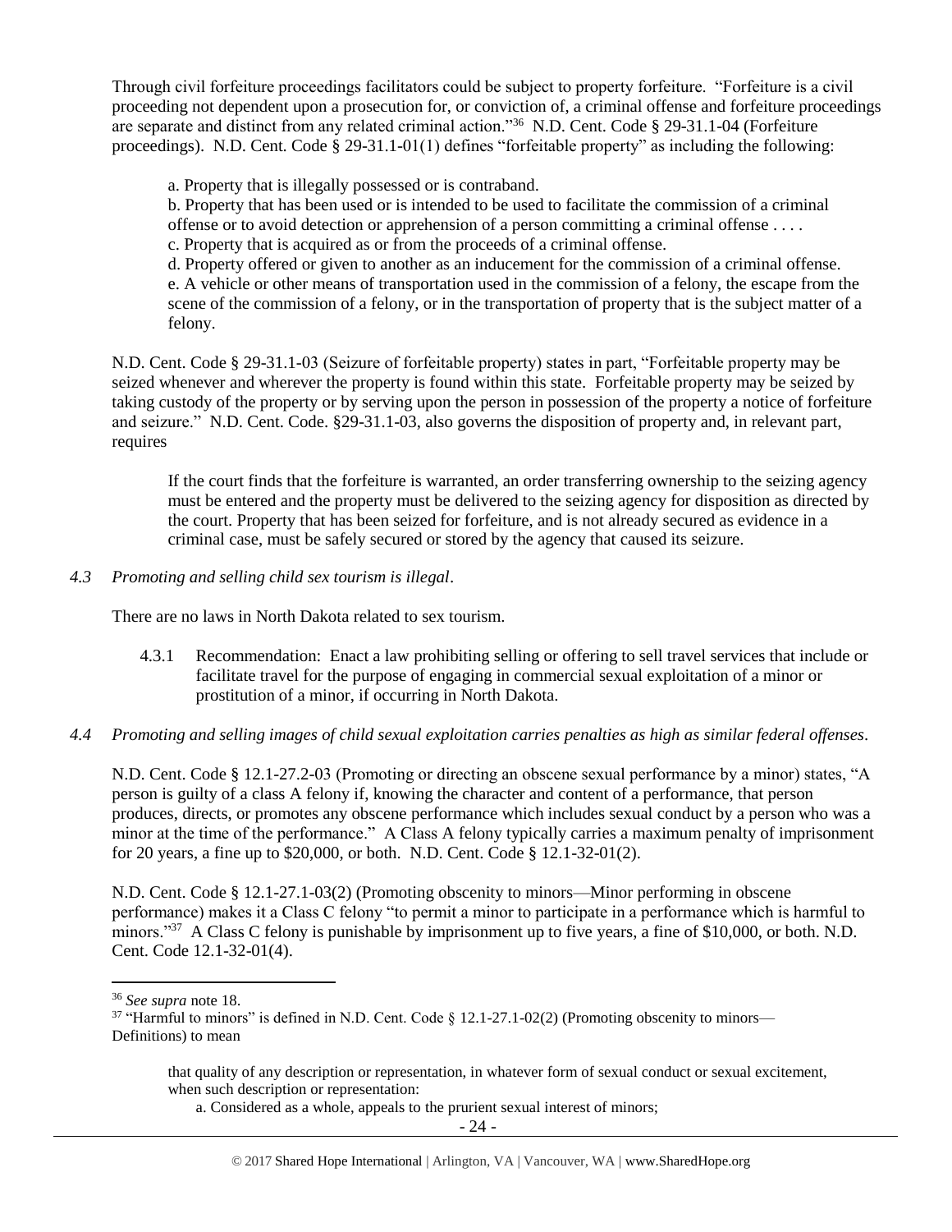Through civil forfeiture proceedings facilitators could be subject to property forfeiture. "Forfeiture is a civil proceeding not dependent upon a prosecution for, or conviction of, a criminal offense and forfeiture proceedings are separate and distinct from any related criminal action."[36] N.D. Cent. Code § 29-31.1-04 (Forfeiture proceedings). N.D. Cent. Code § 29-31.1-01(1) defines "forfeitable property" as including the following:

> a. Property that is illegally possessed or is contraband.
> b. Property that has been used or is intended to be used to facilitate the commission of a criminal offense or to avoid detection or apprehension of a person committing a criminal offense . . . .
> c. Property that is acquired as or from the proceeds of a criminal offense.
> d. Property offered or given to another as an inducement for the commission of a criminal offense.
> e. A vehicle or other means of transportation used in the commission of a felony, the escape from the scene of the commission of a felony, or in the transportation of property that is the subject matter of a felony.

N.D. Cent. Code § 29-31.1-03 (Seizure of forfeitable property) states in part, "Forfeitable property may be seized whenever and wherever the property is found within this state. Forfeitable property may be seized by taking custody of the property or by serving upon the person in possession of the property a notice of forfeiture and seizure." N.D. Cent. Code. §29-31.1-03, also governs the disposition of property and, in relevant part, requires

> If the court finds that the forfeiture is warranted, an order transferring ownership to the seizing agency must be entered and the property must be delivered to the seizing agency for disposition as directed by the court. Property that has been seized for forfeiture, and is not already secured as evidence in a criminal case, must be safely secured or stored by the agency that caused its seizure.

*4.3 Promoting and selling child sex tourism is illegal*.

There are no laws in North Dakota related to sex tourism.

4.3.1 Recommendation: Enact a law prohibiting selling or offering to sell travel services that include or facilitate travel for the purpose of engaging in commercial sexual exploitation of a minor or prostitution of a minor, if occurring in North Dakota.

*4.4 Promoting and selling images of child sexual exploitation carries penalties as high as similar federal offenses*.

N.D. Cent. Code § 12.1-27.2-03 (Promoting or directing an obscene sexual performance by a minor) states, "A person is guilty of a class A felony if, knowing the character and content of a performance, that person produces, directs, or promotes any obscene performance which includes sexual conduct by a person who was a minor at the time of the performance." A Class A felony typically carries a maximum penalty of imprisonment for 20 years, a fine up to $20,000, or both. N.D. Cent. Code § 12.1-32-01(2).

N.D. Cent. Code § 12.1-27.1-03(2) (Promoting obscenity to minors—Minor performing in obscene performance) makes it a Class C felony "to permit a minor to participate in a performance which is harmful to minors."[37] A Class C felony is punishable by imprisonment up to five years, a fine of $10,000, or both. N.D. Cent. Code 12.1-32-01(4).

---

[36] *See supra* note 18.

[37] "Harmful to minors" is defined in N.D. Cent. Code § 12.1-27.1-02(2) (Promoting obscenity to minors—Definitions) to mean

> that quality of any description or representation, in whatever form of sexual conduct or sexual excitement, when such description or representation:
> a. Considered as a whole, appeals to the prurient sexual interest of minors;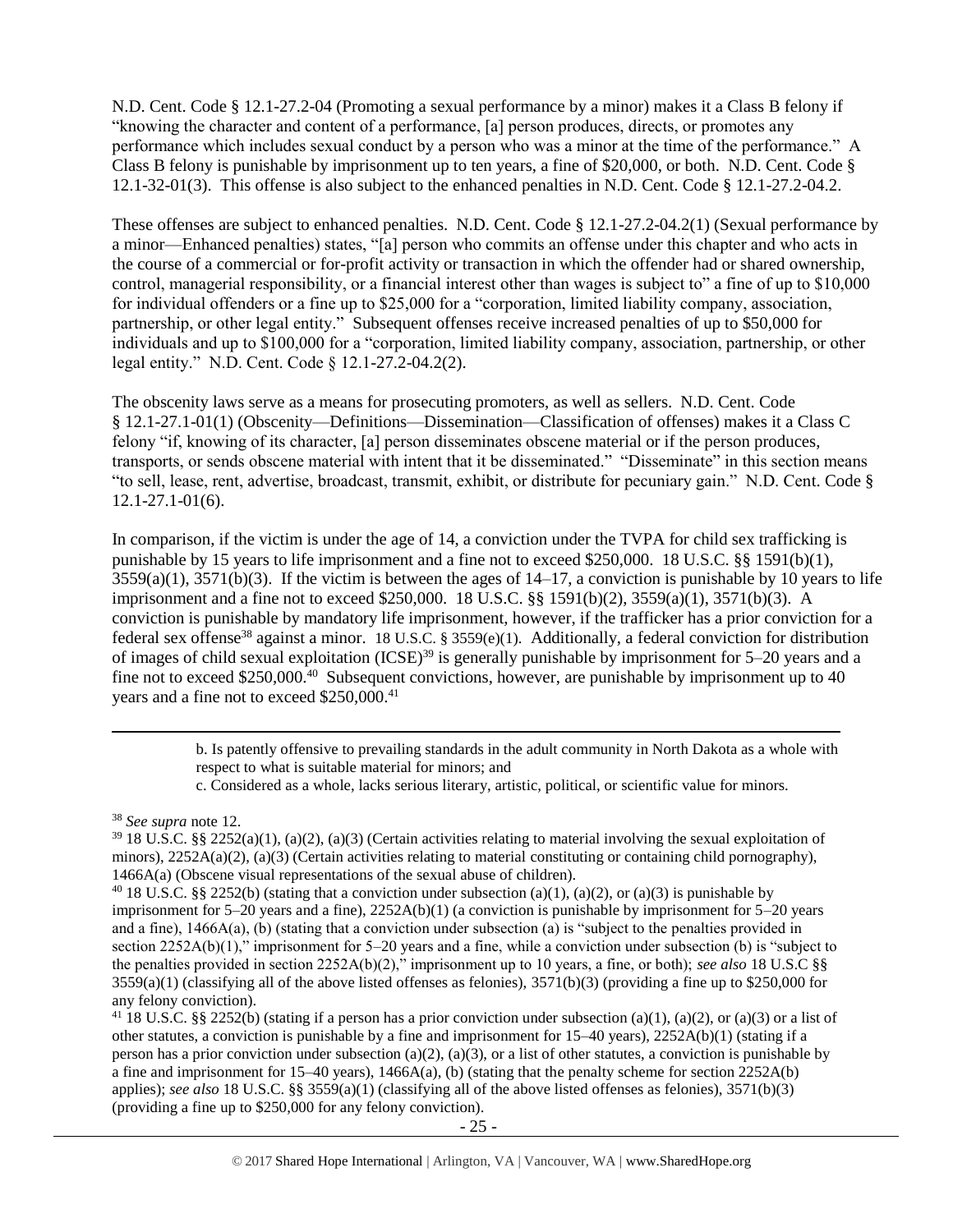N.D. Cent. Code § 12.1-27.2-04 (Promoting a sexual performance by a minor) makes it a Class B felony if "knowing the character and content of a performance, [a] person produces, directs, or promotes any performance which includes sexual conduct by a person who was a minor at the time of the performance." A Class B felony is punishable by imprisonment up to ten years, a fine of $20,000, or both. N.D. Cent. Code § 12.1-32-01(3). This offense is also subject to the enhanced penalties in N.D. Cent. Code § 12.1-27.2-04.2.

These offenses are subject to enhanced penalties. N.D. Cent. Code § 12.1-27.2-04.2(1) (Sexual performance by a minor—Enhanced penalties) states, "[a] person who commits an offense under this chapter and who acts in the course of a commercial or for-profit activity or transaction in which the offender had or shared ownership, control, managerial responsibility, or a financial interest other than wages is subject to" a fine of up to $10,000 for individual offenders or a fine up to $25,000 for a "corporation, limited liability company, association, partnership, or other legal entity." Subsequent offenses receive increased penalties of up to $50,000 for individuals and up to $100,000 for a "corporation, limited liability company, association, partnership, or other legal entity." N.D. Cent. Code § 12.1-27.2-04.2(2).

The obscenity laws serve as a means for prosecuting promoters, as well as sellers. N.D. Cent. Code § 12.1-27.1-01(1) (Obscenity—Definitions—Dissemination—Classification of offenses) makes it a Class C felony "if, knowing of its character, [a] person disseminates obscene material or if the person produces, transports, or sends obscene material with intent that it be disseminated." "Disseminate" in this section means "to sell, lease, rent, advertise, broadcast, transmit, exhibit, or distribute for pecuniary gain." N.D. Cent. Code § 12.1-27.1-01(6).

In comparison, if the victim is under the age of 14, a conviction under the TVPA for child sex trafficking is punishable by 15 years to life imprisonment and a fine not to exceed $250,000. 18 U.S.C. §§ 1591(b)(1), 3559(a)(1), 3571(b)(3). If the victim is between the ages of 14–17, a conviction is punishable by 10 years to life imprisonment and a fine not to exceed $250,000. 18 U.S.C. §§ 1591(b)(2), 3559(a)(1), 3571(b)(3). A conviction is punishable by mandatory life imprisonment, however, if the trafficker has a prior conviction for a federal sex offense[38] against a minor. 18 U.S.C. § 3559(e)(1). Additionally, a federal conviction for distribution of images of child sexual exploitation (ICSE)[39] is generally punishable by imprisonment for 5–20 years and a fine not to exceed $250,000.[40] Subsequent convictions, however, are punishable by imprisonment up to 40 years and a fine not to exceed $250,000.[41]

---

b. Is patently offensive to prevailing standards in the adult community in North Dakota as a whole with respect to what is suitable material for minors; and

c. Considered as a whole, lacks serious literary, artistic, political, or scientific value for minors.

[38] *See supra* note 12.

[39] 18 U.S.C. §§ 2252(a)(1), (a)(2), (a)(3) (Certain activities relating to material involving the sexual exploitation of minors), 2252A(a)(2), (a)(3) (Certain activities relating to material constituting or containing child pornography), 1466A(a) (Obscene visual representations of the sexual abuse of children).

[40] 18 U.S.C. §§ 2252(b) (stating that a conviction under subsection (a)(1), (a)(2), or (a)(3) is punishable by imprisonment for 5–20 years and a fine), 2252A(b)(1) (a conviction is punishable by imprisonment for 5–20 years and a fine), 1466A(a), (b) (stating that a conviction under subsection (a) is "subject to the penalties provided in section 2252A(b)(1)," imprisonment for 5–20 years and a fine, while a conviction under subsection (b) is "subject to the penalties provided in section 2252A(b)(2)," imprisonment up to 10 years, a fine, or both); *see also* 18 U.S.C §§ 3559(a)(1) (classifying all of the above listed offenses as felonies), 3571(b)(3) (providing a fine up to $250,000 for any felony conviction).

[41] 18 U.S.C. §§ 2252(b) (stating if a person has a prior conviction under subsection (a)(1), (a)(2), or (a)(3) or a list of other statutes, a conviction is punishable by a fine and imprisonment for 15–40 years), 2252A(b)(1) (stating if a person has a prior conviction under subsection (a)(2), (a)(3), or a list of other statutes, a conviction is punishable by a fine and imprisonment for 15–40 years), 1466A(a), (b) (stating that the penalty scheme for section 2252A(b) applies); *see also* 18 U.S.C. §§ 3559(a)(1) (classifying all of the above listed offenses as felonies), 3571(b)(3) (providing a fine up to $250,000 for any felony conviction).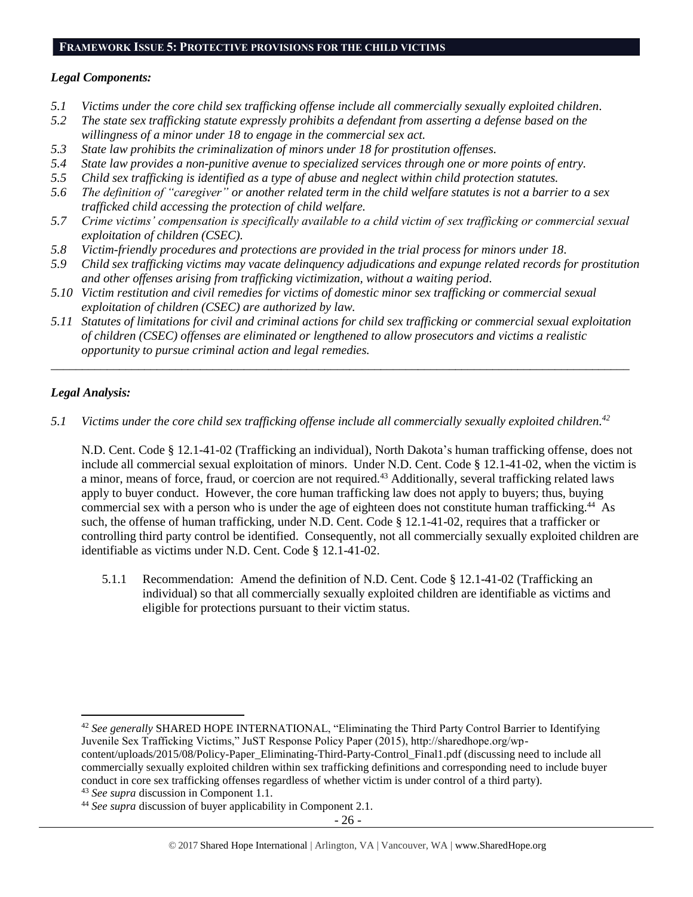## FRAMEWORK ISSUE 5: PROTECTIVE PROVISIONS FOR THE CHILD VICTIMS

### *Legal Components:*

- *5.1 Victims under the core child sex trafficking offense include all commercially sexually exploited children.*
- *5.2 The state sex trafficking statute expressly prohibits a defendant from asserting a defense based on the willingness of a minor under 18 to engage in the commercial sex act.*
- *5.3 State law prohibits the criminalization of minors under 18 for prostitution offenses.*
- *5.4 State law provides a non-punitive avenue to specialized services through one or more points of entry.*
- *5.5 Child sex trafficking is identified as a type of abuse and neglect within child protection statutes.*
- *5.6 The definition of "caregiver" or another related term in the child welfare statutes is not a barrier to a sex trafficked child accessing the protection of child welfare.*
- *5.7 Crime victims' compensation is specifically available to a child victim of sex trafficking or commercial sexual exploitation of children (CSEC).*
- *5.8 Victim-friendly procedures and protections are provided in the trial process for minors under 18.*
- *5.9 Child sex trafficking victims may vacate delinquency adjudications and expunge related records for prostitution and other offenses arising from trafficking victimization, without a waiting period.*
- *5.10 Victim restitution and civil remedies for victims of domestic minor sex trafficking or commercial sexual exploitation of children (CSEC) are authorized by law.*
- *5.11 Statutes of limitations for civil and criminal actions for child sex trafficking or commercial sexual exploitation of children (CSEC) offenses are eliminated or lengthened to allow prosecutors and victims a realistic opportunity to pursue criminal action and legal remedies.*

---

### *Legal Analysis:*

*5.1 Victims under the core child sex trafficking offense include all commercially sexually exploited children.*[42]

N.D. Cent. Code § 12.1-41-02 (Trafficking an individual), North Dakota's human trafficking offense, does not include all commercial sexual exploitation of minors. Under N.D. Cent. Code § 12.1-41-02, when the victim is a minor, means of force, fraud, or coercion are not required.[43] Additionally, several trafficking related laws apply to buyer conduct. However, the core human trafficking law does not apply to buyers; thus, buying commercial sex with a person who is under the age of eighteen does not constitute human trafficking.[44] As such, the offense of human trafficking, under N.D. Cent. Code § 12.1-41-02, requires that a trafficker or controlling third party control be identified. Consequently, not all commercially sexually exploited children are identifiable as victims under N.D. Cent. Code § 12.1-41-02.

5.1.1 Recommendation: Amend the definition of N.D. Cent. Code § 12.1-41-02 (Trafficking an individual) so that all commercially sexually exploited children are identifiable as victims and eligible for protections pursuant to their victim status.

---

[42] *See generally* SHARED HOPE INTERNATIONAL, "Eliminating the Third Party Control Barrier to Identifying Juvenile Sex Trafficking Victims," JuST Response Policy Paper (2015), http://sharedhope.org/wp-content/uploads/2015/08/Policy-Paper_Eliminating-Third-Party-Control_Final1.pdf (discussing need to include all commercially sexually exploited children within sex trafficking definitions and corresponding need to include buyer conduct in core sex trafficking offenses regardless of whether victim is under control of a third party).

[43] *See supra* discussion in Component 1.1.

[44] *See supra* discussion of buyer applicability in Component 2.1.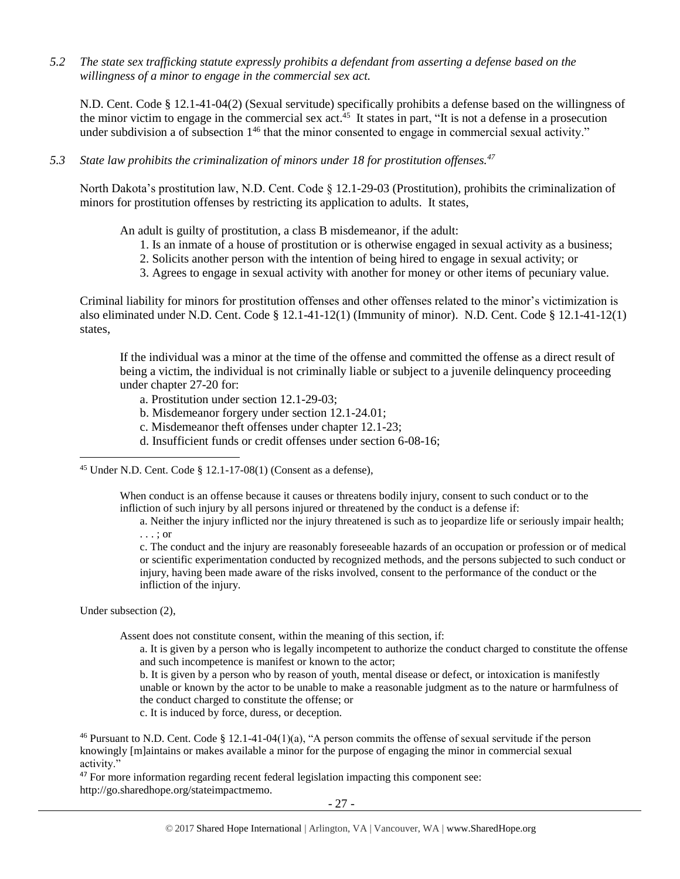*5.2 The state sex trafficking statute expressly prohibits a defendant from asserting a defense based on the willingness of a minor to engage in the commercial sex act.*

N.D. Cent. Code § 12.1-41-04(2) (Sexual servitude) specifically prohibits a defense based on the willingness of the minor victim to engage in the commercial sex act.[45] It states in part, "It is not a defense in a prosecution under subdivision a of subsection 1[46] that the minor consented to engage in commercial sexual activity."

*5.3 State law prohibits the criminalization of minors under 18 for prostitution offenses.[47]*

North Dakota's prostitution law, N.D. Cent. Code § 12.1-29-03 (Prostitution), prohibits the criminalization of minors for prostitution offenses by restricting its application to adults. It states,

> An adult is guilty of prostitution, a class B misdemeanor, if the adult:
> 1. Is an inmate of a house of prostitution or is otherwise engaged in sexual activity as a business;
> 2. Solicits another person with the intention of being hired to engage in sexual activity; or
> 3. Agrees to engage in sexual activity with another for money or other items of pecuniary value.

Criminal liability for minors for prostitution offenses and other offenses related to the minor's victimization is also eliminated under N.D. Cent. Code § 12.1-41-12(1) (Immunity of minor). N.D. Cent. Code § 12.1-41-12(1) states,

> If the individual was a minor at the time of the offense and committed the offense as a direct result of being a victim, the individual is not criminally liable or subject to a juvenile delinquency proceeding under chapter 27-20 for:
> a. Prostitution under section 12.1-29-03;
> b. Misdemeanor forgery under section 12.1-24.01;
> c. Misdemeanor theft offenses under chapter 12.1-23;
> d. Insufficient funds or credit offenses under section 6-08-16;

---

[45] Under N.D. Cent. Code § 12.1-17-08(1) (Consent as a defense),

> When conduct is an offense because it causes or threatens bodily injury, consent to such conduct or to the infliction of such injury by all persons injured or threatened by the conduct is a defense if:
> a. Neither the injury inflicted nor the injury threatened is such as to jeopardize life or seriously impair health; . . . ; or
> c. The conduct and the injury are reasonably foreseeable hazards of an occupation or profession or of medical or scientific experimentation conducted by recognized methods, and the persons subjected to such conduct or injury, having been made aware of the risks involved, consent to the performance of the conduct or the infliction of the injury.

Under subsection (2),

> Assent does not constitute consent, within the meaning of this section, if:
> a. It is given by a person who is legally incompetent to authorize the conduct charged to constitute the offense and such incompetence is manifest or known to the actor;
> b. It is given by a person who by reason of youth, mental disease or defect, or intoxication is manifestly unable or known by the actor to be unable to make a reasonable judgment as to the nature or harmfulness of the conduct charged to constitute the offense; or
> c. It is induced by force, duress, or deception.

[46] Pursuant to N.D. Cent. Code § 12.1-41-04(1)(a), "A person commits the offense of sexual servitude if the person knowingly [m]aintains or makes available a minor for the purpose of engaging the minor in commercial sexual activity."

[47] For more information regarding recent federal legislation impacting this component see: http://go.sharedhope.org/stateimpactmemo.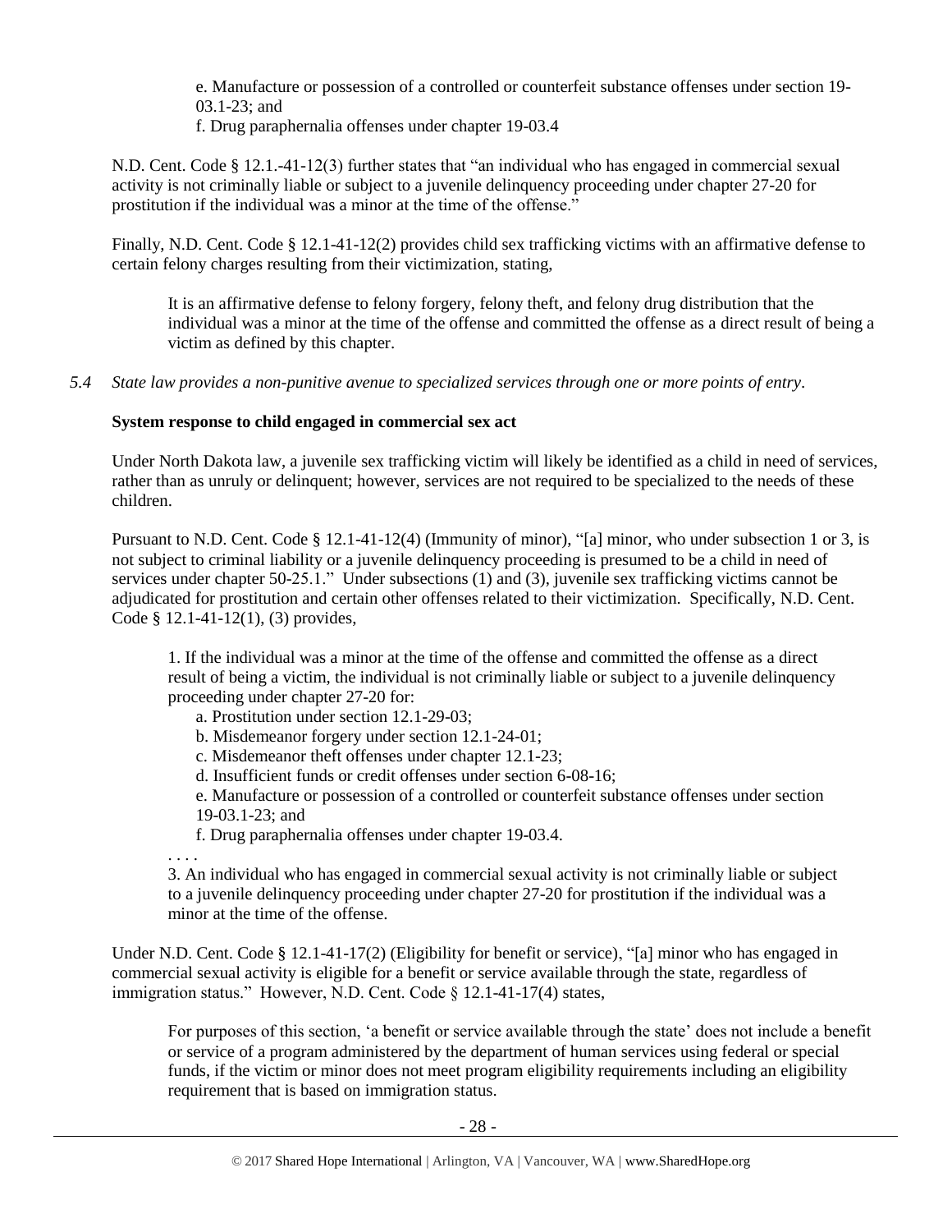> e. Manufacture or possession of a controlled or counterfeit substance offenses under section 19-03.1-23; and
> f. Drug paraphernalia offenses under chapter 19-03.4

N.D. Cent. Code § 12.1.-41-12(3) further states that "an individual who has engaged in commercial sexual activity is not criminally liable or subject to a juvenile delinquency proceeding under chapter 27-20 for prostitution if the individual was a minor at the time of the offense."

Finally, N.D. Cent. Code § 12.1-41-12(2) provides child sex trafficking victims with an affirmative defense to certain felony charges resulting from their victimization, stating,

> It is an affirmative defense to felony forgery, felony theft, and felony drug distribution that the individual was a minor at the time of the offense and committed the offense as a direct result of being a victim as defined by this chapter.

*5.4 State law provides a non-punitive avenue to specialized services through one or more points of entry.*

**System response to child engaged in commercial sex act**

Under North Dakota law, a juvenile sex trafficking victim will likely be identified as a child in need of services, rather than as unruly or delinquent; however, services are not required to be specialized to the needs of these children.

Pursuant to N.D. Cent. Code § 12.1-41-12(4) (Immunity of minor), "[a] minor, who under subsection 1 or 3, is not subject to criminal liability or a juvenile delinquency proceeding is presumed to be a child in need of services under chapter 50-25.1." Under subsections (1) and (3), juvenile sex trafficking victims cannot be adjudicated for prostitution and certain other offenses related to their victimization. Specifically, N.D. Cent. Code § 12.1-41-12(1), (3) provides,

> 1. If the individual was a minor at the time of the offense and committed the offense as a direct result of being a victim, the individual is not criminally liable or subject to a juvenile delinquency proceeding under chapter 27-20 for:
>    a. Prostitution under section 12.1-29-03;
>    b. Misdemeanor forgery under section 12.1-24-01;
>    c. Misdemeanor theft offenses under chapter 12.1-23;
>    d. Insufficient funds or credit offenses under section 6-08-16;
>    e. Manufacture or possession of a controlled or counterfeit substance offenses under section 19-03.1-23; and
>    f. Drug paraphernalia offenses under chapter 19-03.4.
>
> . . . .
>
> 3. An individual who has engaged in commercial sexual activity is not criminally liable or subject to a juvenile delinquency proceeding under chapter 27-20 for prostitution if the individual was a minor at the time of the offense.

Under N.D. Cent. Code § 12.1-41-17(2) (Eligibility for benefit or service), "[a] minor who has engaged in commercial sexual activity is eligible for a benefit or service available through the state, regardless of immigration status." However, N.D. Cent. Code § 12.1-41-17(4) states,

> For purposes of this section, 'a benefit or service available through the state' does not include a benefit or service of a program administered by the department of human services using federal or special funds, if the victim or minor does not meet program eligibility requirements including an eligibility requirement that is based on immigration status.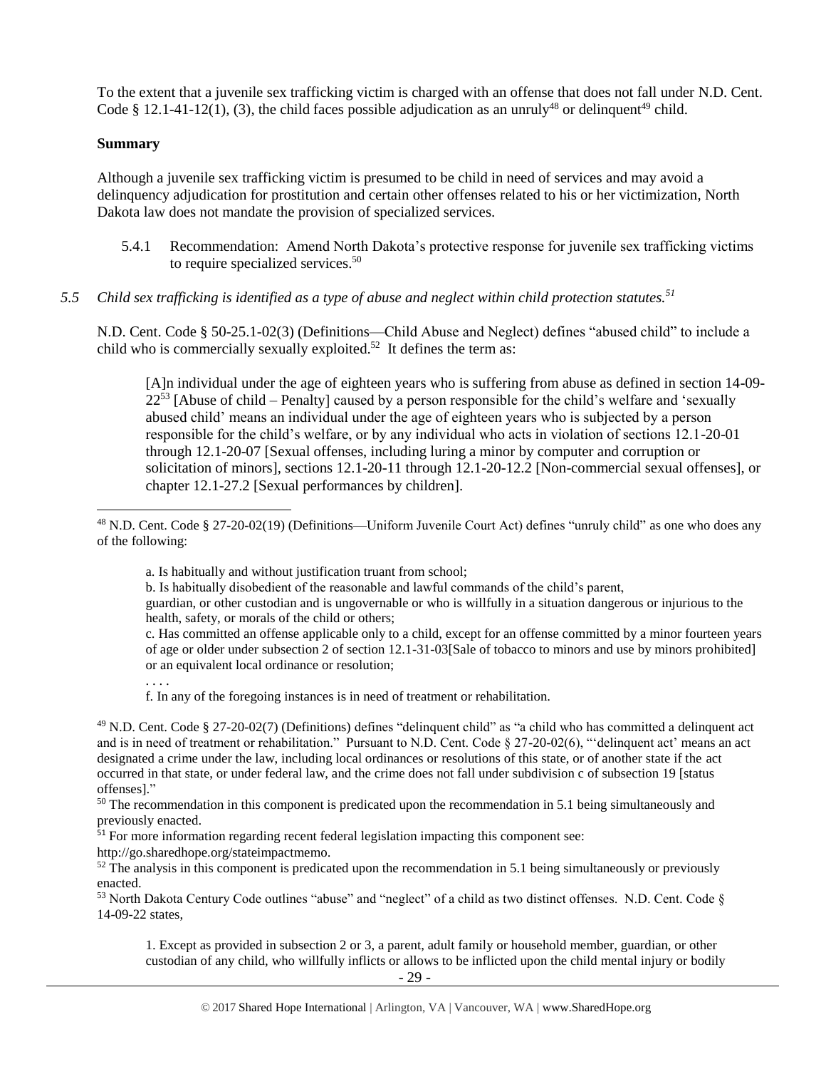To the extent that a juvenile sex trafficking victim is charged with an offense that does not fall under N.D. Cent. Code § 12.1-41-12(1), (3), the child faces possible adjudication as an unruly[48] or delinquent[49] child.

**Summary**

Although a juvenile sex trafficking victim is presumed to be child in need of services and may avoid a delinquency adjudication for prostitution and certain other offenses related to his or her victimization, North Dakota law does not mandate the provision of specialized services.

5.4.1 Recommendation: Amend North Dakota's protective response for juvenile sex trafficking victims to require specialized services.[50]

*5.5 Child sex trafficking is identified as a type of abuse and neglect within child protection statutes.[51]*

N.D. Cent. Code § 50-25.1-02(3) (Definitions—Child Abuse and Neglect) defines "abused child" to include a child who is commercially sexually exploited.[52] It defines the term as:

> [A]n individual under the age of eighteen years who is suffering from abuse as defined in section 14-09-22[53] [Abuse of child – Penalty] caused by a person responsible for the child's welfare and 'sexually abused child' means an individual under the age of eighteen years who is subjected by a person responsible for the child's welfare, or by any individual who acts in violation of sections 12.1-20-01 through 12.1-20-07 [Sexual offenses, including luring a minor by computer and corruption or solicitation of minors], sections 12.1-20-11 through 12.1-20-12.2 [Non-commercial sexual offenses], or chapter 12.1-27.2 [Sexual performances by children].

---

[48] N.D. Cent. Code § 27-20-02(19) (Definitions—Uniform Juvenile Court Act) defines "unruly child" as one who does any of the following:

> a. Is habitually and without justification truant from school;
> b. Is habitually disobedient of the reasonable and lawful commands of the child's parent, guardian, or other custodian and is ungovernable or who is willfully in a situation dangerous or injurious to the health, safety, or morals of the child or others;
> c. Has committed an offense applicable only to a child, except for an offense committed by a minor fourteen years of age or older under subsection 2 of section 12.1-31-03[Sale of tobacco to minors and use by minors prohibited] or an equivalent local ordinance or resolution;
> . . . .
> f. In any of the foregoing instances is in need of treatment or rehabilitation.

[49] N.D. Cent. Code § 27-20-02(7) (Definitions) defines "delinquent child" as "a child who has committed a delinquent act and is in need of treatment or rehabilitation." Pursuant to N.D. Cent. Code § 27-20-02(6), "'delinquent act' means an act designated a crime under the law, including local ordinances or resolutions of this state, or of another state if the act occurred in that state, or under federal law, and the crime does not fall under subdivision c of subsection 19 [status offenses]."

[50] The recommendation in this component is predicated upon the recommendation in 5.1 being simultaneously and previously enacted.

[51] For more information regarding recent federal legislation impacting this component see: http://go.sharedhope.org/stateimpactmemo.

[52] The analysis in this component is predicated upon the recommendation in 5.1 being simultaneously or previously enacted.

[53] North Dakota Century Code outlines "abuse" and "neglect" of a child as two distinct offenses. N.D. Cent. Code § 14-09-22 states,

> 1. Except as provided in subsection 2 or 3, a parent, adult family or household member, guardian, or other custodian of any child, who willfully inflicts or allows to be inflicted upon the child mental injury or bodily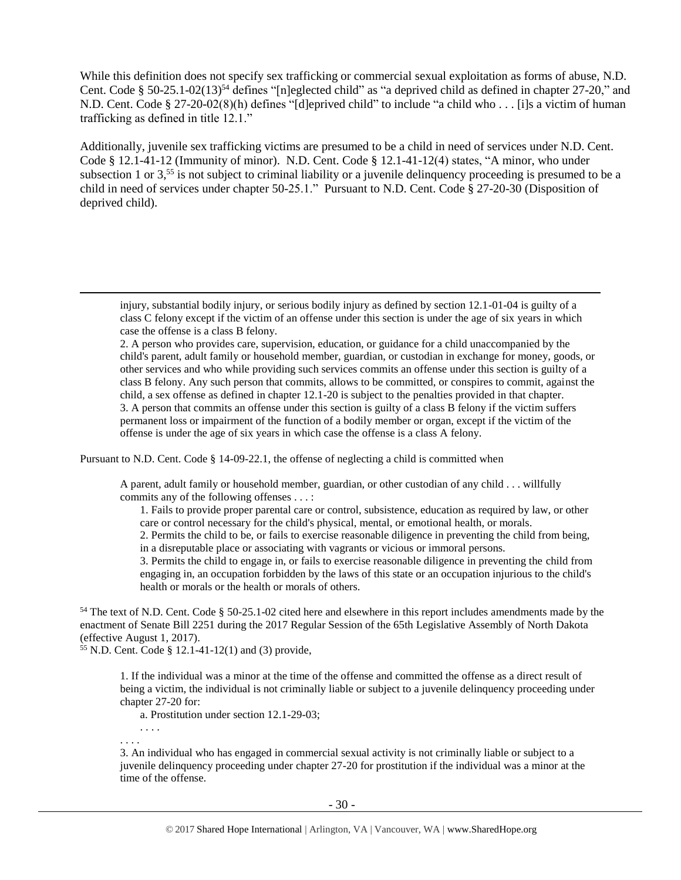While this definition does not specify sex trafficking or commercial sexual exploitation as forms of abuse, N.D. Cent. Code § 50-25.1-02(13)[54] defines "[n]eglected child" as "a deprived child as defined in chapter 27-20," and N.D. Cent. Code § 27-20-02(8)(h) defines "[d]eprived child" to include "a child who . . . [i]s a victim of human trafficking as defined in title 12.1."

Additionally, juvenile sex trafficking victims are presumed to be a child in need of services under N.D. Cent. Code § 12.1-41-12 (Immunity of minor). N.D. Cent. Code § 12.1-41-12(4) states, "A minor, who under subsection 1 or 3,[55] is not subject to criminal liability or a juvenile delinquency proceeding is presumed to be a child in need of services under chapter 50-25.1." Pursuant to N.D. Cent. Code § 27-20-30 (Disposition of deprived child).

---

> injury, substantial bodily injury, or serious bodily injury as defined by section 12.1-01-04 is guilty of a class C felony except if the victim of an offense under this section is under the age of six years in which case the offense is a class B felony.
>
> 2. A person who provides care, supervision, education, or guidance for a child unaccompanied by the child's parent, adult family or household member, guardian, or custodian in exchange for money, goods, or other services and who while providing such services commits an offense under this section is guilty of a class B felony. Any such person that commits, allows to be committed, or conspires to commit, against the child, a sex offense as defined in chapter 12.1-20 is subject to the penalties provided in that chapter.
>
> 3. A person that commits an offense under this section is guilty of a class B felony if the victim suffers permanent loss or impairment of the function of a bodily member or organ, except if the victim of the offense is under the age of six years in which case the offense is a class A felony.

Pursuant to N.D. Cent. Code § 14-09-22.1, the offense of neglecting a child is committed when

> A parent, adult family or household member, guardian, or other custodian of any child . . . willfully commits any of the following offenses . . . :
>
> 1. Fails to provide proper parental care or control, subsistence, education as required by law, or other care or control necessary for the child's physical, mental, or emotional health, or morals.
>
> 2. Permits the child to be, or fails to exercise reasonable diligence in preventing the child from being, in a disreputable place or associating with vagrants or vicious or immoral persons.
>
> 3. Permits the child to engage in, or fails to exercise reasonable diligence in preventing the child from engaging in, an occupation forbidden by the laws of this state or an occupation injurious to the child's health or morals or the health or morals of others.

[54] The text of N.D. Cent. Code § 50-25.1-02 cited here and elsewhere in this report includes amendments made by the enactment of Senate Bill 2251 during the 2017 Regular Session of the 65th Legislative Assembly of North Dakota (effective August 1, 2017).

[55] N.D. Cent. Code § 12.1-41-12(1) and (3) provide,

> 1. If the individual was a minor at the time of the offense and committed the offense as a direct result of being a victim, the individual is not criminally liable or subject to a juvenile delinquency proceeding under chapter 27-20 for:
>
> a. Prostitution under section 12.1-29-03;
>
> . . . .
>
> . . . .
>
> 3. An individual who has engaged in commercial sexual activity is not criminally liable or subject to a juvenile delinquency proceeding under chapter 27-20 for prostitution if the individual was a minor at the time of the offense.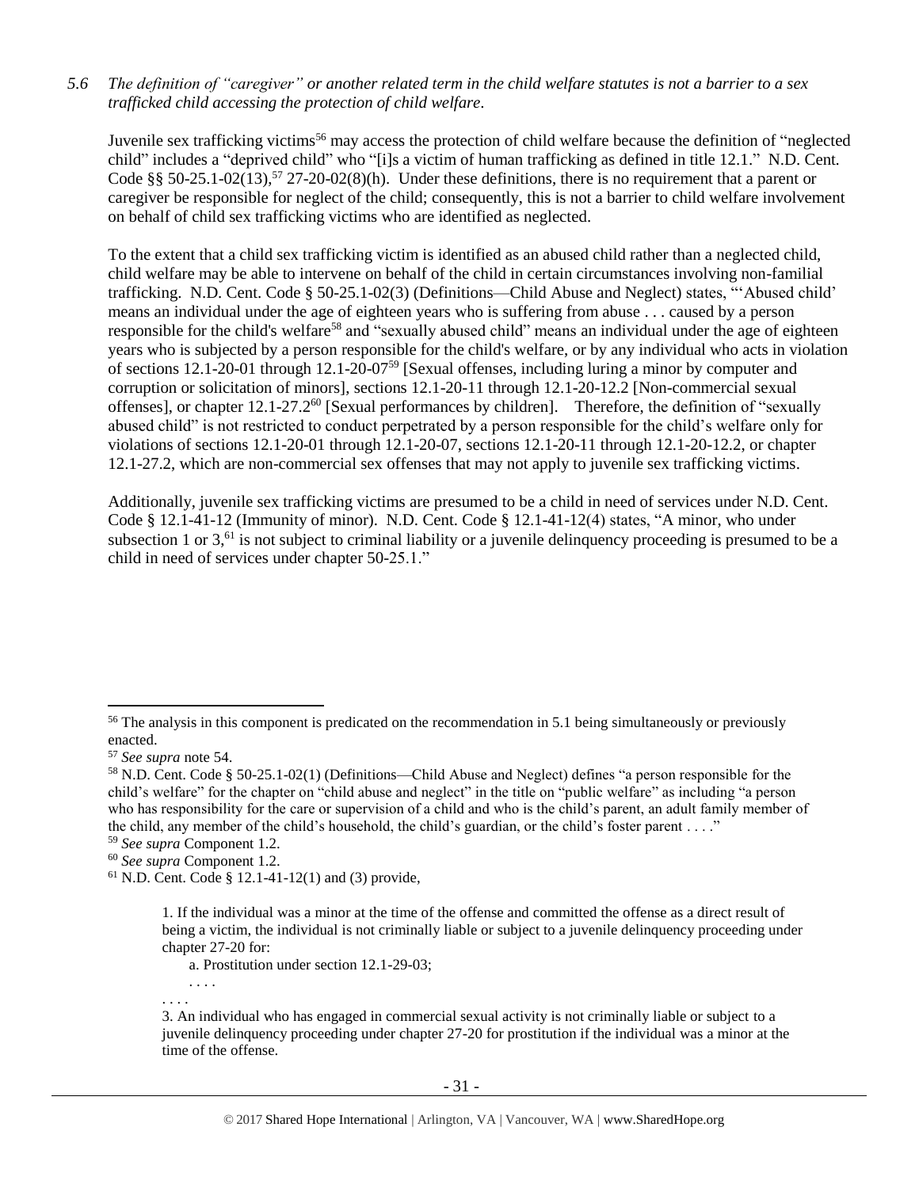*5.6 The definition of "caregiver" or another related term in the child welfare statutes is not a barrier to a sex trafficked child accessing the protection of child welfare.*

Juvenile sex trafficking victims[56] may access the protection of child welfare because the definition of "neglected child" includes a "deprived child" who "[i]s a victim of human trafficking as defined in title 12.1." N.D. Cent. Code §§ 50-25.1-02(13),[57] 27-20-02(8)(h). Under these definitions, there is no requirement that a parent or caregiver be responsible for neglect of the child; consequently, this is not a barrier to child welfare involvement on behalf of child sex trafficking victims who are identified as neglected.

To the extent that a child sex trafficking victim is identified as an abused child rather than a neglected child, child welfare may be able to intervene on behalf of the child in certain circumstances involving non-familial trafficking. N.D. Cent. Code § 50-25.1-02(3) (Definitions—Child Abuse and Neglect) states, "'Abused child' means an individual under the age of eighteen years who is suffering from abuse . . . caused by a person responsible for the child's welfare[58] and "sexually abused child" means an individual under the age of eighteen years who is subjected by a person responsible for the child's welfare, or by any individual who acts in violation of sections 12.1-20-01 through 12.1-20-07[59] [Sexual offenses, including luring a minor by computer and corruption or solicitation of minors], sections 12.1-20-11 through 12.1-20-12.2 [Non-commercial sexual offenses], or chapter 12.1-27.2[60] [Sexual performances by children]. Therefore, the definition of "sexually abused child" is not restricted to conduct perpetrated by a person responsible for the child's welfare only for violations of sections 12.1-20-01 through 12.1-20-07, sections 12.1-20-11 through 12.1-20-12.2, or chapter 12.1-27.2, which are non-commercial sex offenses that may not apply to juvenile sex trafficking victims.

Additionally, juvenile sex trafficking victims are presumed to be a child in need of services under N.D. Cent. Code § 12.1-41-12 (Immunity of minor). N.D. Cent. Code § 12.1-41-12(4) states, "A minor, who under subsection 1 or 3,[61] is not subject to criminal liability or a juvenile delinquency proceeding is presumed to be a child in need of services under chapter 50-25.1."

---

[56] The analysis in this component is predicated on the recommendation in 5.1 being simultaneously or previously enacted.

[57] *See supra* note 54.

[58] N.D. Cent. Code § 50-25.1-02(1) (Definitions—Child Abuse and Neglect) defines "a person responsible for the child's welfare" for the chapter on "child abuse and neglect" in the title on "public welfare" as including "a person who has responsibility for the care or supervision of a child and who is the child's parent, an adult family member of the child, any member of the child's household, the child's guardian, or the child's foster parent . . . ."

[59] *See supra* Component 1.2.

[60] *See supra* Component 1.2.

[61] N.D. Cent. Code § 12.1-41-12(1) and (3) provide,

> 1. If the individual was a minor at the time of the offense and committed the offense as a direct result of being a victim, the individual is not criminally liable or subject to a juvenile delinquency proceeding under chapter 27-20 for:
>
> a. Prostitution under section 12.1-29-03;
>
> . . . .
>
> . . . .
>
> 3. An individual who has engaged in commercial sexual activity is not criminally liable or subject to a juvenile delinquency proceeding under chapter 27-20 for prostitution if the individual was a minor at the time of the offense.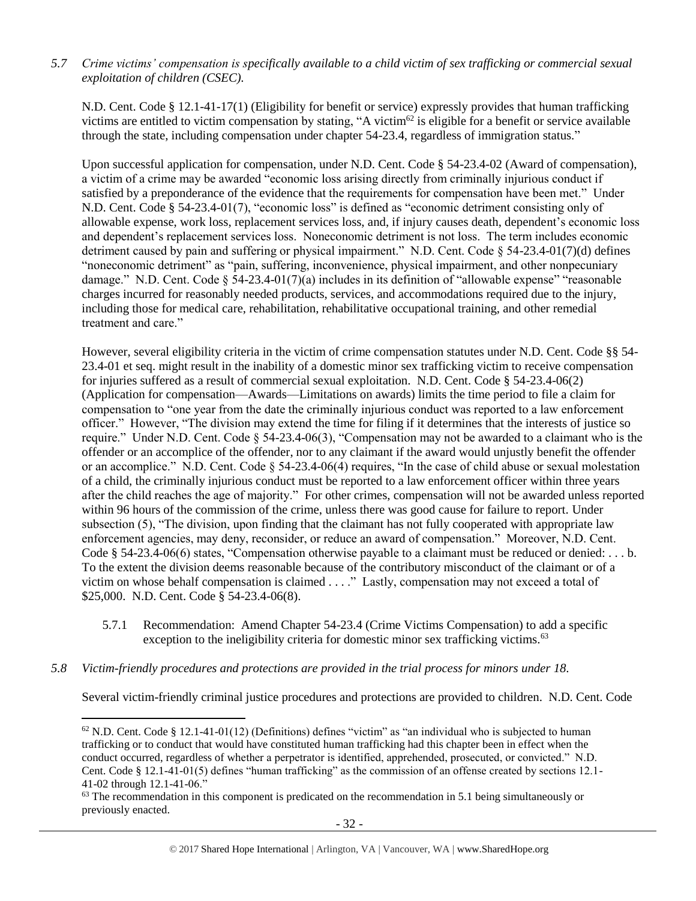*5.7 Crime victims' compensation is specifically available to a child victim of sex trafficking or commercial sexual exploitation of children (CSEC).*

N.D. Cent. Code § 12.1-41-17(1) (Eligibility for benefit or service) expressly provides that human trafficking victims are entitled to victim compensation by stating, "A victim[62] is eligible for a benefit or service available through the state, including compensation under chapter 54-23.4, regardless of immigration status."

Upon successful application for compensation, under N.D. Cent. Code § 54-23.4-02 (Award of compensation), a victim of a crime may be awarded "economic loss arising directly from criminally injurious conduct if satisfied by a preponderance of the evidence that the requirements for compensation have been met." Under N.D. Cent. Code § 54-23.4-01(7), "economic loss" is defined as "economic detriment consisting only of allowable expense, work loss, replacement services loss, and, if injury causes death, dependent's economic loss and dependent's replacement services loss. Noneconomic detriment is not loss. The term includes economic detriment caused by pain and suffering or physical impairment." N.D. Cent. Code § 54-23.4-01(7)(d) defines "noneconomic detriment" as "pain, suffering, inconvenience, physical impairment, and other nonpecuniary damage." N.D. Cent. Code § 54-23.4-01(7)(a) includes in its definition of "allowable expense" "reasonable charges incurred for reasonably needed products, services, and accommodations required due to the injury, including those for medical care, rehabilitation, rehabilitative occupational training, and other remedial treatment and care."

However, several eligibility criteria in the victim of crime compensation statutes under N.D. Cent. Code §§ 54-23.4-01 et seq. might result in the inability of a domestic minor sex trafficking victim to receive compensation for injuries suffered as a result of commercial sexual exploitation. N.D. Cent. Code § 54-23.4-06(2) (Application for compensation—Awards—Limitations on awards) limits the time period to file a claim for compensation to "one year from the date the criminally injurious conduct was reported to a law enforcement officer." However, "The division may extend the time for filing if it determines that the interests of justice so require." Under N.D. Cent. Code § 54-23.4-06(3), "Compensation may not be awarded to a claimant who is the offender or an accomplice of the offender, nor to any claimant if the award would unjustly benefit the offender or an accomplice." N.D. Cent. Code § 54-23.4-06(4) requires, "In the case of child abuse or sexual molestation of a child, the criminally injurious conduct must be reported to a law enforcement officer within three years after the child reaches the age of majority." For other crimes, compensation will not be awarded unless reported within 96 hours of the commission of the crime, unless there was good cause for failure to report. Under subsection (5), "The division, upon finding that the claimant has not fully cooperated with appropriate law enforcement agencies, may deny, reconsider, or reduce an award of compensation." Moreover, N.D. Cent. Code § 54-23.4-06(6) states, "Compensation otherwise payable to a claimant must be reduced or denied: . . . b. To the extent the division deems reasonable because of the contributory misconduct of the claimant or of a victim on whose behalf compensation is claimed . . . ." Lastly, compensation may not exceed a total of $25,000. N.D. Cent. Code § 54-23.4-06(8).

5.7.1 Recommendation: Amend Chapter 54-23.4 (Crime Victims Compensation) to add a specific exception to the ineligibility criteria for domestic minor sex trafficking victims.[63]

*5.8 Victim-friendly procedures and protections are provided in the trial process for minors under 18.*

Several victim-friendly criminal justice procedures and protections are provided to children. N.D. Cent. Code

---

[62] N.D. Cent. Code § 12.1-41-01(12) (Definitions) defines "victim" as "an individual who is subjected to human trafficking or to conduct that would have constituted human trafficking had this chapter been in effect when the conduct occurred, regardless of whether a perpetrator is identified, apprehended, prosecuted, or convicted." N.D. Cent. Code § 12.1-41-01(5) defines "human trafficking" as the commission of an offense created by sections 12.1-41-02 through 12.1-41-06."

[63] The recommendation in this component is predicated on the recommendation in 5.1 being simultaneously or previously enacted.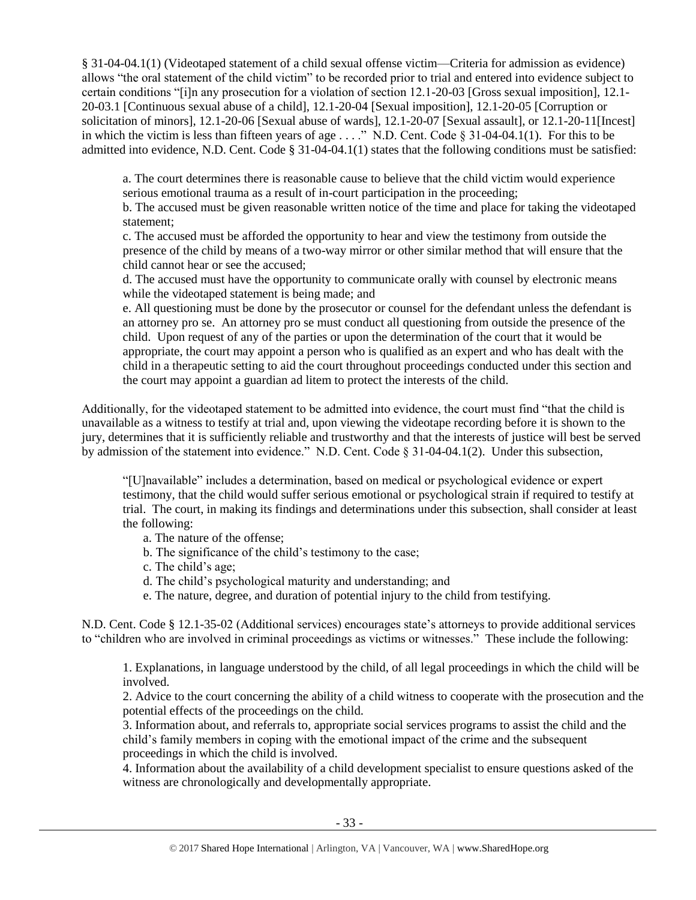§ 31-04-04.1(1) (Videotaped statement of a child sexual offense victim—Criteria for admission as evidence) allows "the oral statement of the child victim" to be recorded prior to trial and entered into evidence subject to certain conditions "[i]n any prosecution for a violation of section 12.1-20-03 [Gross sexual imposition], 12.1-20-03.1 [Continuous sexual abuse of a child], 12.1-20-04 [Sexual imposition], 12.1-20-05 [Corruption or solicitation of minors], 12.1-20-06 [Sexual abuse of wards], 12.1-20-07 [Sexual assault], or 12.1-20-11[Incest] in which the victim is less than fifteen years of age . . . ." N.D. Cent. Code § 31-04-04.1(1). For this to be admitted into evidence, N.D. Cent. Code § 31-04-04.1(1) states that the following conditions must be satisfied:

> a. The court determines there is reasonable cause to believe that the child victim would experience serious emotional trauma as a result of in-court participation in the proceeding;
> b. The accused must be given reasonable written notice of the time and place for taking the videotaped statement;
> c. The accused must be afforded the opportunity to hear and view the testimony from outside the presence of the child by means of a two-way mirror or other similar method that will ensure that the child cannot hear or see the accused;
> d. The accused must have the opportunity to communicate orally with counsel by electronic means while the videotaped statement is being made; and
> e. All questioning must be done by the prosecutor or counsel for the defendant unless the defendant is an attorney pro se. An attorney pro se must conduct all questioning from outside the presence of the child. Upon request of any of the parties or upon the determination of the court that it would be appropriate, the court may appoint a person who is qualified as an expert and who has dealt with the child in a therapeutic setting to aid the court throughout proceedings conducted under this section and the court may appoint a guardian ad litem to protect the interests of the child.

Additionally, for the videotaped statement to be admitted into evidence, the court must find "that the child is unavailable as a witness to testify at trial and, upon viewing the videotape recording before it is shown to the jury, determines that it is sufficiently reliable and trustworthy and that the interests of justice will best be served by admission of the statement into evidence." N.D. Cent. Code § 31-04-04.1(2). Under this subsection,

> "[U]navailable" includes a determination, based on medical or psychological evidence or expert testimony, that the child would suffer serious emotional or psychological strain if required to testify at trial. The court, in making its findings and determinations under this subsection, shall consider at least the following:
> 
> a. The nature of the offense;
> b. The significance of the child's testimony to the case;
> c. The child's age;
> d. The child's psychological maturity and understanding; and
> e. The nature, degree, and duration of potential injury to the child from testifying.

N.D. Cent. Code § 12.1-35-02 (Additional services) encourages state's attorneys to provide additional services to "children who are involved in criminal proceedings as victims or witnesses." These include the following:

> 1. Explanations, in language understood by the child, of all legal proceedings in which the child will be involved.
> 2. Advice to the court concerning the ability of a child witness to cooperate with the prosecution and the potential effects of the proceedings on the child.
> 3. Information about, and referrals to, appropriate social services programs to assist the child and the child's family members in coping with the emotional impact of the crime and the subsequent proceedings in which the child is involved.
> 4. Information about the availability of a child development specialist to ensure questions asked of the witness are chronologically and developmentally appropriate.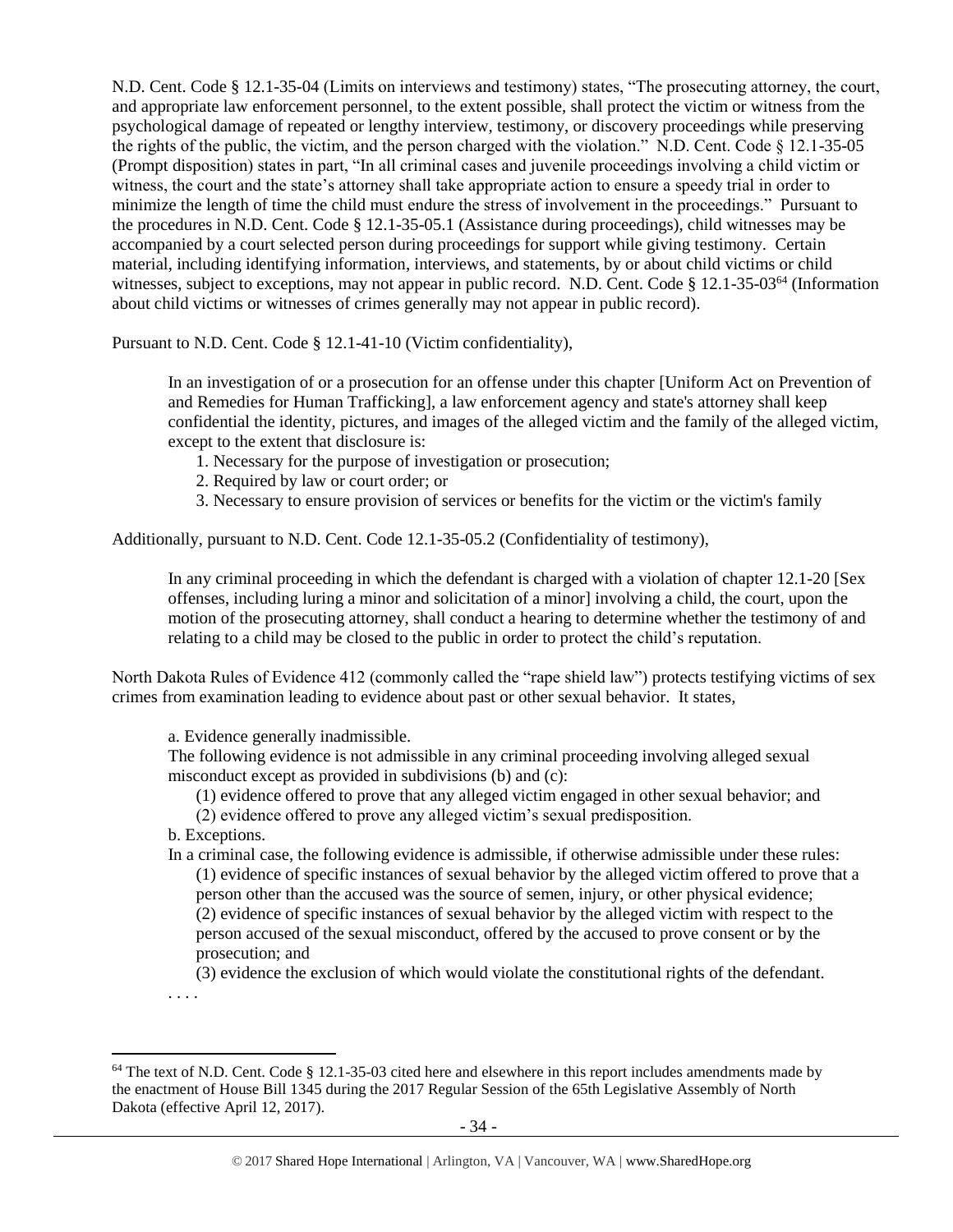N.D. Cent. Code § 12.1-35-04 (Limits on interviews and testimony) states, "The prosecuting attorney, the court, and appropriate law enforcement personnel, to the extent possible, shall protect the victim or witness from the psychological damage of repeated or lengthy interview, testimony, or discovery proceedings while preserving the rights of the public, the victim, and the person charged with the violation." N.D. Cent. Code § 12.1-35-05 (Prompt disposition) states in part, "In all criminal cases and juvenile proceedings involving a child victim or witness, the court and the state's attorney shall take appropriate action to ensure a speedy trial in order to minimize the length of time the child must endure the stress of involvement in the proceedings." Pursuant to the procedures in N.D. Cent. Code § 12.1-35-05.1 (Assistance during proceedings), child witnesses may be accompanied by a court selected person during proceedings for support while giving testimony. Certain material, including identifying information, interviews, and statements, by or about child victims or child witnesses, subject to exceptions, may not appear in public record. N.D. Cent. Code § 12.1-35-03[64] (Information about child victims or witnesses of crimes generally may not appear in public record).

Pursuant to N.D. Cent. Code § 12.1-41-10 (Victim confidentiality),

> In an investigation of or a prosecution for an offense under this chapter [Uniform Act on Prevention of and Remedies for Human Trafficking], a law enforcement agency and state's attorney shall keep confidential the identity, pictures, and images of the alleged victim and the family of the alleged victim, except to the extent that disclosure is:
>
> 1. Necessary for the purpose of investigation or prosecution;
> 2. Required by law or court order; or
> 3. Necessary to ensure provision of services or benefits for the victim or the victim's family

Additionally, pursuant to N.D. Cent. Code 12.1-35-05.2 (Confidentiality of testimony),

> In any criminal proceeding in which the defendant is charged with a violation of chapter 12.1-20 [Sex offenses, including luring a minor and solicitation of a minor] involving a child, the court, upon the motion of the prosecuting attorney, shall conduct a hearing to determine whether the testimony of and relating to a child may be closed to the public in order to protect the child's reputation.

North Dakota Rules of Evidence 412 (commonly called the "rape shield law") protects testifying victims of sex crimes from examination leading to evidence about past or other sexual behavior. It states,

> a. Evidence generally inadmissible.
> The following evidence is not admissible in any criminal proceeding involving alleged sexual misconduct except as provided in subdivisions (b) and (c):
>
> (1) evidence offered to prove that any alleged victim engaged in other sexual behavior; and
> (2) evidence offered to prove any alleged victim's sexual predisposition.
>
> b. Exceptions.
> In a criminal case, the following evidence is admissible, if otherwise admissible under these rules:
>
> (1) evidence of specific instances of sexual behavior by the alleged victim offered to prove that a person other than the accused was the source of semen, injury, or other physical evidence;
> (2) evidence of specific instances of sexual behavior by the alleged victim with respect to the person accused of the sexual misconduct, offered by the accused to prove consent or by the prosecution; and
> (3) evidence the exclusion of which would violate the constitutional rights of the defendant.
>
> . . . .

[64] The text of N.D. Cent. Code § 12.1-35-03 cited here and elsewhere in this report includes amendments made by the enactment of House Bill 1345 during the 2017 Regular Session of the 65th Legislative Assembly of North Dakota (effective April 12, 2017).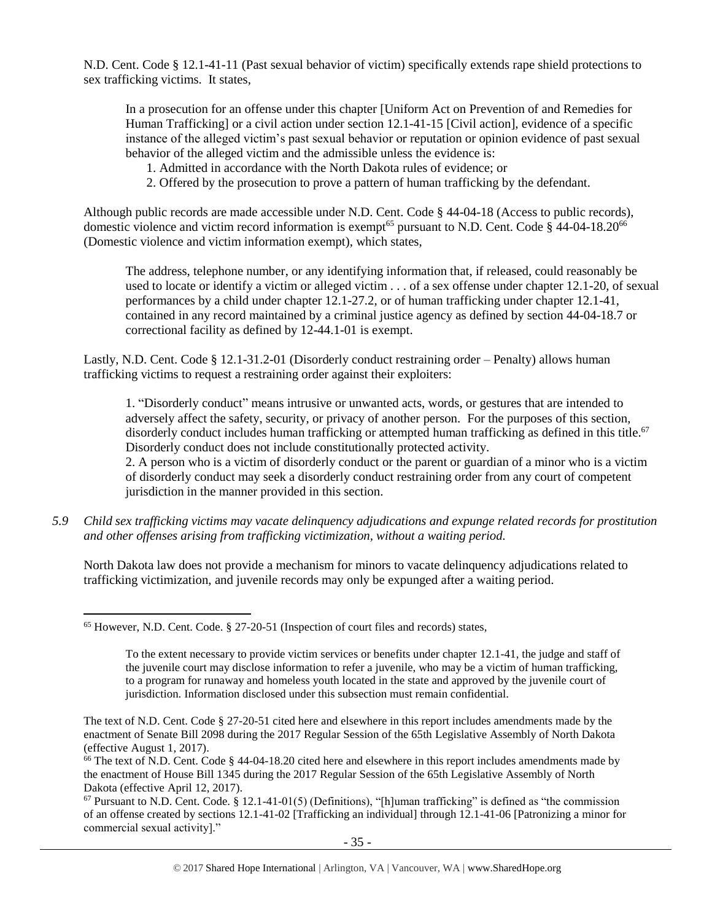N.D. Cent. Code § 12.1-41-11 (Past sexual behavior of victim) specifically extends rape shield protections to sex trafficking victims. It states,

> In a prosecution for an offense under this chapter [Uniform Act on Prevention of and Remedies for Human Trafficking] or a civil action under section 12.1-41-15 [Civil action], evidence of a specific instance of the alleged victim's past sexual behavior or reputation or opinion evidence of past sexual behavior of the alleged victim and the admissible unless the evidence is:
>
> 1. Admitted in accordance with the North Dakota rules of evidence; or
> 2. Offered by the prosecution to prove a pattern of human trafficking by the defendant.

Although public records are made accessible under N.D. Cent. Code § 44-04-18 (Access to public records), domestic violence and victim record information is exempt[65] pursuant to N.D. Cent. Code § 44-04-18.20[66] (Domestic violence and victim information exempt), which states,

> The address, telephone number, or any identifying information that, if released, could reasonably be used to locate or identify a victim or alleged victim . . . of a sex offense under chapter 12.1-20, of sexual performances by a child under chapter 12.1-27.2, or of human trafficking under chapter 12.1-41, contained in any record maintained by a criminal justice agency as defined by section 44-04-18.7 or correctional facility as defined by 12-44.1-01 is exempt.

Lastly, N.D. Cent. Code § 12.1-31.2-01 (Disorderly conduct restraining order – Penalty) allows human trafficking victims to request a restraining order against their exploiters:

> 1. "Disorderly conduct" means intrusive or unwanted acts, words, or gestures that are intended to adversely affect the safety, security, or privacy of another person. For the purposes of this section, disorderly conduct includes human trafficking or attempted human trafficking as defined in this title.[67] Disorderly conduct does not include constitutionally protected activity.
> 2. A person who is a victim of disorderly conduct or the parent or guardian of a minor who is a victim of disorderly conduct may seek a disorderly conduct restraining order from any court of competent jurisdiction in the manner provided in this section.

*5.9 Child sex trafficking victims may vacate delinquency adjudications and expunge related records for prostitution and other offenses arising from trafficking victimization, without a waiting period.*

North Dakota law does not provide a mechanism for minors to vacate delinquency adjudications related to trafficking victimization, and juvenile records may only be expunged after a waiting period.

---

[65] However, N.D. Cent. Code. § 27-20-51 (Inspection of court files and records) states,

> To the extent necessary to provide victim services or benefits under chapter 12.1-41, the judge and staff of the juvenile court may disclose information to refer a juvenile, who may be a victim of human trafficking, to a program for runaway and homeless youth located in the state and approved by the juvenile court of jurisdiction. Information disclosed under this subsection must remain confidential.

The text of N.D. Cent. Code § 27-20-51 cited here and elsewhere in this report includes amendments made by the enactment of Senate Bill 2098 during the 2017 Regular Session of the 65th Legislative Assembly of North Dakota (effective August 1, 2017).

[66] The text of N.D. Cent. Code § 44-04-18.20 cited here and elsewhere in this report includes amendments made by the enactment of House Bill 1345 during the 2017 Regular Session of the 65th Legislative Assembly of North Dakota (effective April 12, 2017).

[67] Pursuant to N.D. Cent. Code. § 12.1-41-01(5) (Definitions), "[h]uman trafficking" is defined as "the commission of an offense created by sections 12.1-41-02 [Trafficking an individual] through 12.1-41-06 [Patronizing a minor for commercial sexual activity]."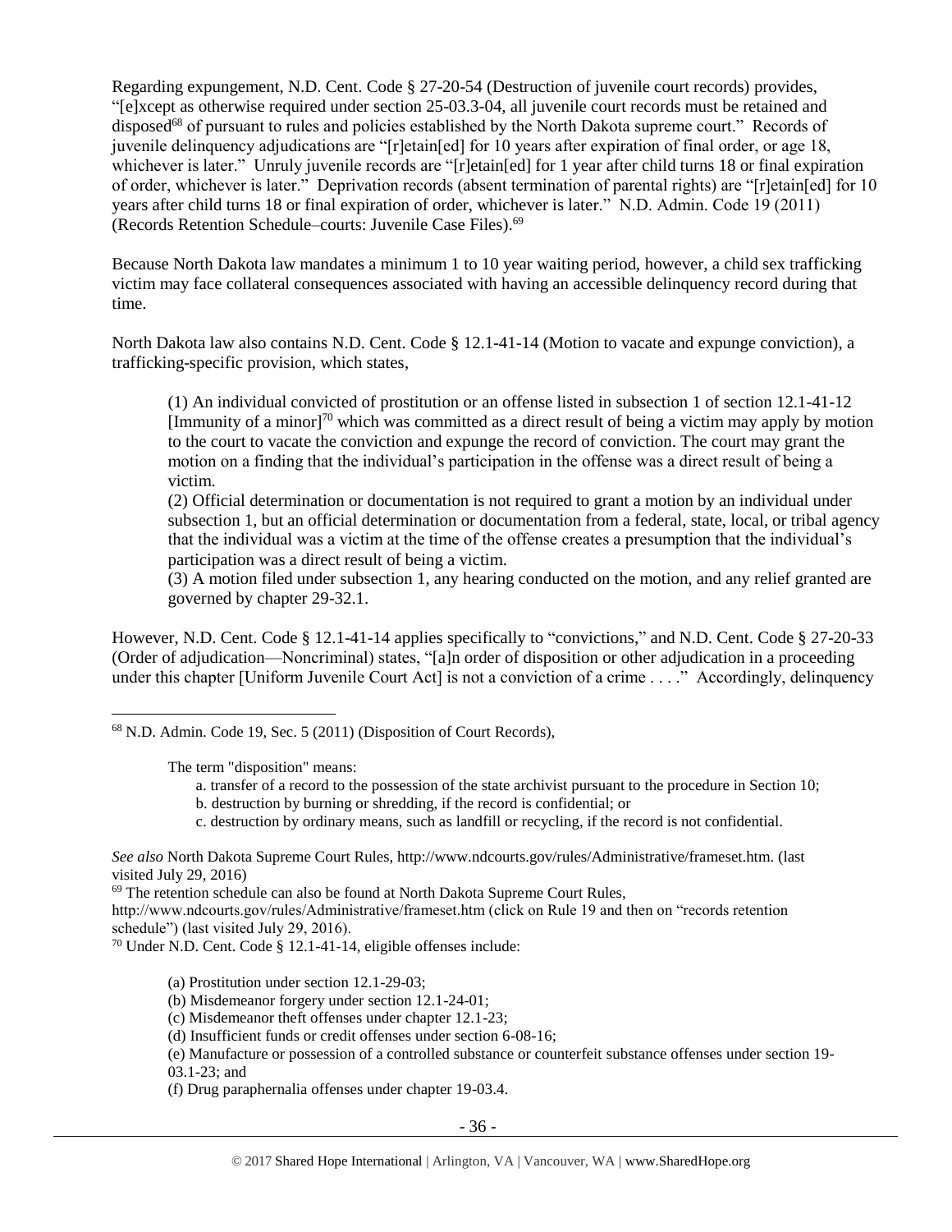Regarding expungement, N.D. Cent. Code § 27-20-54 (Destruction of juvenile court records) provides, "[e]xcept as otherwise required under section 25-03.3-04, all juvenile court records must be retained and disposed[68] of pursuant to rules and policies established by the North Dakota supreme court." Records of juvenile delinquency adjudications are "[r]etain[ed] for 10 years after expiration of final order, or age 18, whichever is later." Unruly juvenile records are "[r]etain[ed] for 1 year after child turns 18 or final expiration of order, whichever is later." Deprivation records (absent termination of parental rights) are "[r]etain[ed] for 10 years after child turns 18 or final expiration of order, whichever is later." N.D. Admin. Code 19 (2011) (Records Retention Schedule–courts: Juvenile Case Files).[69]

Because North Dakota law mandates a minimum 1 to 10 year waiting period, however, a child sex trafficking victim may face collateral consequences associated with having an accessible delinquency record during that time.

North Dakota law also contains N.D. Cent. Code § 12.1-41-14 (Motion to vacate and expunge conviction), a trafficking-specific provision, which states,

> (1) An individual convicted of prostitution or an offense listed in subsection 1 of section 12.1-41-12 [Immunity of a minor][70] which was committed as a direct result of being a victim may apply by motion to the court to vacate the conviction and expunge the record of conviction. The court may grant the motion on a finding that the individual's participation in the offense was a direct result of being a victim.
>
> (2) Official determination or documentation is not required to grant a motion by an individual under subsection 1, but an official determination or documentation from a federal, state, local, or tribal agency that the individual was a victim at the time of the offense creates a presumption that the individual's participation was a direct result of being a victim.
>
> (3) A motion filed under subsection 1, any hearing conducted on the motion, and any relief granted are governed by chapter 29-32.1.

However, N.D. Cent. Code § 12.1-41-14 applies specifically to "convictions," and N.D. Cent. Code § 27-20-33 (Order of adjudication—Noncriminal) states, "[a]n order of disposition or other adjudication in a proceeding under this chapter [Uniform Juvenile Court Act] is not a conviction of a crime . . . ." Accordingly, delinquency

---

[68] N.D. Admin. Code 19, Sec. 5 (2011) (Disposition of Court Records),

> The term "disposition" means:
>
> a. transfer of a record to the possession of the state archivist pursuant to the procedure in Section 10;
> b. destruction by burning or shredding, if the record is confidential; or
> c. destruction by ordinary means, such as landfill or recycling, if the record is not confidential.

*See also* North Dakota Supreme Court Rules, http://www.ndcourts.gov/rules/Administrative/frameset.htm. (last visited July 29, 2016)

[69] The retention schedule can also be found at North Dakota Supreme Court Rules, http://www.ndcourts.gov/rules/Administrative/frameset.htm (click on Rule 19 and then on "records retention schedule") (last visited July 29, 2016).

[70] Under N.D. Cent. Code § 12.1-41-14, eligible offenses include:

> (a) Prostitution under section 12.1-29-03;
> (b) Misdemeanor forgery under section 12.1-24-01;
> (c) Misdemeanor theft offenses under chapter 12.1-23;
> (d) Insufficient funds or credit offenses under section 6-08-16;
> (e) Manufacture or possession of a controlled substance or counterfeit substance offenses under section 19-03.1-23; and
> (f) Drug paraphernalia offenses under chapter 19-03.4.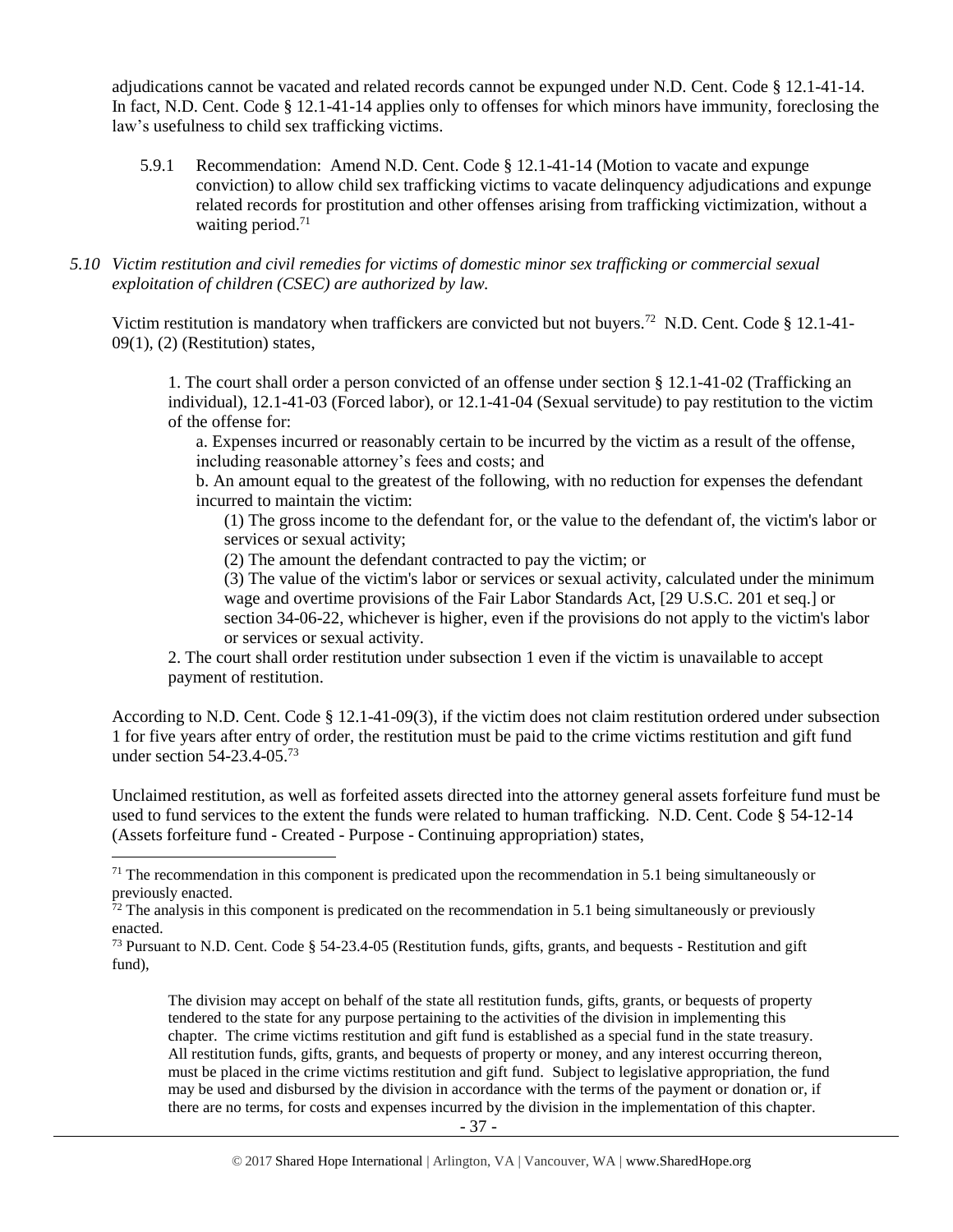adjudications cannot be vacated and related records cannot be expunged under N.D. Cent. Code § 12.1-41-14. In fact, N.D. Cent. Code § 12.1-41-14 applies only to offenses for which minors have immunity, foreclosing the law's usefulness to child sex trafficking victims.

5.9.1 Recommendation: Amend N.D. Cent. Code § 12.1-41-14 (Motion to vacate and expunge conviction) to allow child sex trafficking victims to vacate delinquency adjudications and expunge related records for prostitution and other offenses arising from trafficking victimization, without a waiting period.[71]

*5.10 Victim restitution and civil remedies for victims of domestic minor sex trafficking or commercial sexual exploitation of children (CSEC) are authorized by law.*

Victim restitution is mandatory when traffickers are convicted but not buyers.[72] N.D. Cent. Code § 12.1-41-09(1), (2) (Restitution) states,

> 1. The court shall order a person convicted of an offense under section § 12.1-41-02 (Trafficking an individual), 12.1-41-03 (Forced labor), or 12.1-41-04 (Sexual servitude) to pay restitution to the victim of the offense for:
>
> a. Expenses incurred or reasonably certain to be incurred by the victim as a result of the offense, including reasonable attorney's fees and costs; and
>
> b. An amount equal to the greatest of the following, with no reduction for expenses the defendant incurred to maintain the victim:
>
> (1) The gross income to the defendant for, or the value to the defendant of, the victim's labor or services or sexual activity;
>
> (2) The amount the defendant contracted to pay the victim; or
>
> (3) The value of the victim's labor or services or sexual activity, calculated under the minimum wage and overtime provisions of the Fair Labor Standards Act, [29 U.S.C. 201 et seq.] or section 34-06-22, whichever is higher, even if the provisions do not apply to the victim's labor or services or sexual activity.
>
> 2. The court shall order restitution under subsection 1 even if the victim is unavailable to accept payment of restitution.

According to N.D. Cent. Code § 12.1-41-09(3), if the victim does not claim restitution ordered under subsection 1 for five years after entry of order, the restitution must be paid to the crime victims restitution and gift fund under section 54-23.4-05.[73]

Unclaimed restitution, as well as forfeited assets directed into the attorney general assets forfeiture fund must be used to fund services to the extent the funds were related to human trafficking. N.D. Cent. Code § 54-12-14 (Assets forfeiture fund - Created - Purpose - Continuing appropriation) states,

---

[71] The recommendation in this component is predicated upon the recommendation in 5.1 being simultaneously or previously enacted.

[72] The analysis in this component is predicated on the recommendation in 5.1 being simultaneously or previously enacted.

[73] Pursuant to N.D. Cent. Code § 54-23.4-05 (Restitution funds, gifts, grants, and bequests - Restitution and gift fund),

> The division may accept on behalf of the state all restitution funds, gifts, grants, or bequests of property tendered to the state for any purpose pertaining to the activities of the division in implementing this chapter. The crime victims restitution and gift fund is established as a special fund in the state treasury. All restitution funds, gifts, grants, and bequests of property or money, and any interest occurring thereon, must be placed in the crime victims restitution and gift fund. Subject to legislative appropriation, the fund may be used and disbursed by the division in accordance with the terms of the payment or donation or, if there are no terms, for costs and expenses incurred by the division in the implementation of this chapter.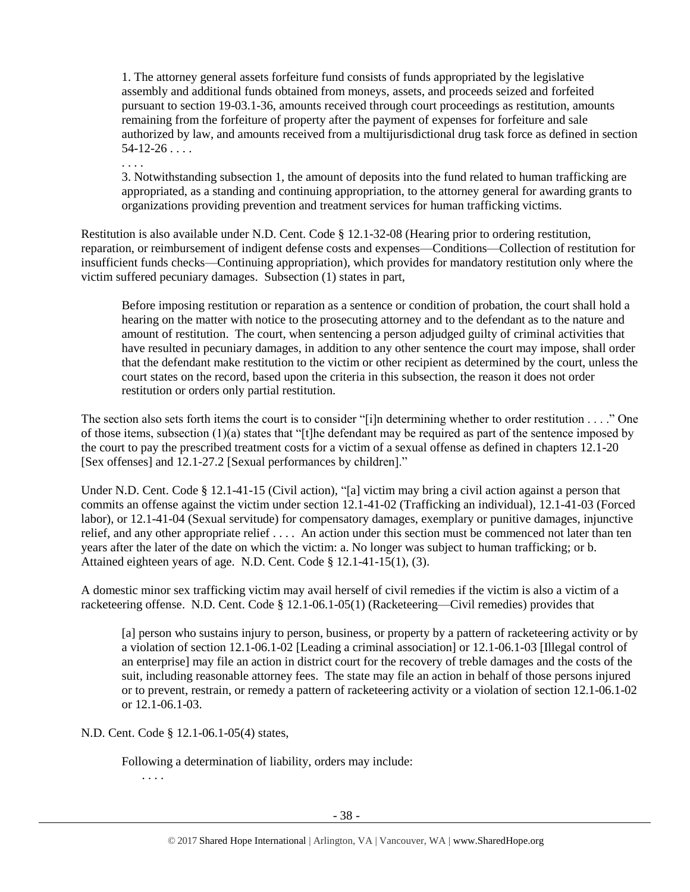> 1. The attorney general assets forfeiture fund consists of funds appropriated by the legislative assembly and additional funds obtained from moneys, assets, and proceeds seized and forfeited pursuant to section 19-03.1-36, amounts received through court proceedings as restitution, amounts remaining from the forfeiture of property after the payment of expenses for forfeiture and sale authorized by law, and amounts received from a multijurisdictional drug task force as defined in section 54-12-26 . . . .
>
> . . . .
>
> 3. Notwithstanding subsection 1, the amount of deposits into the fund related to human trafficking are appropriated, as a standing and continuing appropriation, to the attorney general for awarding grants to organizations providing prevention and treatment services for human trafficking victims.

Restitution is also available under N.D. Cent. Code § 12.1-32-08 (Hearing prior to ordering restitution, reparation, or reimbursement of indigent defense costs and expenses—Conditions—Collection of restitution for insufficient funds checks—Continuing appropriation), which provides for mandatory restitution only where the victim suffered pecuniary damages. Subsection (1) states in part,

> Before imposing restitution or reparation as a sentence or condition of probation, the court shall hold a hearing on the matter with notice to the prosecuting attorney and to the defendant as to the nature and amount of restitution. The court, when sentencing a person adjudged guilty of criminal activities that have resulted in pecuniary damages, in addition to any other sentence the court may impose, shall order that the defendant make restitution to the victim or other recipient as determined by the court, unless the court states on the record, based upon the criteria in this subsection, the reason it does not order restitution or orders only partial restitution.

The section also sets forth items the court is to consider "[i]n determining whether to order restitution . . . ." One of those items, subsection (1)(a) states that "[t]he defendant may be required as part of the sentence imposed by the court to pay the prescribed treatment costs for a victim of a sexual offense as defined in chapters 12.1-20 [Sex offenses] and 12.1-27.2 [Sexual performances by children]."

Under N.D. Cent. Code § 12.1-41-15 (Civil action), "[a] victim may bring a civil action against a person that commits an offense against the victim under section 12.1-41-02 (Trafficking an individual), 12.1-41-03 (Forced labor), or 12.1-41-04 (Sexual servitude) for compensatory damages, exemplary or punitive damages, injunctive relief, and any other appropriate relief . . . . An action under this section must be commenced not later than ten years after the later of the date on which the victim: a. No longer was subject to human trafficking; or b. Attained eighteen years of age. N.D. Cent. Code § 12.1-41-15(1), (3).

A domestic minor sex trafficking victim may avail herself of civil remedies if the victim is also a victim of a racketeering offense. N.D. Cent. Code § 12.1-06.1-05(1) (Racketeering—Civil remedies) provides that

> [a] person who sustains injury to person, business, or property by a pattern of racketeering activity or by a violation of section 12.1-06.1-02 [Leading a criminal association] or 12.1-06.1-03 [Illegal control of an enterprise] may file an action in district court for the recovery of treble damages and the costs of the suit, including reasonable attorney fees. The state may file an action in behalf of those persons injured or to prevent, restrain, or remedy a pattern of racketeering activity or a violation of section 12.1-06.1-02 or 12.1-06.1-03.

N.D. Cent. Code § 12.1-06.1-05(4) states,

> Following a determination of liability, orders may include:
>
> . . . .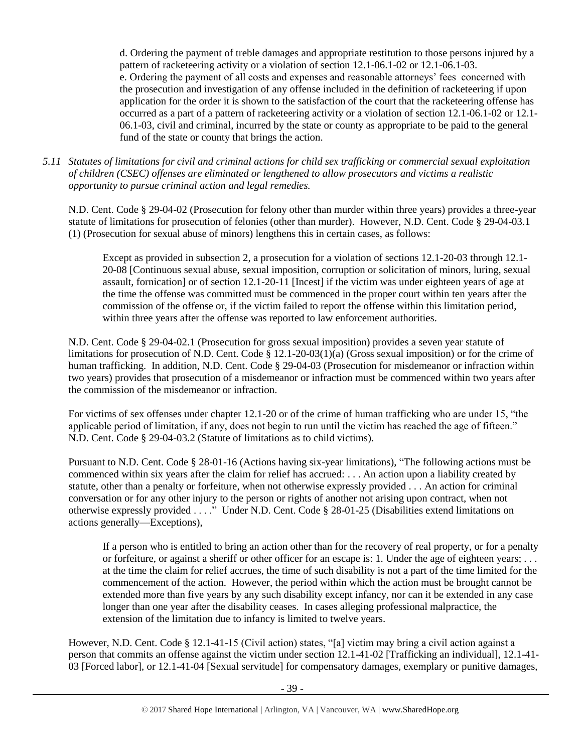d. Ordering the payment of treble damages and appropriate restitution to those persons injured by a pattern of racketeering activity or a violation of section 12.1-06.1-02 or 12.1-06.1-03.

e. Ordering the payment of all costs and expenses and reasonable attorneys' fees concerned with the prosecution and investigation of any offense included in the definition of racketeering if upon application for the order it is shown to the satisfaction of the court that the racketeering offense has occurred as a part of a pattern of racketeering activity or a violation of section 12.1-06.1-02 or 12.1-06.1-03, civil and criminal, incurred by the state or county as appropriate to be paid to the general fund of the state or county that brings the action.

*5.11 Statutes of limitations for civil and criminal actions for child sex trafficking or commercial sexual exploitation of children (CSEC) offenses are eliminated or lengthened to allow prosecutors and victims a realistic opportunity to pursue criminal action and legal remedies.*

N.D. Cent. Code § 29-04-02 (Prosecution for felony other than murder within three years) provides a three-year statute of limitations for prosecution of felonies (other than murder). However, N.D. Cent. Code § 29-04-03.1 (1) (Prosecution for sexual abuse of minors) lengthens this in certain cases, as follows:

> Except as provided in subsection 2, a prosecution for a violation of sections 12.1-20-03 through 12.1-20-08 [Continuous sexual abuse, sexual imposition, corruption or solicitation of minors, luring, sexual assault, fornication] or of section 12.1-20-11 [Incest] if the victim was under eighteen years of age at the time the offense was committed must be commenced in the proper court within ten years after the commission of the offense or, if the victim failed to report the offense within this limitation period, within three years after the offense was reported to law enforcement authorities.

N.D. Cent. Code § 29-04-02.1 (Prosecution for gross sexual imposition) provides a seven year statute of limitations for prosecution of N.D. Cent. Code § 12.1-20-03(1)(a) (Gross sexual imposition) or for the crime of human trafficking. In addition, N.D. Cent. Code § 29-04-03 (Prosecution for misdemeanor or infraction within two years) provides that prosecution of a misdemeanor or infraction must be commenced within two years after the commission of the misdemeanor or infraction.

For victims of sex offenses under chapter 12.1-20 or of the crime of human trafficking who are under 15, "the applicable period of limitation, if any, does not begin to run until the victim has reached the age of fifteen." N.D. Cent. Code § 29-04-03.2 (Statute of limitations as to child victims).

Pursuant to N.D. Cent. Code § 28-01-16 (Actions having six-year limitations), "The following actions must be commenced within six years after the claim for relief has accrued: . . . An action upon a liability created by statute, other than a penalty or forfeiture, when not otherwise expressly provided . . . An action for criminal conversation or for any other injury to the person or rights of another not arising upon contract, when not otherwise expressly provided . . . ." Under N.D. Cent. Code § 28-01-25 (Disabilities extend limitations on actions generally—Exceptions),

> If a person who is entitled to bring an action other than for the recovery of real property, or for a penalty or forfeiture, or against a sheriff or other officer for an escape is: 1. Under the age of eighteen years; . . . at the time the claim for relief accrues, the time of such disability is not a part of the time limited for the commencement of the action. However, the period within which the action must be brought cannot be extended more than five years by any such disability except infancy, nor can it be extended in any case longer than one year after the disability ceases. In cases alleging professional malpractice, the extension of the limitation due to infancy is limited to twelve years.

However, N.D. Cent. Code § 12.1-41-15 (Civil action) states, "[a] victim may bring a civil action against a person that commits an offense against the victim under section 12.1-41-02 [Trafficking an individual], 12.1-41-03 [Forced labor], or 12.1-41-04 [Sexual servitude] for compensatory damages, exemplary or punitive damages,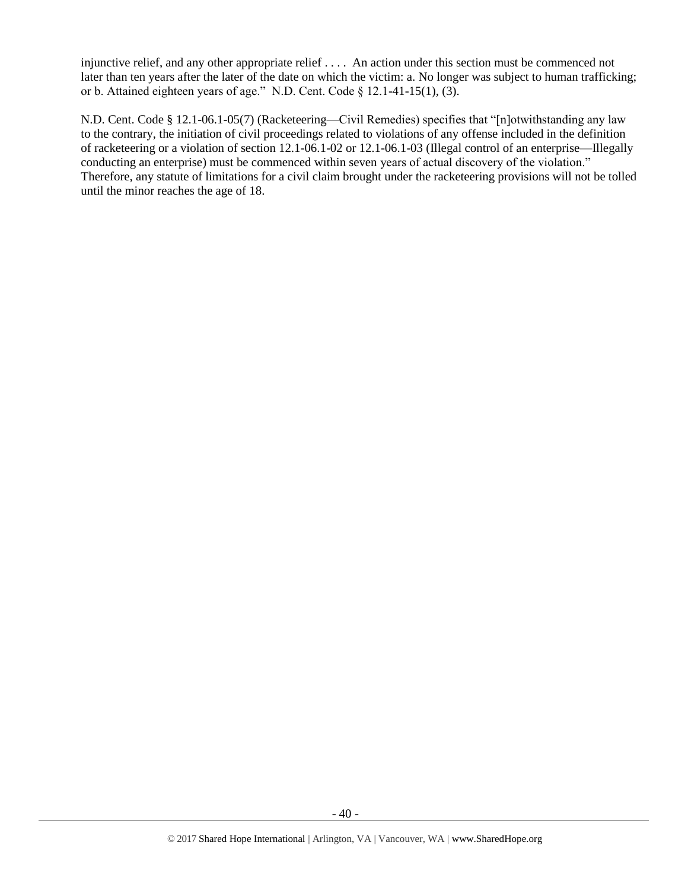injunctive relief, and any other appropriate relief . . . . An action under this section must be commenced not later than ten years after the later of the date on which the victim: a. No longer was subject to human trafficking; or b. Attained eighteen years of age." N.D. Cent. Code § 12.1-41-15(1), (3).

N.D. Cent. Code § 12.1-06.1-05(7) (Racketeering—Civil Remedies) specifies that "[n]otwithstanding any law to the contrary, the initiation of civil proceedings related to violations of any offense included in the definition of racketeering or a violation of section 12.1-06.1-02 or 12.1-06.1-03 (Illegal control of an enterprise—Illegally conducting an enterprise) must be commenced within seven years of actual discovery of the violation." Therefore, any statute of limitations for a civil claim brought under the racketeering provisions will not be tolled until the minor reaches the age of 18.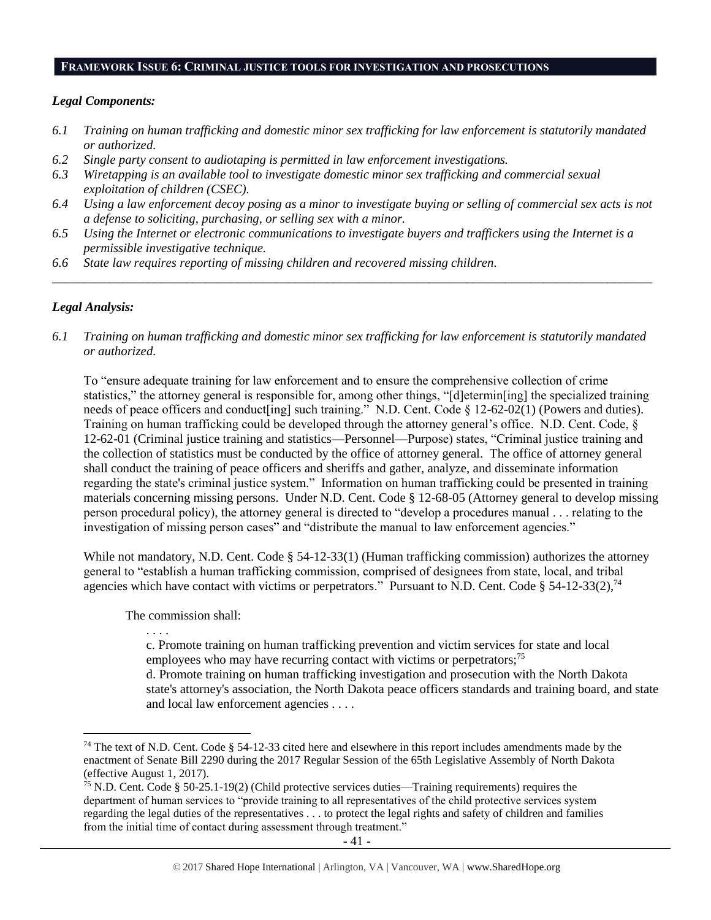## FRAMEWORK ISSUE 6: CRIMINAL JUSTICE TOOLS FOR INVESTIGATION AND PROSECUTIONS

### *Legal Components:*

*6.1 Training on human trafficking and domestic minor sex trafficking for law enforcement is statutorily mandated or authorized.*

*6.2 Single party consent to audiotaping is permitted in law enforcement investigations.*

*6.3 Wiretapping is an available tool to investigate domestic minor sex trafficking and commercial sexual exploitation of children (CSEC).*

*6.4 Using a law enforcement decoy posing as a minor to investigate buying or selling of commercial sex acts is not a defense to soliciting, purchasing, or selling sex with a minor.*

*6.5 Using the Internet or electronic communications to investigate buyers and traffickers using the Internet is a permissible investigative technique.*

*6.6 State law requires reporting of missing children and recovered missing children.*

---

### *Legal Analysis:*

*6.1 Training on human trafficking and domestic minor sex trafficking for law enforcement is statutorily mandated or authorized.*

To "ensure adequate training for law enforcement and to ensure the comprehensive collection of crime statistics," the attorney general is responsible for, among other things, "[d]etermin[ing] the specialized training needs of peace officers and conduct[ing] such training." N.D. Cent. Code § 12-62-02(1) (Powers and duties). Training on human trafficking could be developed through the attorney general's office. N.D. Cent. Code, § 12-62-01 (Criminal justice training and statistics—Personnel—Purpose) states, "Criminal justice training and the collection of statistics must be conducted by the office of attorney general. The office of attorney general shall conduct the training of peace officers and sheriffs and gather, analyze, and disseminate information regarding the state's criminal justice system." Information on human trafficking could be presented in training materials concerning missing persons. Under N.D. Cent. Code § 12-68-05 (Attorney general to develop missing person procedural policy), the attorney general is directed to "develop a procedures manual . . . relating to the investigation of missing person cases" and "distribute the manual to law enforcement agencies."

While not mandatory, N.D. Cent. Code § 54-12-33(1) (Human trafficking commission) authorizes the attorney general to "establish a human trafficking commission, comprised of designees from state, local, and tribal agencies which have contact with victims or perpetrators." Pursuant to N.D. Cent. Code § 54-12-33(2),[74]

> The commission shall:
>
> . . . .
>
> c. Promote training on human trafficking prevention and victim services for state and local employees who may have recurring contact with victims or perpetrators;[75]
>
> d. Promote training on human trafficking investigation and prosecution with the North Dakota state's attorney's association, the North Dakota peace officers standards and training board, and state and local law enforcement agencies . . . .

---

[74] The text of N.D. Cent. Code § 54-12-33 cited here and elsewhere in this report includes amendments made by the enactment of Senate Bill 2290 during the 2017 Regular Session of the 65th Legislative Assembly of North Dakota (effective August 1, 2017).

[75] N.D. Cent. Code § 50-25.1-19(2) (Child protective services duties—Training requirements) requires the department of human services to "provide training to all representatives of the child protective services system regarding the legal duties of the representatives . . . to protect the legal rights and safety of children and families from the initial time of contact during assessment through treatment."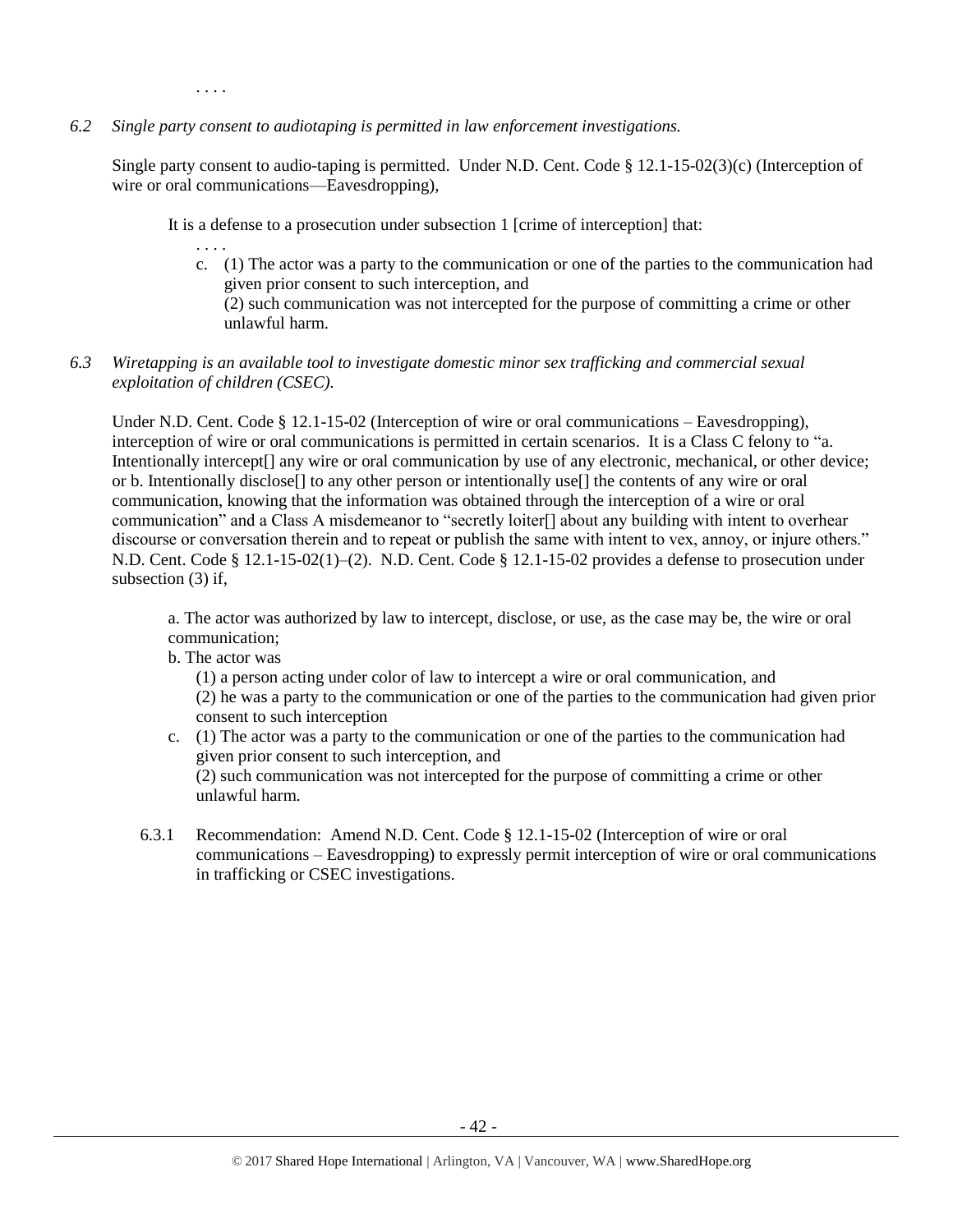. . . .

*6.2 Single party consent to audiotaping is permitted in law enforcement investigations.*

Single party consent to audio-taping is permitted. Under N.D. Cent. Code § 12.1-15-02(3)(c) (Interception of wire or oral communications—Eavesdropping),

> It is a defense to a prosecution under subsection 1 [crime of interception] that:
>
> . . . .
>
> c. (1) The actor was a party to the communication or one of the parties to the communication had given prior consent to such interception, and
> (2) such communication was not intercepted for the purpose of committing a crime or other unlawful harm.

*6.3 Wiretapping is an available tool to investigate domestic minor sex trafficking and commercial sexual exploitation of children (CSEC).*

Under N.D. Cent. Code § 12.1-15-02 (Interception of wire or oral communications – Eavesdropping), interception of wire or oral communications is permitted in certain scenarios. It is a Class C felony to "a. Intentionally intercept[] any wire or oral communication by use of any electronic, mechanical, or other device; or b. Intentionally disclose[] to any other person or intentionally use[] the contents of any wire or oral communication, knowing that the information was obtained through the interception of a wire or oral communication" and a Class A misdemeanor to "secretly loiter[] about any building with intent to overhear discourse or conversation therein and to repeat or publish the same with intent to vex, annoy, or injure others." N.D. Cent. Code § 12.1-15-02(1)–(2). N.D. Cent. Code § 12.1-15-02 provides a defense to prosecution under subsection (3) if,

> a. The actor was authorized by law to intercept, disclose, or use, as the case may be, the wire or oral communication;
>
> b. The actor was
> (1) a person acting under color of law to intercept a wire or oral communication, and
> (2) he was a party to the communication or one of the parties to the communication had given prior consent to such interception
>
> c. (1) The actor was a party to the communication or one of the parties to the communication had given prior consent to such interception, and
> (2) such communication was not intercepted for the purpose of committing a crime or other unlawful harm.

6.3.1 Recommendation: Amend N.D. Cent. Code § 12.1-15-02 (Interception of wire or oral communications – Eavesdropping) to expressly permit interception of wire or oral communications in trafficking or CSEC investigations.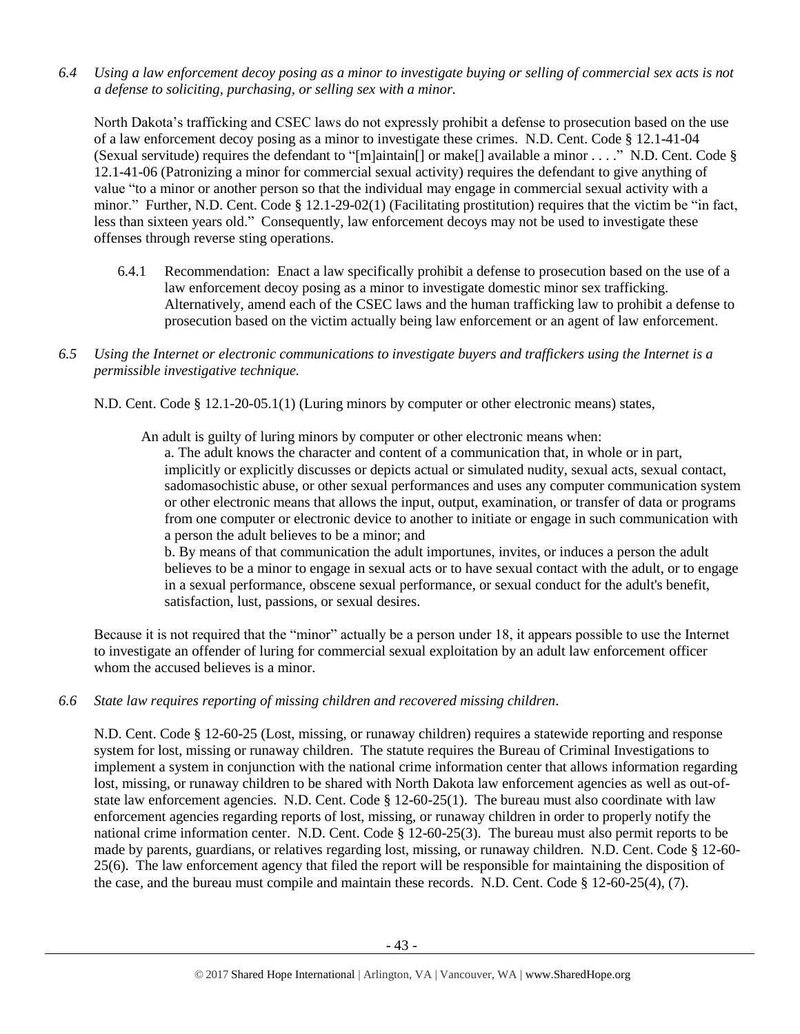*6.4 Using a law enforcement decoy posing as a minor to investigate buying or selling of commercial sex acts is not a defense to soliciting, purchasing, or selling sex with a minor.*

North Dakota's trafficking and CSEC laws do not expressly prohibit a defense to prosecution based on the use of a law enforcement decoy posing as a minor to investigate these crimes. N.D. Cent. Code § 12.1-41-04 (Sexual servitude) requires the defendant to "[m]aintain[] or make[] available a minor . . . ." N.D. Cent. Code § 12.1-41-06 (Patronizing a minor for commercial sexual activity) requires the defendant to give anything of value "to a minor or another person so that the individual may engage in commercial sexual activity with a minor." Further, N.D. Cent. Code § 12.1-29-02(1) (Facilitating prostitution) requires that the victim be "in fact, less than sixteen years old." Consequently, law enforcement decoys may not be used to investigate these offenses through reverse sting operations.

6.4.1 Recommendation: Enact a law specifically prohibit a defense to prosecution based on the use of a law enforcement decoy posing as a minor to investigate domestic minor sex trafficking. Alternatively, amend each of the CSEC laws and the human trafficking law to prohibit a defense to prosecution based on the victim actually being law enforcement or an agent of law enforcement.

*6.5 Using the Internet or electronic communications to investigate buyers and traffickers using the Internet is a permissible investigative technique.*

N.D. Cent. Code § 12.1-20-05.1(1) (Luring minors by computer or other electronic means) states,

> An adult is guilty of luring minors by computer or other electronic means when:
>
> a. The adult knows the character and content of a communication that, in whole or in part, implicitly or explicitly discusses or depicts actual or simulated nudity, sexual acts, sexual contact, sadomasochistic abuse, or other sexual performances and uses any computer communication system or other electronic means that allows the input, output, examination, or transfer of data or programs from one computer or electronic device to another to initiate or engage in such communication with a person the adult believes to be a minor; and
>
> b. By means of that communication the adult importunes, invites, or induces a person the adult believes to be a minor to engage in sexual acts or to have sexual contact with the adult, or to engage in a sexual performance, obscene sexual performance, or sexual conduct for the adult's benefit, satisfaction, lust, passions, or sexual desires.

Because it is not required that the "minor" actually be a person under 18, it appears possible to use the Internet to investigate an offender of luring for commercial sexual exploitation by an adult law enforcement officer whom the accused believes is a minor.

*6.6 State law requires reporting of missing children and recovered missing children.*

N.D. Cent. Code § 12-60-25 (Lost, missing, or runaway children) requires a statewide reporting and response system for lost, missing or runaway children. The statute requires the Bureau of Criminal Investigations to implement a system in conjunction with the national crime information center that allows information regarding lost, missing, or runaway children to be shared with North Dakota law enforcement agencies as well as out-of-state law enforcement agencies. N.D. Cent. Code § 12-60-25(1). The bureau must also coordinate with law enforcement agencies regarding reports of lost, missing, or runaway children in order to properly notify the national crime information center. N.D. Cent. Code § 12-60-25(3). The bureau must also permit reports to be made by parents, guardians, or relatives regarding lost, missing, or runaway children. N.D. Cent. Code § 12-60-25(6). The law enforcement agency that filed the report will be responsible for maintaining the disposition of the case, and the bureau must compile and maintain these records. N.D. Cent. Code § 12-60-25(4), (7).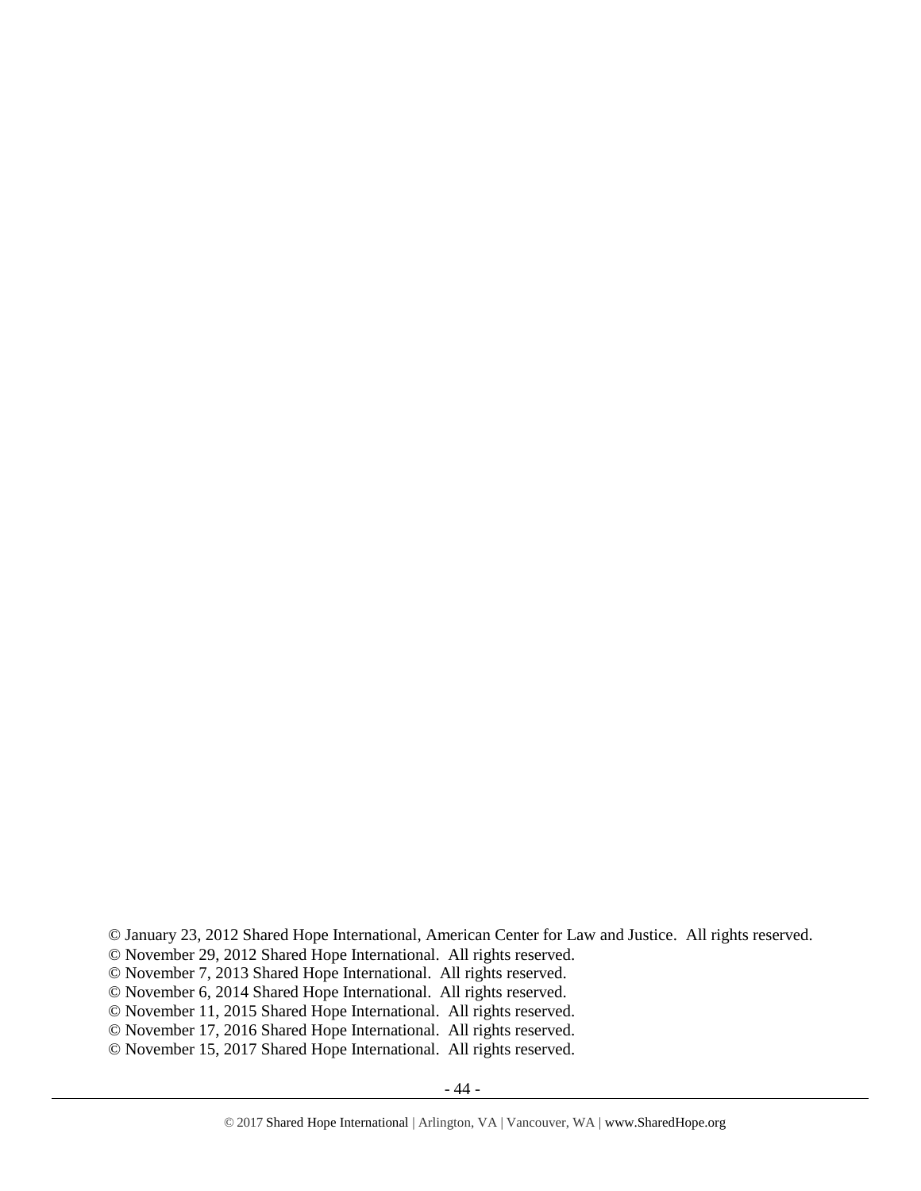© January 23, 2012 Shared Hope International, American Center for Law and Justice. All rights reserved.
© November 29, 2012 Shared Hope International. All rights reserved.
© November 7, 2013 Shared Hope International. All rights reserved.
© November 6, 2014 Shared Hope International. All rights reserved.
© November 11, 2015 Shared Hope International. All rights reserved.
© November 17, 2016 Shared Hope International. All rights reserved.
© November 15, 2017 Shared Hope International. All rights reserved.